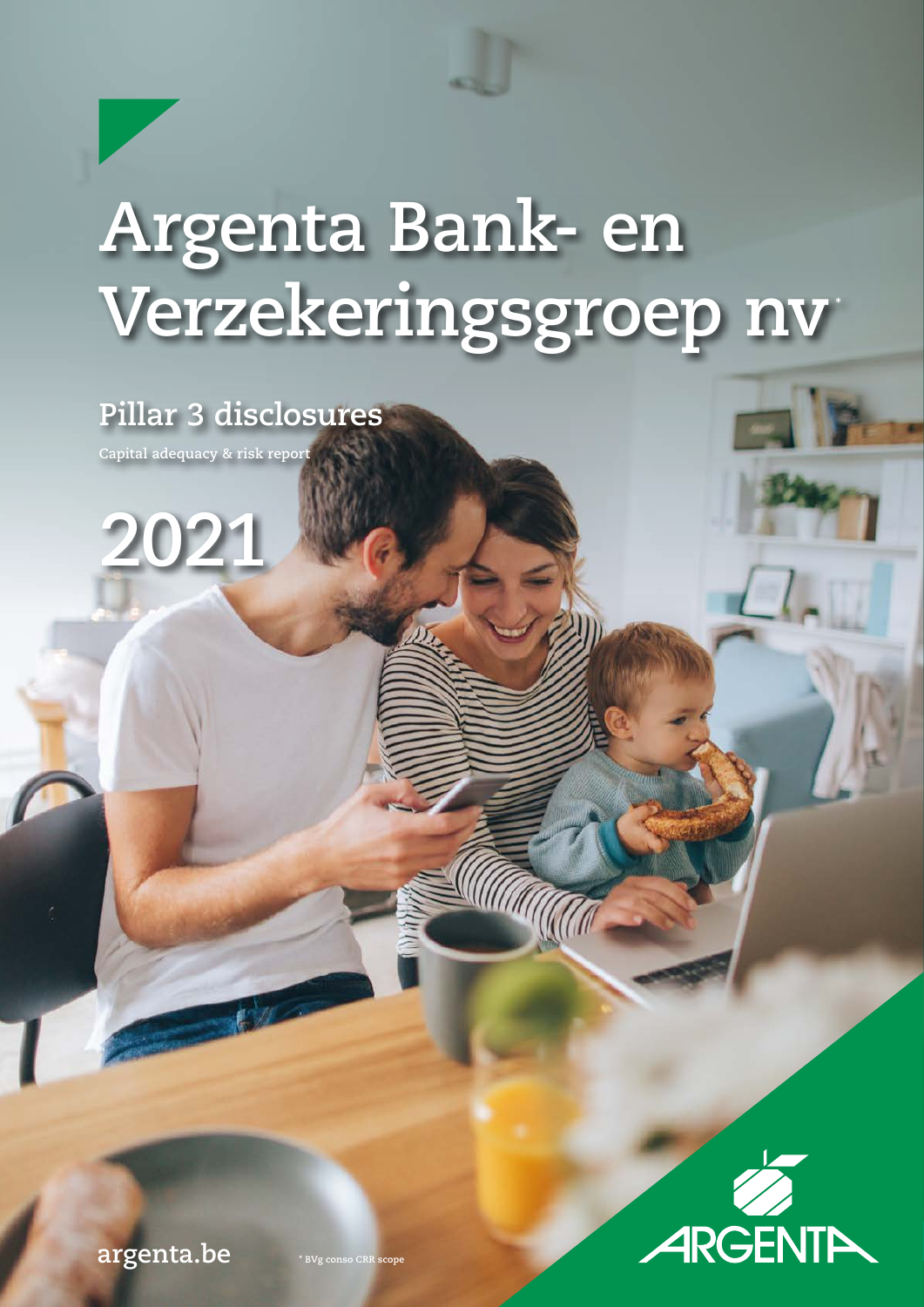# Argenta Bank- en Verzekeringsgroep nv*

## Pillar 3 disclosures

Capital adequacy & risk report

2021

argenta.be

* BVg conso CRR scope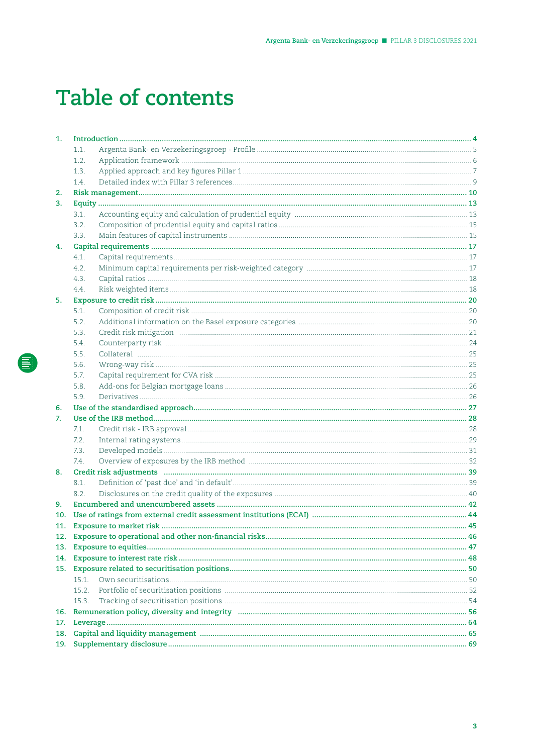# Table of contents

1. **Introduction** ... 4
    - 1.1. Argenta Bank- en Verzekeringsgroep - Profile ... 5
    - 1.2. Application framework ... 6
    - 1.3. Applied approach and key figures Pillar 1 ... 7
    - 1.4. Detailed index with Pillar 3 references ... 9
2. **Risk management** ... 10
3. **Equity** ... 13
    - 3.1. Accounting equity and calculation of prudential equity ... 13
    - 3.2. Composition of prudential equity and capital ratios ... 15
    - 3.3. Main features of capital instruments ... 15
4. **Capital requirements** ... 17
    - 4.1. Capital requirements ... 17
    - 4.2. Minimum capital requirements per risk-weighted category ... 17
    - 4.3. Capital ratios ... 18
    - 4.4. Risk weighted items ... 18
5. **Exposure to credit risk** ... 20
    - 5.1. Composition of credit risk ... 20
    - 5.2. Additional information on the Basel exposure categories ... 20
    - 5.3. Credit risk mitigation ... 21
    - 5.4. Counterparty risk ... 24
    - 5.5. Collateral ... 25
    - 5.6. Wrong-way risk ... 25
    - 5.7. Capital requirement for CVA risk ... 25
    - 5.8. Add-ons for Belgian mortgage loans ... 26
    - 5.9. Derivatives ... 26
6. **Use of the standardised approach** ... 27
7. **Use of the IRB method** ... 28
    - 7.1. Credit risk - IRB approval ... 28
    - 7.2. Internal rating systems ... 29
    - 7.3. Developed models ... 31
    - 7.4. Overview of exposures by the IRB method ... 32
8. **Credit risk adjustments** ... 39
    - 8.1. Definition of 'past due' and 'in default' ... 39
    - 8.2. Disclosures on the credit quality of the exposures ... 40
9. **Encumbered and unencumbered assets** ... 42
10. **Use of ratings from external credit assessment institutions (ECAI)** ... 44
11. **Exposure to market risk** ... 45
12. **Exposure to operational and other non-financial risks** ... 46
13. **Exposure to equities** ... 47
14. **Exposure to interest rate risk** ... 48
15. **Exposure related to securitisation positions** ... 50
    - 15.1. Own securitisations ... 50
    - 15.2. Portfolio of securitisation positions ... 52
    - 15.3. Tracking of securitisation positions ... 54
16. **Remuneration policy, diversity and integrity** ... 56
17. **Leverage** ... 64
18. **Capital and liquidity management** ... 65
19. **Supplementary disclosure** ... 69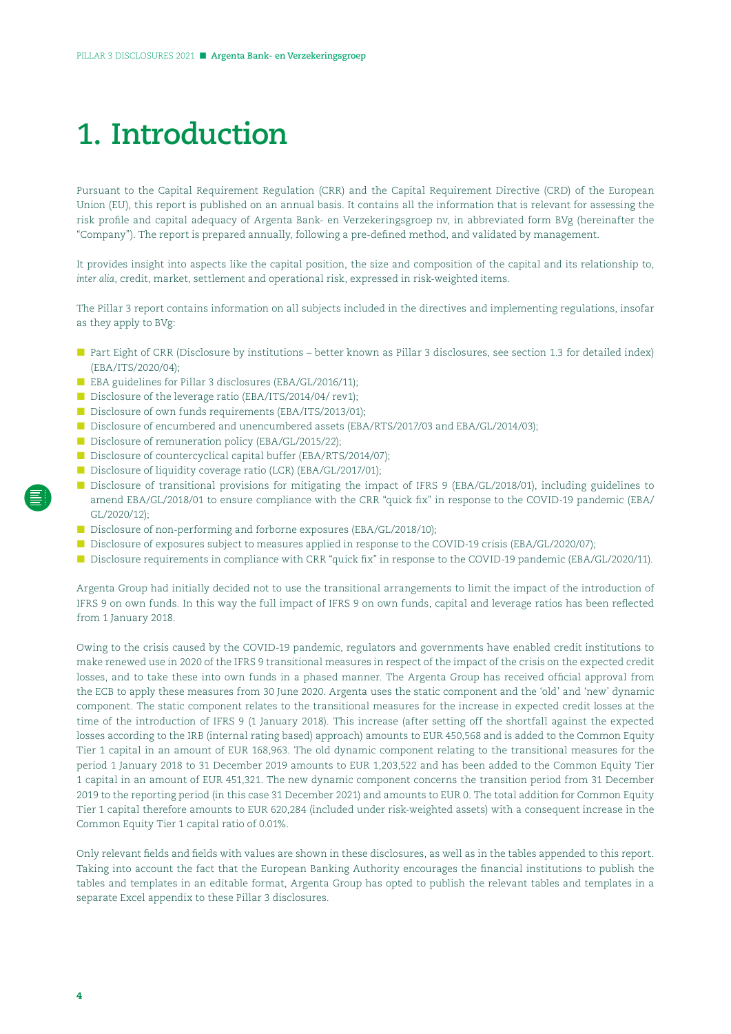# 1. Introduction

Pursuant to the Capital Requirement Regulation (CRR) and the Capital Requirement Directive (CRD) of the European Union (EU), this report is published on an annual basis. It contains all the information that is relevant for assessing the risk profile and capital adequacy of Argenta Bank- en Verzekeringsgroep nv, in abbreviated form BVg (hereinafter the "Company"). The report is prepared annually, following a pre-defined method, and validated by management.

It provides insight into aspects like the capital position, the size and composition of the capital and its relationship to, *inter alia*, credit, market, settlement and operational risk, expressed in risk-weighted items.

The Pillar 3 report contains information on all subjects included in the directives and implementing regulations, insofar as they apply to BVg:

- Part Eight of CRR (Disclosure by institutions – better known as Pillar 3 disclosures, see section 1.3 for detailed index) (EBA/ITS/2020/04);
- EBA guidelines for Pillar 3 disclosures (EBA/GL/2016/11);
- Disclosure of the leverage ratio (EBA/ITS/2014/04/ rev1);
- Disclosure of own funds requirements (EBA/ITS/2013/01);
- Disclosure of encumbered and unencumbered assets (EBA/RTS/2017/03 and EBA/GL/2014/03);
- Disclosure of remuneration policy (EBA/GL/2015/22);
- Disclosure of countercyclical capital buffer (EBA/RTS/2014/07);
- Disclosure of liquidity coverage ratio (LCR) (EBA/GL/2017/01);
- Disclosure of transitional provisions for mitigating the impact of IFRS 9 (EBA/GL/2018/01), including guidelines to amend EBA/GL/2018/01 to ensure compliance with the CRR "quick fix" in response to the COVID-19 pandemic (EBA/GL/2020/12);
- Disclosure of non-performing and forborne exposures (EBA/GL/2018/10);
- Disclosure of exposures subject to measures applied in response to the COVID-19 crisis (EBA/GL/2020/07);
- Disclosure requirements in compliance with CRR "quick fix" in response to the COVID-19 pandemic (EBA/GL/2020/11).

Argenta Group had initially decided not to use the transitional arrangements to limit the impact of the introduction of IFRS 9 on own funds. In this way the full impact of IFRS 9 on own funds, capital and leverage ratios has been reflected from 1 January 2018.

Owing to the crisis caused by the COVID-19 pandemic, regulators and governments have enabled credit institutions to make renewed use in 2020 of the IFRS 9 transitional measures in respect of the impact of the crisis on the expected credit losses, and to take these into own funds in a phased manner. The Argenta Group has received official approval from the ECB to apply these measures from 30 June 2020. Argenta uses the static component and the 'old' and 'new' dynamic component. The static component relates to the transitional measures for the increase in expected credit losses at the time of the introduction of IFRS 9 (1 January 2018). This increase (after setting off the shortfall against the expected losses according to the IRB (internal rating based) approach) amounts to EUR 450,568 and is added to the Common Equity Tier 1 capital in an amount of EUR 168,963. The old dynamic component relating to the transitional measures for the period 1 January 2018 to 31 December 2019 amounts to EUR 1,203,522 and has been added to the Common Equity Tier 1 capital in an amount of EUR 451,321. The new dynamic component concerns the transition period from 31 December 2019 to the reporting period (in this case 31 December 2021) and amounts to EUR 0. The total addition for Common Equity Tier 1 capital therefore amounts to EUR 620,284 (included under risk-weighted assets) with a consequent increase in the Common Equity Tier 1 capital ratio of 0.01%.

Only relevant fields and fields with values are shown in these disclosures, as well as in the tables appended to this report. Taking into account the fact that the European Banking Authority encourages the financial institutions to publish the tables and templates in an editable format, Argenta Group has opted to publish the relevant tables and templates in a separate Excel appendix to these Pillar 3 disclosures.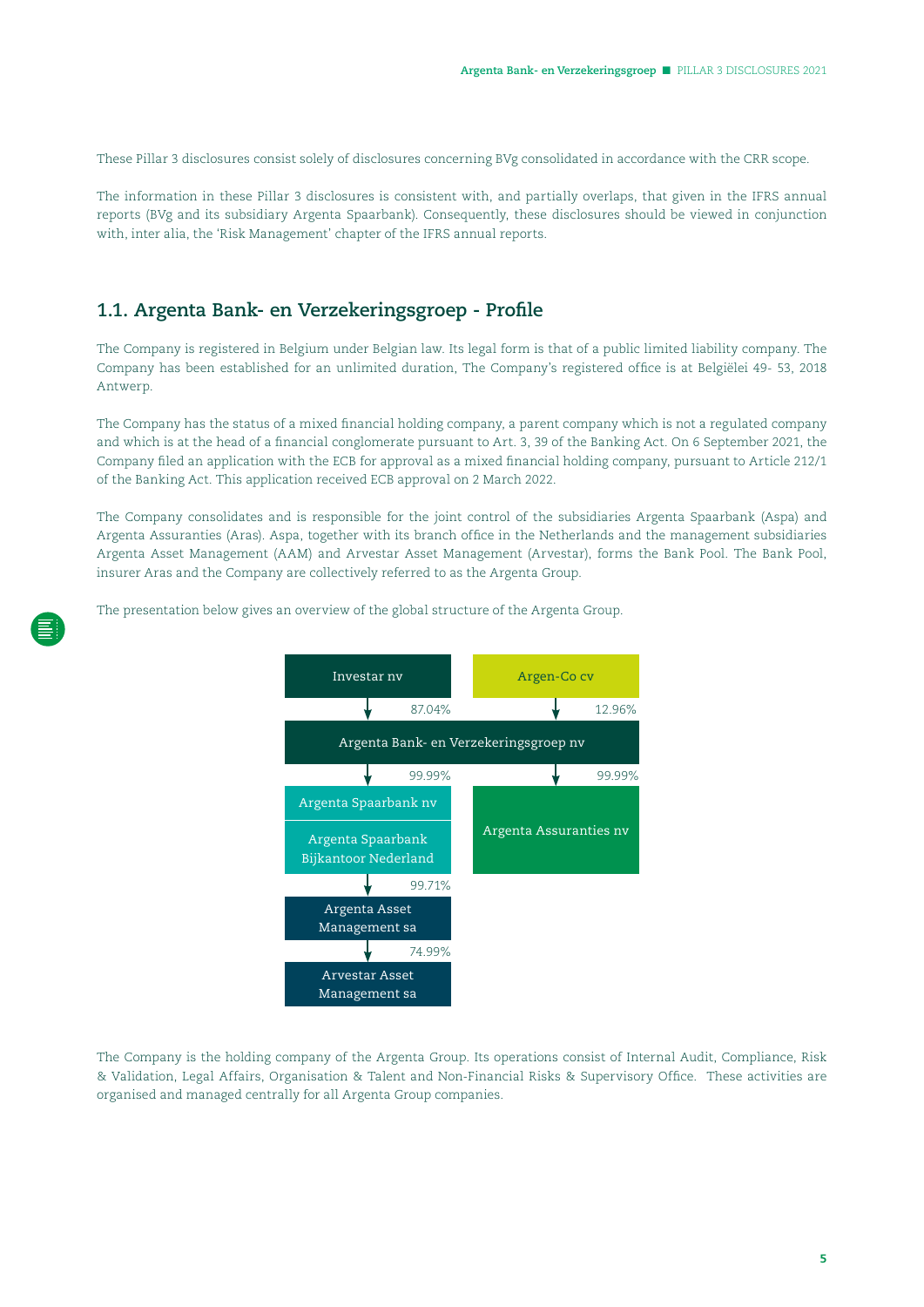These Pillar 3 disclosures consist solely of disclosures concerning BVg consolidated in accordance with the CRR scope.

The information in these Pillar 3 disclosures is consistent with, and partially overlaps, that given in the IFRS annual reports (BVg and its subsidiary Argenta Spaarbank). Consequently, these disclosures should be viewed in conjunction with, inter alia, the 'Risk Management' chapter of the IFRS annual reports.

## 1.1. Argenta Bank- en Verzekeringsgroep - Profile

The Company is registered in Belgium under Belgian law. Its legal form is that of a public limited liability company. The Company has been established for an unlimited duration, The Company's registered office is at Belgiëlei 49- 53, 2018 Antwerp.

The Company has the status of a mixed financial holding company, a parent company which is not a regulated company and which is at the head of a financial conglomerate pursuant to Art. 3, 39 of the Banking Act. On 6 September 2021, the Company filed an application with the ECB for approval as a mixed financial holding company, pursuant to Article 212/1 of the Banking Act. This application received ECB approval on 2 March 2022.

The Company consolidates and is responsible for the joint control of the subsidiaries Argenta Spaarbank (Aspa) and Argenta Assuranties (Aras). Aspa, together with its branch office in the Netherlands and the management subsidiaries Argenta Asset Management (AAM) and Arvestar Asset Management (Arvestar), forms the Bank Pool. The Bank Pool, insurer Aras and the Company are collectively referred to as the Argenta Group.

The presentation below gives an overview of the global structure of the Argenta Group.

Investar nv — 87.04% → Argenta Bank- en Verzekeringsgroep nv
Argen-Co cv — 12.96% → Argenta Bank- en Verzekeringsgroep nv

Argenta Bank- en Verzekeringsgroep nv — 99.99% → Argenta Spaarbank nv / Argenta Spaarbank Bijkantoor Nederland
Argenta Bank- en Verzekeringsgroep nv — 99.99% → Argenta Assuranties nv

Argenta Spaarbank nv — 99.71% → Argenta Asset Management sa
Argenta Asset Management sa — 74.99% → Arvestar Asset Management sa

The Company is the holding company of the Argenta Group. Its operations consist of Internal Audit, Compliance, Risk & Validation, Legal Affairs, Organisation & Talent and Non-Financial Risks & Supervisory Office. These activities are organised and managed centrally for all Argenta Group companies.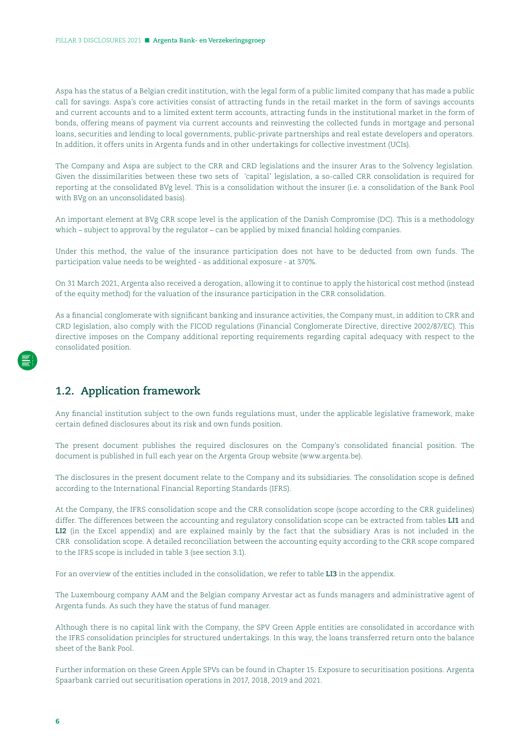Aspa has the status of a Belgian credit institution, with the legal form of a public limited company that has made a public call for savings. Aspa's core activities consist of attracting funds in the retail market in the form of savings accounts and current accounts and to a limited extent term accounts, attracting funds in the institutional market in the form of bonds, offering means of payment via current accounts and reinvesting the collected funds in mortgage and personal loans, securities and lending to local governments, public-private partnerships and real estate developers and operators. In addition, it offers units in Argenta funds and in other undertakings for collective investment (UCIs).

The Company and Aspa are subject to the CRR and CRD legislations and the insurer Aras to the Solvency legislation. Given the dissimilarities between these two sets of 'capital' legislation, a so-called CRR consolidation is required for reporting at the consolidated BVg level. This is a consolidation without the insurer (i.e. a consolidation of the Bank Pool with BVg on an unconsolidated basis).

An important element at BVg CRR scope level is the application of the Danish Compromise (DC). This is a methodology which – subject to approval by the regulator – can be applied by mixed financial holding companies.

Under this method, the value of the insurance participation does not have to be deducted from own funds. The participation value needs to be weighted - as additional exposure - at 370%.

On 31 March 2021, Argenta also received a derogation, allowing it to continue to apply the historical cost method (instead of the equity method) for the valuation of the insurance participation in the CRR consolidation.

As a financial conglomerate with significant banking and insurance activities, the Company must, in addition to CRR and CRD legislation, also comply with the FICOD regulations (Financial Conglomerate Directive, directive 2002/87/EC). This directive imposes on the Company additional reporting requirements regarding capital adequacy with respect to the consolidated position.

## 1.2. Application framework

Any financial institution subject to the own funds regulations must, under the applicable legislative framework, make certain defined disclosures about its risk and own funds position.

The present document publishes the required disclosures on the Company's consolidated financial position. The document is published in full each year on the Argenta Group website (www.argenta.be).

The disclosures in the present document relate to the Company and its subsidiaries. The consolidation scope is defined according to the International Financial Reporting Standards (IFRS).

At the Company, the IFRS consolidation scope and the CRR consolidation scope (scope according to the CRR guidelines) differ. The differences between the accounting and regulatory consolidation scope can be extracted from tables **LI1** and **LI2** (in the Excel appendix) and are explained mainly by the fact that the subsidiary Aras is not included in the CRR consolidation scope. A detailed reconciliation between the accounting equity according to the CRR scope compared to the IFRS scope is included in table 3 (see section 3.1).

For an overview of the entities included in the consolidation, we refer to table **LI3** in the appendix.

The Luxembourg company AAM and the Belgian company Arvestar act as funds managers and administrative agent of Argenta funds. As such they have the status of fund manager.

Although there is no capital link with the Company, the SPV Green Apple entities are consolidated in accordance with the IFRS consolidation principles for structured undertakings. In this way, the loans transferred return onto the balance sheet of the Bank Pool.

Further information on these Green Apple SPVs can be found in Chapter 15. Exposure to securitisation positions. Argenta Spaarbank carried out securitisation operations in 2017, 2018, 2019 and 2021.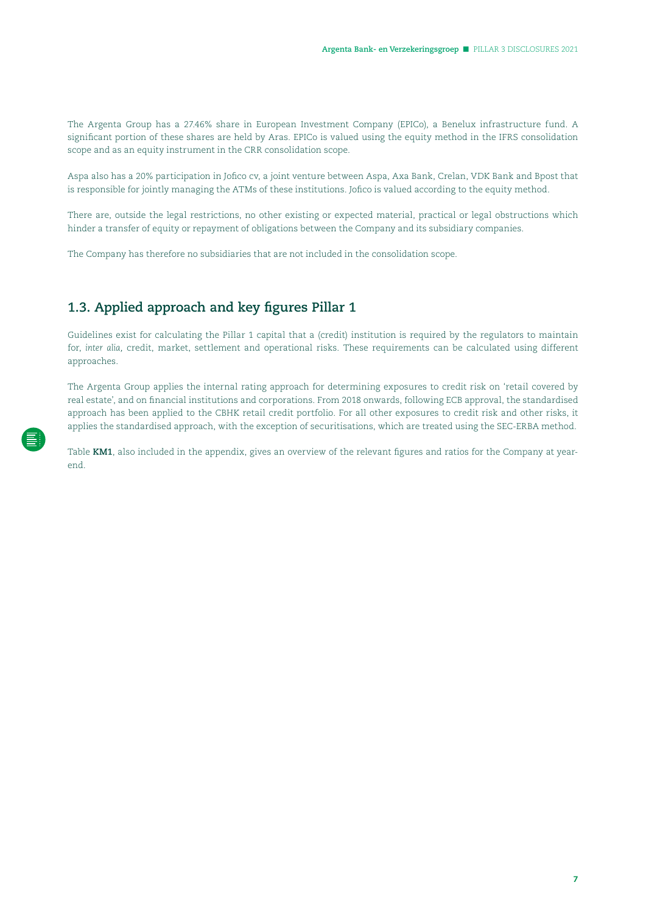The Argenta Group has a 27.46% share in European Investment Company (EPICo), a Benelux infrastructure fund. A significant portion of these shares are held by Aras. EPICo is valued using the equity method in the IFRS consolidation scope and as an equity instrument in the CRR consolidation scope.

Aspa also has a 20% participation in Jofico cv, a joint venture between Aspa, Axa Bank, Crelan, VDK Bank and Bpost that is responsible for jointly managing the ATMs of these institutions. Jofico is valued according to the equity method.

There are, outside the legal restrictions, no other existing or expected material, practical or legal obstructions which hinder a transfer of equity or repayment of obligations between the Company and its subsidiary companies.

The Company has therefore no subsidiaries that are not included in the consolidation scope.

## 1.3. Applied approach and key figures Pillar 1

Guidelines exist for calculating the Pillar 1 capital that a (credit) institution is required by the regulators to maintain for, *inter alia*, credit, market, settlement and operational risks. These requirements can be calculated using different approaches.

The Argenta Group applies the internal rating approach for determining exposures to credit risk on 'retail covered by real estate', and on financial institutions and corporations. From 2018 onwards, following ECB approval, the standardised approach has been applied to the CBHK retail credit portfolio. For all other exposures to credit risk and other risks, it applies the standardised approach, with the exception of securitisations, which are treated using the SEC-ERBA method.

Table **KM1**, also included in the appendix, gives an overview of the relevant figures and ratios for the Company at year-end.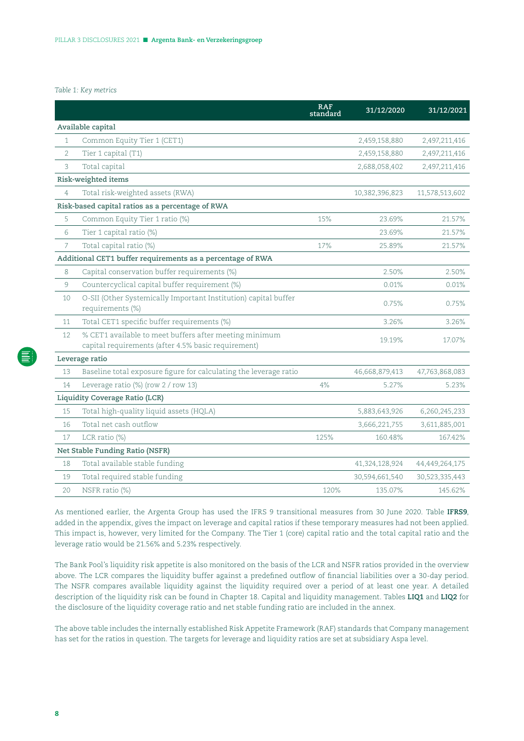*Table 1: Key metrics*

| | | RAF standard | 31/12/2020 | 31/12/2021 |
|---|---|---|---|---|
| **Available capital** | | | | |
| 1 | Common Equity Tier 1 (CET1) | | 2,459,158,880 | 2,497,211,416 |
| 2 | Tier 1 capital (T1) | | 2,459,158,880 | 2,497,211,416 |
| 3 | Total capital | | 2,688,058,402 | 2,497,211,416 |
| **Risk-weighted items** | | | | |
| 4 | Total risk-weighted assets (RWA) | | 10,382,396,823 | 11,578,513,602 |
| **Risk-based capital ratios as a percentage of RWA** | | | | |
| 5 | Common Equity Tier 1 ratio (%) | 15% | 23.69% | 21.57% |
| 6 | Tier 1 capital ratio (%) | | 23.69% | 21.57% |
| 7 | Total capital ratio (%) | 17% | 25.89% | 21.57% |
| **Additional CET1 buffer requirements as a percentage of RWA** | | | | |
| 8 | Capital conservation buffer requirements (%) | | 2.50% | 2.50% |
| 9 | Countercyclical capital buffer requirement (%) | | 0.01% | 0.01% |
| 10 | O-SII (Other Systemically Important Institution) capital buffer requirements (%) | | 0.75% | 0.75% |
| 11 | Total CET1 specific buffer requirements (%) | | 3.26% | 3.26% |
| 12 | % CET1 available to meet buffers after meeting minimum capital requirements (after 4.5% basic requirement) | | 19.19% | 17.07% |
| **Leverage ratio** | | | | |
| 13 | Baseline total exposure figure for calculating the leverage ratio | | 46,668,879,413 | 47,763,868,083 |
| 14 | Leverage ratio (%) (row 2 / row 13) | 4% | 5.27% | 5.23% |
| **Liquidity Coverage Ratio (LCR)** | | | | |
| 15 | Total high-quality liquid assets (HQLA) | | 5,883,643,926 | 6,260,245,233 |
| 16 | Total net cash outflow | | 3,666,221,755 | 3,611,885,001 |
| 17 | LCR ratio (%) | 125% | 160.48% | 167.42% |
| **Net Stable Funding Ratio (NSFR)** | | | | |
| 18 | Total available stable funding | | 41,324,128,924 | 44,449,264,175 |
| 19 | Total required stable funding | | 30,594,661,540 | 30,523,335,443 |
| 20 | NSFR ratio (%) | 120% | 135.07% | 145.62% |

As mentioned earlier, the Argenta Group has used the IFRS 9 transitional measures from 30 June 2020. Table **IFRS9**, added in the appendix, gives the impact on leverage and capital ratios if these temporary measures had not been applied. This impact is, however, very limited for the Company. The Tier 1 (core) capital ratio and the total capital ratio and the leverage ratio would be 21.56% and 5.23% respectively.

The Bank Pool's liquidity risk appetite is also monitored on the basis of the LCR and NSFR ratios provided in the overview above. The LCR compares the liquidity buffer against a predefined outflow of financial liabilities over a 30-day period. The NSFR compares available liquidity against the liquidity required over a period of at least one year. A detailed description of the liquidity risk can be found in Chapter 18. Capital and liquidity management. Tables **LIQ1** and **LIQ2** for the disclosure of the liquidity coverage ratio and net stable funding ratio are included in the annex.

The above table includes the internally established Risk Appetite Framework (RAF) standards that Company management has set for the ratios in question. The targets for leverage and liquidity ratios are set at subsidiary Aspa level.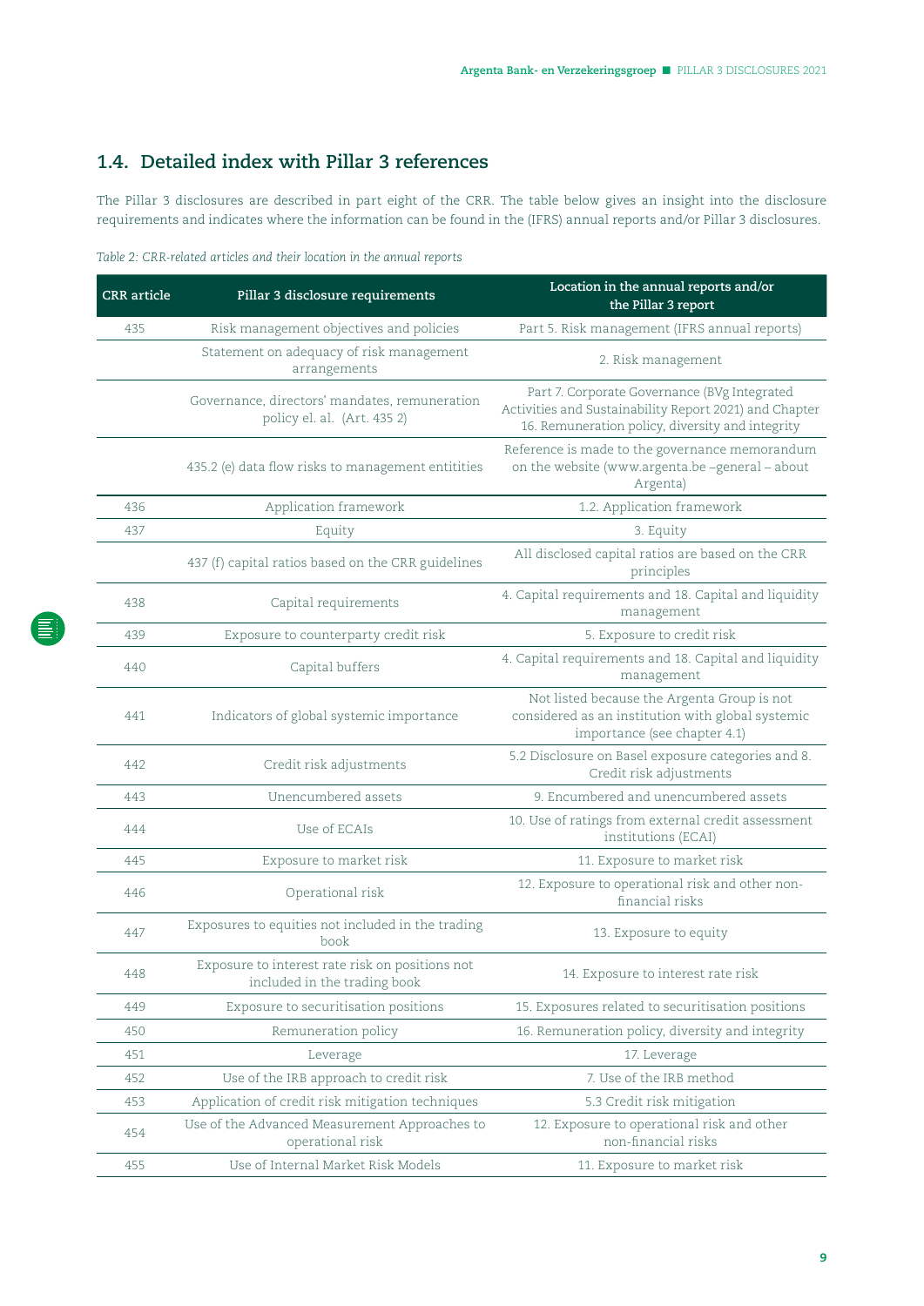## 1.4. Detailed index with Pillar 3 references

The Pillar 3 disclosures are described in part eight of the CRR. The table below gives an insight into the disclosure requirements and indicates where the information can be found in the (IFRS) annual reports and/or Pillar 3 disclosures.

*Table 2: CRR-related articles and their location in the annual reports*

| CRR article | Pillar 3 disclosure requirements | Location in the annual reports and/or the Pillar 3 report |
|---|---|---|
| 435 | Risk management objectives and policies | Part 5. Risk management (IFRS annual reports) |
| | Statement on adequacy of risk management arrangements | 2. Risk management |
| | Governance, directors' mandates, remuneration policy el. al. (Art. 435 2) | Part 7. Corporate Governance (BVg Integrated Activities and Sustainability Report 2021) and Chapter 16. Remuneration policy, diversity and integrity |
| | 435.2 (e) data flow risks to management entitities | Reference is made to the governance memorandum on the website (www.argenta.be –general – about Argenta) |
| 436 | Application framework | 1.2. Application framework |
| 437 | Equity | 3. Equity |
| | 437 (f) capital ratios based on the CRR guidelines | All disclosed capital ratios are based on the CRR principles |
| 438 | Capital requirements | 4. Capital requirements and 18. Capital and liquidity management |
| 439 | Exposure to counterparty credit risk | 5. Exposure to credit risk |
| 440 | Capital buffers | 4. Capital requirements and 18. Capital and liquidity management |
| 441 | Indicators of global systemic importance | Not listed because the Argenta Group is not considered as an institution with global systemic importance (see chapter 4.1) |
| 442 | Credit risk adjustments | 5.2 Disclosure on Basel exposure categories and 8. Credit risk adjustments |
| 443 | Unencumbered assets | 9. Encumbered and unencumbered assets |
| 444 | Use of ECAIs | 10. Use of ratings from external credit assessment institutions (ECAI) |
| 445 | Exposure to market risk | 11. Exposure to market risk |
| 446 | Operational risk | 12. Exposure to operational risk and other non-financial risks |
| 447 | Exposures to equities not included in the trading book | 13. Exposure to equity |
| 448 | Exposure to interest rate risk on positions not included in the trading book | 14. Exposure to interest rate risk |
| 449 | Exposure to securitisation positions | 15. Exposures related to securitisation positions |
| 450 | Remuneration policy | 16. Remuneration policy, diversity and integrity |
| 451 | Leverage | 17. Leverage |
| 452 | Use of the IRB approach to credit risk | 7. Use of the IRB method |
| 453 | Application of credit risk mitigation techniques | 5.3 Credit risk mitigation |
| 454 | Use of the Advanced Measurement Approaches to operational risk | 12. Exposure to operational risk and other non-financial risks |
| 455 | Use of Internal Market Risk Models | 11. Exposure to market risk |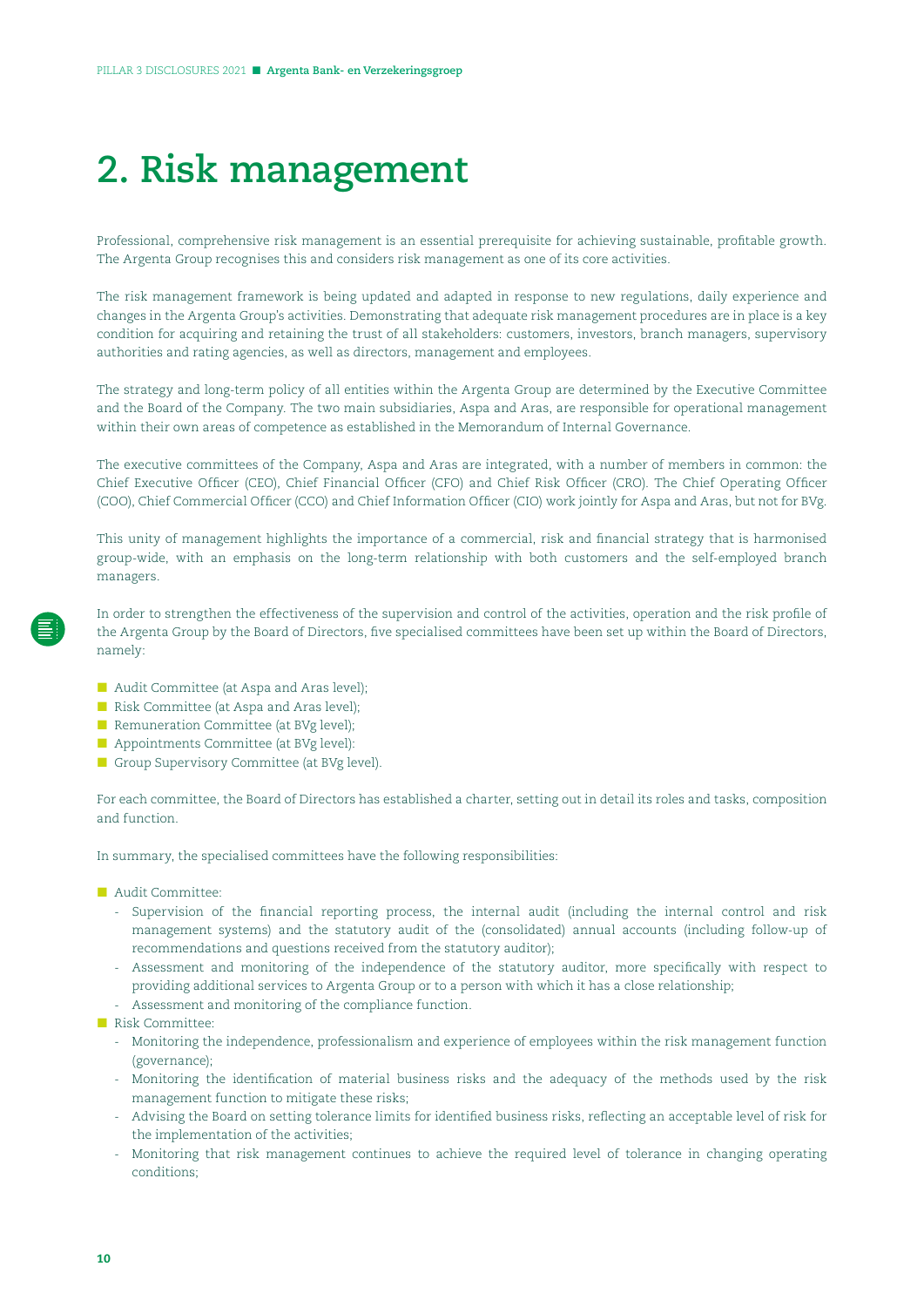# 2. Risk management

Professional, comprehensive risk management is an essential prerequisite for achieving sustainable, profitable growth. The Argenta Group recognises this and considers risk management as one of its core activities.

The risk management framework is being updated and adapted in response to new regulations, daily experience and changes in the Argenta Group's activities. Demonstrating that adequate risk management procedures are in place is a key condition for acquiring and retaining the trust of all stakeholders: customers, investors, branch managers, supervisory authorities and rating agencies, as well as directors, management and employees.

The strategy and long-term policy of all entities within the Argenta Group are determined by the Executive Committee and the Board of the Company. The two main subsidiaries, Aspa and Aras, are responsible for operational management within their own areas of competence as established in the Memorandum of Internal Governance.

The executive committees of the Company, Aspa and Aras are integrated, with a number of members in common: the Chief Executive Officer (CEO), Chief Financial Officer (CFO) and Chief Risk Officer (CRO). The Chief Operating Officer (COO), Chief Commercial Officer (CCO) and Chief Information Officer (CIO) work jointly for Aspa and Aras, but not for BVg.

This unity of management highlights the importance of a commercial, risk and financial strategy that is harmonised group-wide, with an emphasis on the long-term relationship with both customers and the self-employed branch managers.

In order to strengthen the effectiveness of the supervision and control of the activities, operation and the risk profile of the Argenta Group by the Board of Directors, five specialised committees have been set up within the Board of Directors, namely:

- Audit Committee (at Aspa and Aras level);
- Risk Committee (at Aspa and Aras level);
- Remuneration Committee (at BVg level);
- Appointments Committee (at BVg level):
- Group Supervisory Committee (at BVg level).

For each committee, the Board of Directors has established a charter, setting out in detail its roles and tasks, composition and function.

In summary, the specialised committees have the following responsibilities:

- Audit Committee:
  - Supervision of the financial reporting process, the internal audit (including the internal control and risk management systems) and the statutory audit of the (consolidated) annual accounts (including follow-up of recommendations and questions received from the statutory auditor);
  - Assessment and monitoring of the independence of the statutory auditor, more specifically with respect to providing additional services to Argenta Group or to a person with which it has a close relationship;
  - Assessment and monitoring of the compliance function.
- Risk Committee:
  - Monitoring the independence, professionalism and experience of employees within the risk management function (governance);
  - Monitoring the identification of material business risks and the adequacy of the methods used by the risk management function to mitigate these risks;
  - Advising the Board on setting tolerance limits for identified business risks, reflecting an acceptable level of risk for the implementation of the activities;
  - Monitoring that risk management continues to achieve the required level of tolerance in changing operating conditions;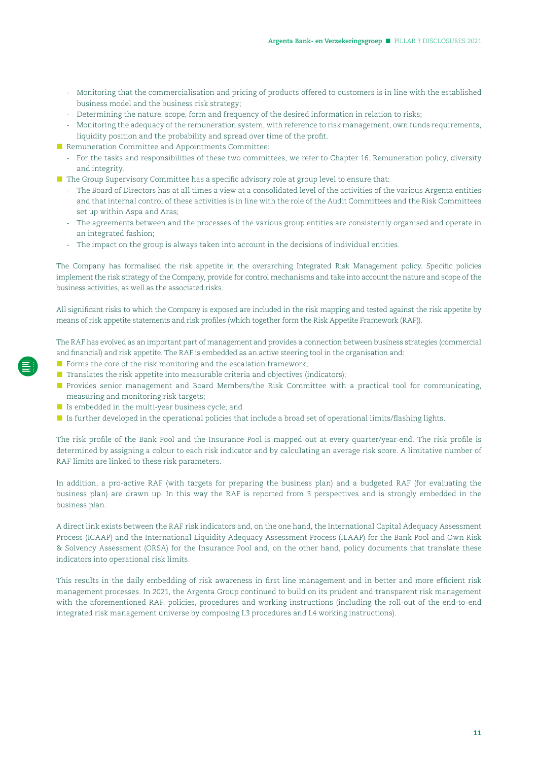- Monitoring that the commercialisation and pricing of products offered to customers is in line with the established business model and the business risk strategy;
  - Determining the nature, scope, form and frequency of the desired information in relation to risks;
  - Monitoring the adequacy of the remuneration system, with reference to risk management, own funds requirements, liquidity position and the probability and spread over time of the profit.
- Remuneration Committee and Appointments Committee:
  - For the tasks and responsibilities of these two committees, we refer to Chapter 16. Remuneration policy, diversity and integrity.
- The Group Supervisory Committee has a specific advisory role at group level to ensure that:
  - The Board of Directors has at all times a view at a consolidated level of the activities of the various Argenta entities and that internal control of these activities is in line with the role of the Audit Committees and the Risk Committees set up within Aspa and Aras;
  - The agreements between and the processes of the various group entities are consistently organised and operate in an integrated fashion;
  - The impact on the group is always taken into account in the decisions of individual entities.

The Company has formalised the risk appetite in the overarching Integrated Risk Management policy. Specific policies implement the risk strategy of the Company, provide for control mechanisms and take into account the nature and scope of the business activities, as well as the associated risks.

All significant risks to which the Company is exposed are included in the risk mapping and tested against the risk appetite by means of risk appetite statements and risk profiles (which together form the Risk Appetite Framework (RAF)).

The RAF has evolved as an important part of management and provides a connection between business strategies (commercial and financial) and risk appetite. The RAF is embedded as an active steering tool in the organisation and:

- Forms the core of the risk monitoring and the escalation framework;
- Translates the risk appetite into measurable criteria and objectives (indicators);
- Provides senior management and Board Members/the Risk Committee with a practical tool for communicating, measuring and monitoring risk targets;
- Is embedded in the multi-year business cycle; and
- Is further developed in the operational policies that include a broad set of operational limits/flashing lights.

The risk profile of the Bank Pool and the Insurance Pool is mapped out at every quarter/year-end. The risk profile is determined by assigning a colour to each risk indicator and by calculating an average risk score. A limitative number of RAF limits are linked to these risk parameters.

In addition, a pro-active RAF (with targets for preparing the business plan) and a budgeted RAF (for evaluating the business plan) are drawn up. In this way the RAF is reported from 3 perspectives and is strongly embedded in the business plan.

A direct link exists between the RAF risk indicators and, on the one hand, the International Capital Adequacy Assessment Process (ICAAP) and the International Liquidity Adequacy Assessment Process (ILAAP) for the Bank Pool and Own Risk & Solvency Assessment (ORSA) for the Insurance Pool and, on the other hand, policy documents that translate these indicators into operational risk limits.

This results in the daily embedding of risk awareness in first line management and in better and more efficient risk management processes. In 2021, the Argenta Group continued to build on its prudent and transparent risk management with the aforementioned RAF, policies, procedures and working instructions (including the roll-out of the end-to-end integrated risk management universe by composing L3 procedures and L4 working instructions).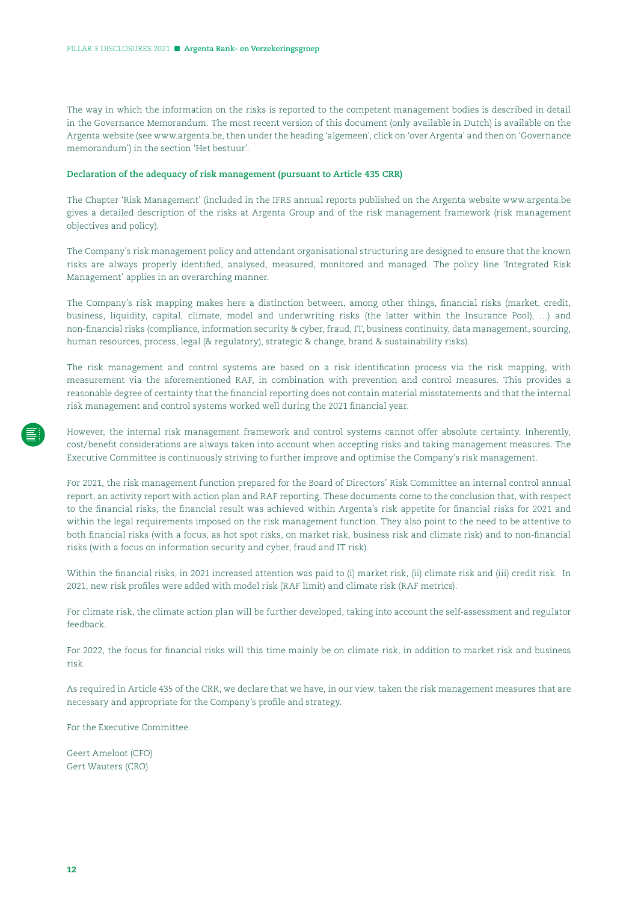The way in which the information on the risks is reported to the competent management bodies is described in detail in the Governance Memorandum. The most recent version of this document (only available in Dutch) is available on the Argenta website (see www.argenta.be, then under the heading 'algemeen', click on 'over Argenta' and then on 'Governance memorandum') in the section 'Het bestuur'.

**Declaration of the adequacy of risk management (pursuant to Article 435 CRR)**

The Chapter 'Risk Management' (included in the IFRS annual reports published on the Argenta website www.argenta.be gives a detailed description of the risks at Argenta Group and of the risk management framework (risk management objectives and policy).

The Company's risk management policy and attendant organisational structuring are designed to ensure that the known risks are always properly identified, analysed, measured, monitored and managed. The policy line 'Integrated Risk Management' applies in an overarching manner.

The Company's risk mapping makes here a distinction between, among other things, financial risks (market, credit, business, liquidity, capital, climate, model and underwriting risks (the latter within the Insurance Pool), ...) and non-financial risks (compliance, information security & cyber, fraud, IT, business continuity, data management, sourcing, human resources, process, legal (& regulatory), strategic & change, brand & sustainability risks).

The risk management and control systems are based on a risk identification process via the risk mapping, with measurement via the aforementioned RAF, in combination with prevention and control measures. This provides a reasonable degree of certainty that the financial reporting does not contain material misstatements and that the internal risk management and control systems worked well during the 2021 financial year.

However, the internal risk management framework and control systems cannot offer absolute certainty. Inherently, cost/benefit considerations are always taken into account when accepting risks and taking management measures. The Executive Committee is continuously striving to further improve and optimise the Company's risk management.

For 2021, the risk management function prepared for the Board of Directors' Risk Committee an internal control annual report, an activity report with action plan and RAF reporting. These documents come to the conclusion that, with respect to the financial risks, the financial result was achieved within Argenta's risk appetite for financial risks for 2021 and within the legal requirements imposed on the risk management function. They also point to the need to be attentive to both financial risks (with a focus, as hot spot risks, on market risk, business risk and climate risk) and to non-financial risks (with a focus on information security and cyber, fraud and IT risk).

Within the financial risks, in 2021 increased attention was paid to (i) market risk, (ii) climate risk and (iii) credit risk. In 2021, new risk profiles were added with model risk (RAF limit) and climate risk (RAF metrics).

For climate risk, the climate action plan will be further developed, taking into account the self-assessment and regulator feedback.

For 2022, the focus for financial risks will this time mainly be on climate risk, in addition to market risk and business risk.

As required in Article 435 of the CRR, we declare that we have, in our view, taken the risk management measures that are necessary and appropriate for the Company's profile and strategy.

For the Executive Committee.

Geert Ameloot (CFO)
Gert Wauters (CRO)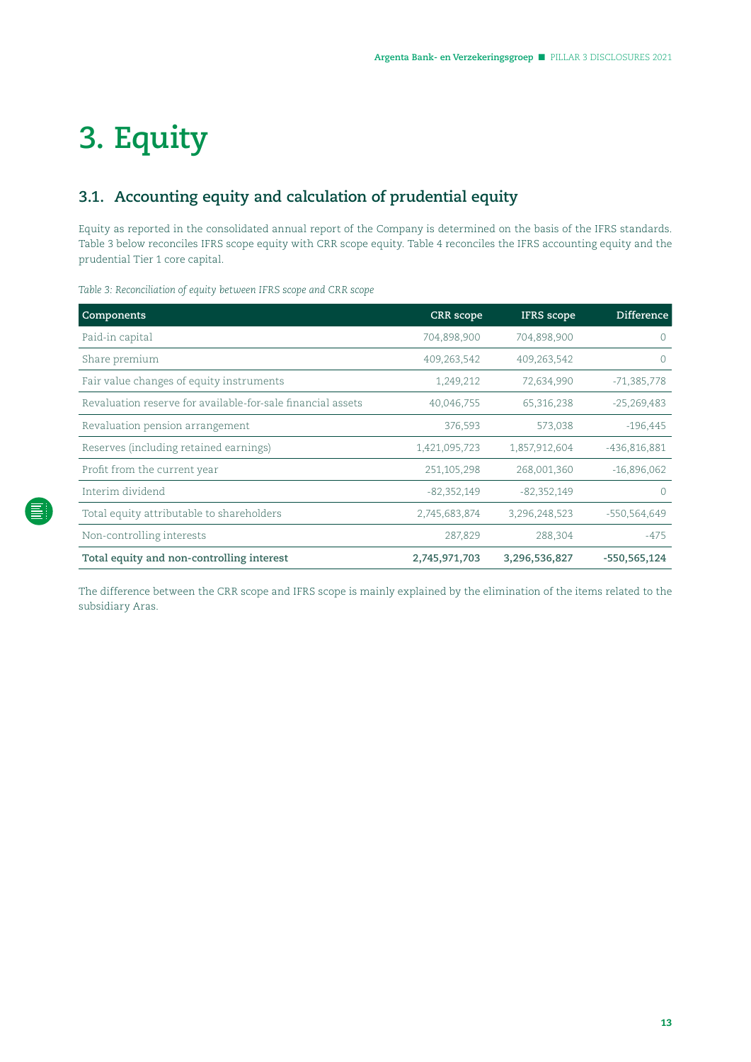# 3. Equity

## 3.1. Accounting equity and calculation of prudential equity

Equity as reported in the consolidated annual report of the Company is determined on the basis of the IFRS standards. Table 3 below reconciles IFRS scope equity with CRR scope equity. Table 4 reconciles the IFRS accounting equity and the prudential Tier 1 core capital.

*Table 3: Reconciliation of equity between IFRS scope and CRR scope*

| Components | CRR scope | IFRS scope | Difference |
|---|---|---|---|
| Paid-in capital | 704,898,900 | 704,898,900 | 0 |
| Share premium | 409,263,542 | 409,263,542 | 0 |
| Fair value changes of equity instruments | 1,249,212 | 72,634,990 | -71,385,778 |
| Revaluation reserve for available-for-sale financial assets | 40,046,755 | 65,316,238 | -25,269,483 |
| Revaluation pension arrangement | 376,593 | 573,038 | -196,445 |
| Reserves (including retained earnings) | 1,421,095,723 | 1,857,912,604 | -436,816,881 |
| Profit from the current year | 251,105,298 | 268,001,360 | -16,896,062 |
| Interim dividend | -82,352,149 | -82,352,149 | 0 |
| Total equity attributable to shareholders | 2,745,683,874 | 3,296,248,523 | -550,564,649 |
| Non-controlling interests | 287,829 | 288,304 | -475 |
| **Total equity and non-controlling interest** | **2,745,971,703** | **3,296,536,827** | **-550,565,124** |

The difference between the CRR scope and IFRS scope is mainly explained by the elimination of the items related to the subsidiary Aras.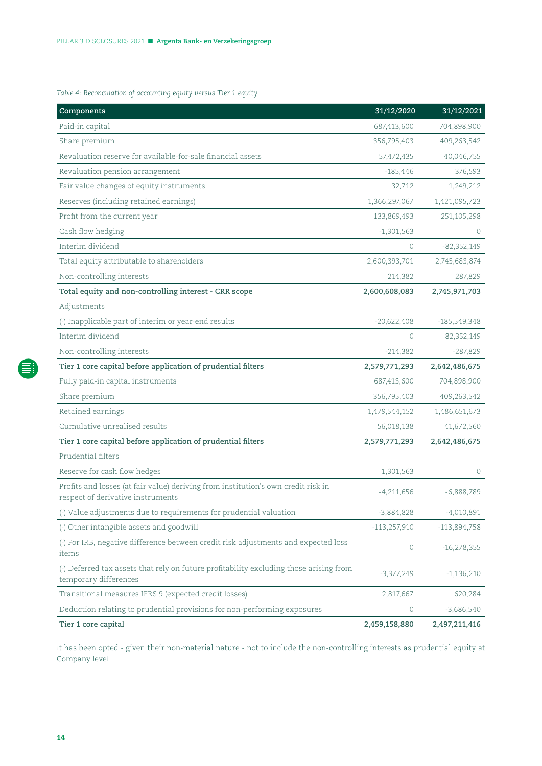*Table 4: Reconciliation of accounting equity versus Tier 1 equity*

| Components | 31/12/2020 | 31/12/2021 |
|---|---|---|
| Paid-in capital | 687,413,600 | 704,898,900 |
| Share premium | 356,795,403 | 409,263,542 |
| Revaluation reserve for available-for-sale financial assets | 57,472,435 | 40,046,755 |
| Revaluation pension arrangement | -185,446 | 376,593 |
| Fair value changes of equity instruments | 32,712 | 1,249,212 |
| Reserves (including retained earnings) | 1,366,297,067 | 1,421,095,723 |
| Profit from the current year | 133,869,493 | 251,105,298 |
| Cash flow hedging | -1,301,563 | 0 |
| Interim dividend | 0 | -82,352,149 |
| Total equity attributable to shareholders | 2,600,393,701 | 2,745,683,874 |
| Non-controlling interests | 214,382 | 287,829 |
| **Total equity and non-controlling interest - CRR scope** | **2,600,608,083** | **2,745,971,703** |
| Adjustments | | |
| (-) Inapplicable part of interim or year-end results | -20,622,408 | -185,549,348 |
| Interim dividend | 0 | 82,352,149 |
| Non-controlling interests | -214,382 | -287,829 |
| **Tier 1 core capital before application of prudential filters** | **2,579,771,293** | **2,642,486,675** |
| Fully paid-in capital instruments | 687,413,600 | 704,898,900 |
| Share premium | 356,795,403 | 409,263,542 |
| Retained earnings | 1,479,544,152 | 1,486,651,673 |
| Cumulative unrealised results | 56,018,138 | 41,672,560 |
| **Tier 1 core capital before application of prudential filters** | **2,579,771,293** | **2,642,486,675** |
| Prudential filters | | |
| Reserve for cash flow hedges | 1,301,563 | 0 |
| Profits and losses (at fair value) deriving from institution's own credit risk in respect of derivative instruments | -4,211,656 | -6,888,789 |
| (-) Value adjustments due to requirements for prudential valuation | -3,884,828 | -4,010,891 |
| (-) Other intangible assets and goodwill | -113,257,910 | -113,894,758 |
| (-) For IRB, negative difference between credit risk adjustments and expected loss items | 0 | -16,278,355 |
| (-) Deferred tax assets that rely on future profitability excluding those arising from temporary differences | -3,377,249 | -1,136,210 |
| Transitional measures IFRS 9 (expected credit losses) | 2,817,667 | 620,284 |
| Deduction relating to prudential provisions for non-performing exposures | 0 | -3,686,540 |
| **Tier 1 core capital** | **2,459,158,880** | **2,497,211,416** |

It has been opted - given their non-material nature - not to include the non-controlling interests as prudential equity at Company level.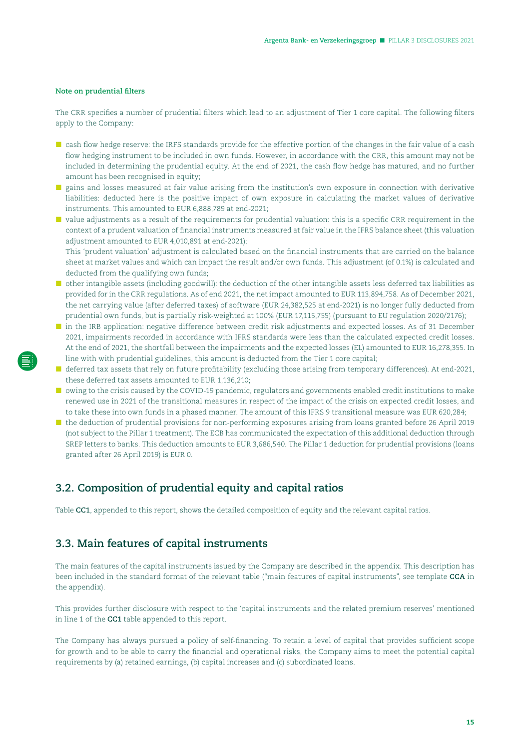**Note on prudential filters**

The CRR specifies a number of prudential filters which lead to an adjustment of Tier 1 core capital. The following filters apply to the Company:

- cash flow hedge reserve: the IRFS standards provide for the effective portion of the changes in the fair value of a cash flow hedging instrument to be included in own funds. However, in accordance with the CRR, this amount may not be included in determining the prudential equity. At the end of 2021, the cash flow hedge has matured, and no further amount has been recognised in equity;
- gains and losses measured at fair value arising from the institution's own exposure in connection with derivative liabilities: deducted here is the positive impact of own exposure in calculating the market values of derivative instruments. This amounted to EUR 6,888,789 at end-2021;
- value adjustments as a result of the requirements for prudential valuation: this is a specific CRR requirement in the context of a prudent valuation of financial instruments measured at fair value in the IFRS balance sheet (this valuation adjustment amounted to EUR 4,010,891 at end-2021);
  This 'prudent valuation' adjustment is calculated based on the financial instruments that are carried on the balance sheet at market values and which can impact the result and/or own funds. This adjustment (of 0.1%) is calculated and deducted from the qualifying own funds;
- other intangible assets (including goodwill): the deduction of the other intangible assets less deferred tax liabilities as provided for in the CRR regulations. As of end 2021, the net impact amounted to EUR 113,894,758. As of December 2021, the net carrying value (after deferred taxes) of software (EUR 24,382,525 at end-2021) is no longer fully deducted from prudential own funds, but is partially risk-weighted at 100% (EUR 17,115,755) (pursuant to EU regulation 2020/2176);
- in the IRB application: negative difference between credit risk adjustments and expected losses. As of 31 December 2021, impairments recorded in accordance with IFRS standards were less than the calculated expected credit losses. At the end of 2021, the shortfall between the impairments and the expected losses (EL) amounted to EUR 16,278,355. In line with with prudential guidelines, this amount is deducted from the Tier 1 core capital;
- deferred tax assets that rely on future profitability (excluding those arising from temporary differences). At end-2021, these deferred tax assets amounted to EUR 1,136,210;
- owing to the crisis caused by the COVID-19 pandemic, regulators and governments enabled credit institutions to make renewed use in 2021 of the transitional measures in respect of the impact of the crisis on expected credit losses, and to take these into own funds in a phased manner. The amount of this IFRS 9 transitional measure was EUR 620,284;
- the deduction of prudential provisions for non-performing exposures arising from loans granted before 26 April 2019 (not subject to the Pillar 1 treatment). The ECB has communicated the expectation of this additional deduction through SREP letters to banks. This deduction amounts to EUR 3,686,540. The Pillar 1 deduction for prudential provisions (loans granted after 26 April 2019) is EUR 0.

## 3.2. Composition of prudential equity and capital ratios

Table **CC1**, appended to this report, shows the detailed composition of equity and the relevant capital ratios.

## 3.3. Main features of capital instruments

The main features of the capital instruments issued by the Company are described in the appendix. This description has been included in the standard format of the relevant table ("main features of capital instruments", see template **CCA** in the appendix).

This provides further disclosure with respect to the 'capital instruments and the related premium reserves' mentioned in line 1 of the **CC1** table appended to this report.

The Company has always pursued a policy of self-financing. To retain a level of capital that provides sufficient scope for growth and to be able to carry the financial and operational risks, the Company aims to meet the potential capital requirements by (a) retained earnings, (b) capital increases and (c) subordinated loans.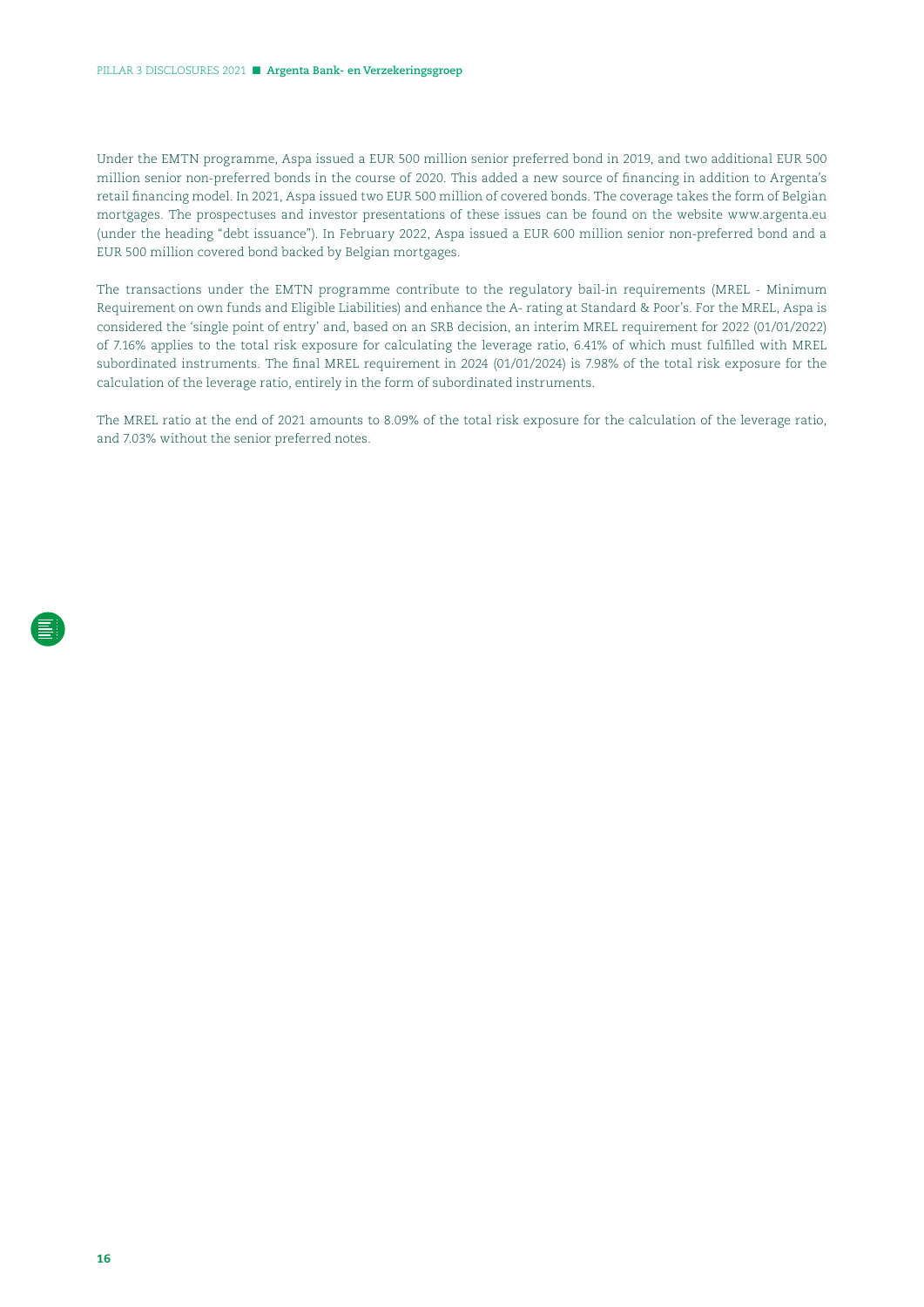Under the EMTN programme, Aspa issued a EUR 500 million senior preferred bond in 2019, and two additional EUR 500 million senior non-preferred bonds in the course of 2020. This added a new source of financing in addition to Argenta's retail financing model. In 2021, Aspa issued two EUR 500 million of covered bonds. The coverage takes the form of Belgian mortgages. The prospectuses and investor presentations of these issues can be found on the website www.argenta.eu (under the heading "debt issuance"). In February 2022, Aspa issued a EUR 600 million senior non-preferred bond and a EUR 500 million covered bond backed by Belgian mortgages.

The transactions under the EMTN programme contribute to the regulatory bail-in requirements (MREL - Minimum Requirement on own funds and Eligible Liabilities) and enhance the A- rating at Standard & Poor's. For the MREL, Aspa is considered the 'single point of entry' and, based on an SRB decision, an interim MREL requirement for 2022 (01/01/2022) of 7.16% applies to the total risk exposure for calculating the leverage ratio, 6.41% of which must fulfilled with MREL subordinated instruments. The final MREL requirement in 2024 (01/01/2024) is 7.98% of the total risk exposure for the calculation of the leverage ratio, entirely in the form of subordinated instruments.

The MREL ratio at the end of 2021 amounts to 8.09% of the total risk exposure for the calculation of the leverage ratio, and 7.03% without the senior preferred notes.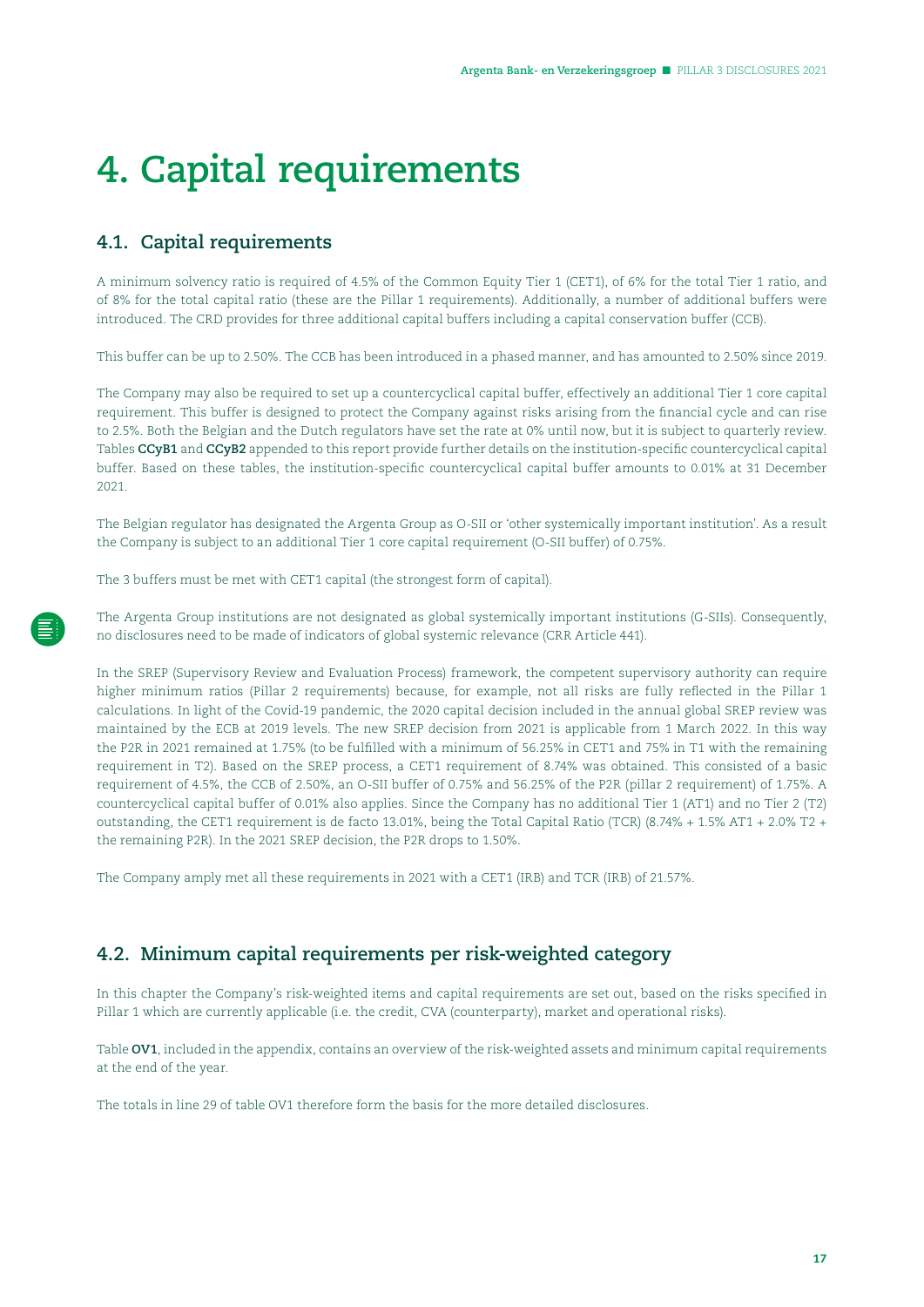# 4. Capital requirements

## 4.1. Capital requirements

A minimum solvency ratio is required of 4.5% of the Common Equity Tier 1 (CET1), of 6% for the total Tier 1 ratio, and of 8% for the total capital ratio (these are the Pillar 1 requirements). Additionally, a number of additional buffers were introduced. The CRD provides for three additional capital buffers including a capital conservation buffer (CCB).

This buffer can be up to 2.50%. The CCB has been introduced in a phased manner, and has amounted to 2.50% since 2019.

The Company may also be required to set up a countercyclical capital buffer, effectively an additional Tier 1 core capital requirement. This buffer is designed to protect the Company against risks arising from the financial cycle and can rise to 2.5%. Both the Belgian and the Dutch regulators have set the rate at 0% until now, but it is subject to quarterly review. Tables **CCyB1** and **CCyB2** appended to this report provide further details on the institution-specific countercyclical capital buffer. Based on these tables, the institution-specific countercyclical capital buffer amounts to 0.01% at 31 December 2021.

The Belgian regulator has designated the Argenta Group as O-SII or 'other systemically important institution'. As a result the Company is subject to an additional Tier 1 core capital requirement (O-SII buffer) of 0.75%.

The 3 buffers must be met with CET1 capital (the strongest form of capital).

The Argenta Group institutions are not designated as global systemically important institutions (G-SIIs). Consequently, no disclosures need to be made of indicators of global systemic relevance (CRR Article 441).

In the SREP (Supervisory Review and Evaluation Process) framework, the competent supervisory authority can require higher minimum ratios (Pillar 2 requirements) because, for example, not all risks are fully reflected in the Pillar 1 calculations. In light of the Covid-19 pandemic, the 2020 capital decision included in the annual global SREP review was maintained by the ECB at 2019 levels. The new SREP decision from 2021 is applicable from 1 March 2022. In this way the P2R in 2021 remained at 1.75% (to be fulfilled with a minimum of 56.25% in CET1 and 75% in T1 with the remaining requirement in T2). Based on the SREP process, a CET1 requirement of 8.74% was obtained. This consisted of a basic requirement of 4.5%, the CCB of 2.50%, an O-SII buffer of 0.75% and 56.25% of the P2R (pillar 2 requirement) of 1.75%. A countercyclical capital buffer of 0.01% also applies. Since the Company has no additional Tier 1 (AT1) and no Tier 2 (T2) outstanding, the CET1 requirement is de facto 13.01%, being the Total Capital Ratio (TCR) (8.74% + 1.5% AT1 + 2.0% T2 + the remaining P2R). In the 2021 SREP decision, the P2R drops to 1.50%.

The Company amply met all these requirements in 2021 with a CET1 (IRB) and TCR (IRB) of 21.57%.

## 4.2. Minimum capital requirements per risk-weighted category

In this chapter the Company's risk-weighted items and capital requirements are set out, based on the risks specified in Pillar 1 which are currently applicable (i.e. the credit, CVA (counterparty), market and operational risks).

Table **OV1**, included in the appendix, contains an overview of the risk-weighted assets and minimum capital requirements at the end of the year.

The totals in line 29 of table OV1 therefore form the basis for the more detailed disclosures.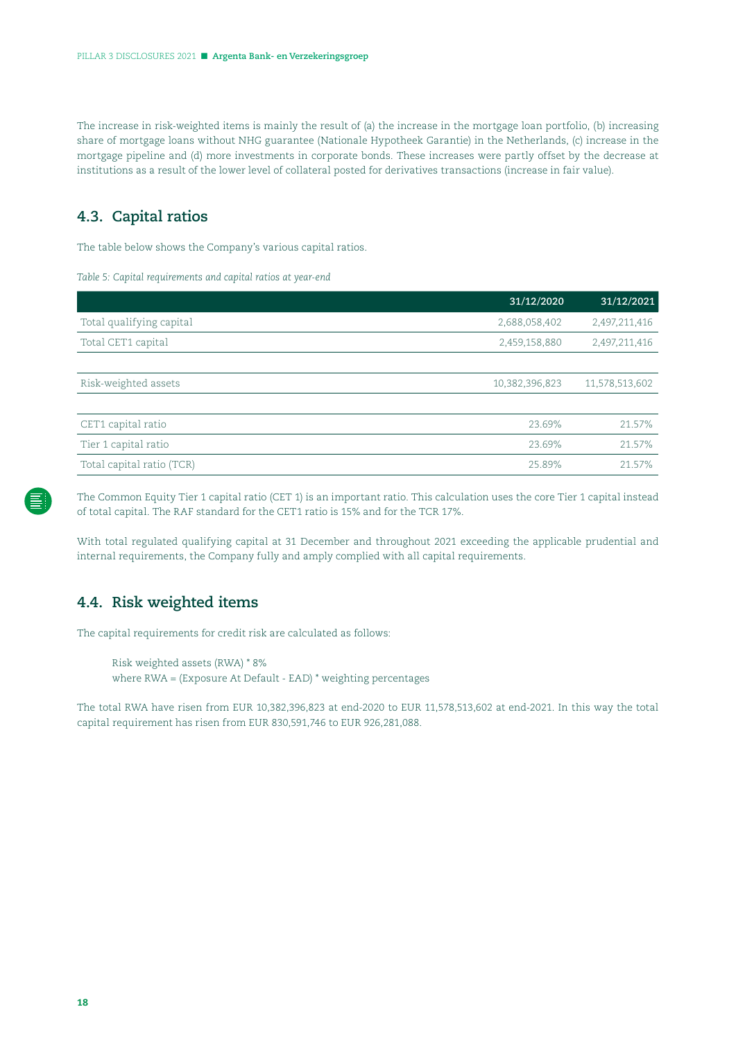The increase in risk-weighted items is mainly the result of (a) the increase in the mortgage loan portfolio, (b) increasing share of mortgage loans without NHG guarantee (Nationale Hypotheek Garantie) in the Netherlands, (c) increase in the mortgage pipeline and (d) more investments in corporate bonds. These increases were partly offset by the decrease at institutions as a result of the lower level of collateral posted for derivatives transactions (increase in fair value).

## 4.3. Capital ratios

The table below shows the Company's various capital ratios.

*Table 5: Capital requirements and capital ratios at year-end*

| | 31/12/2020 | 31/12/2021 |
|---|---|---|
| Total qualifying capital | 2,688,058,402 | 2,497,211,416 |
| Total CET1 capital | 2,459,158,880 | 2,497,211,416 |
| | | |
| Risk-weighted assets | 10,382,396,823 | 11,578,513,602 |
| | | |
| CET1 capital ratio | 23.69% | 21.57% |
| Tier 1 capital ratio | 23.69% | 21.57% |
| Total capital ratio (TCR) | 25.89% | 21.57% |

The Common Equity Tier 1 capital ratio (CET 1) is an important ratio. This calculation uses the core Tier 1 capital instead of total capital. The RAF standard for the CET1 ratio is 15% and for the TCR 17%.

With total regulated qualifying capital at 31 December and throughout 2021 exceeding the applicable prudential and internal requirements, the Company fully and amply complied with all capital requirements.

## 4.4. Risk weighted items

The capital requirements for credit risk are calculated as follows:

> Risk weighted assets (RWA) * 8%
> where RWA = (Exposure At Default - EAD) * weighting percentages

The total RWA have risen from EUR 10,382,396,823 at end-2020 to EUR 11,578,513,602 at end-2021. In this way the total capital requirement has risen from EUR 830,591,746 to EUR 926,281,088.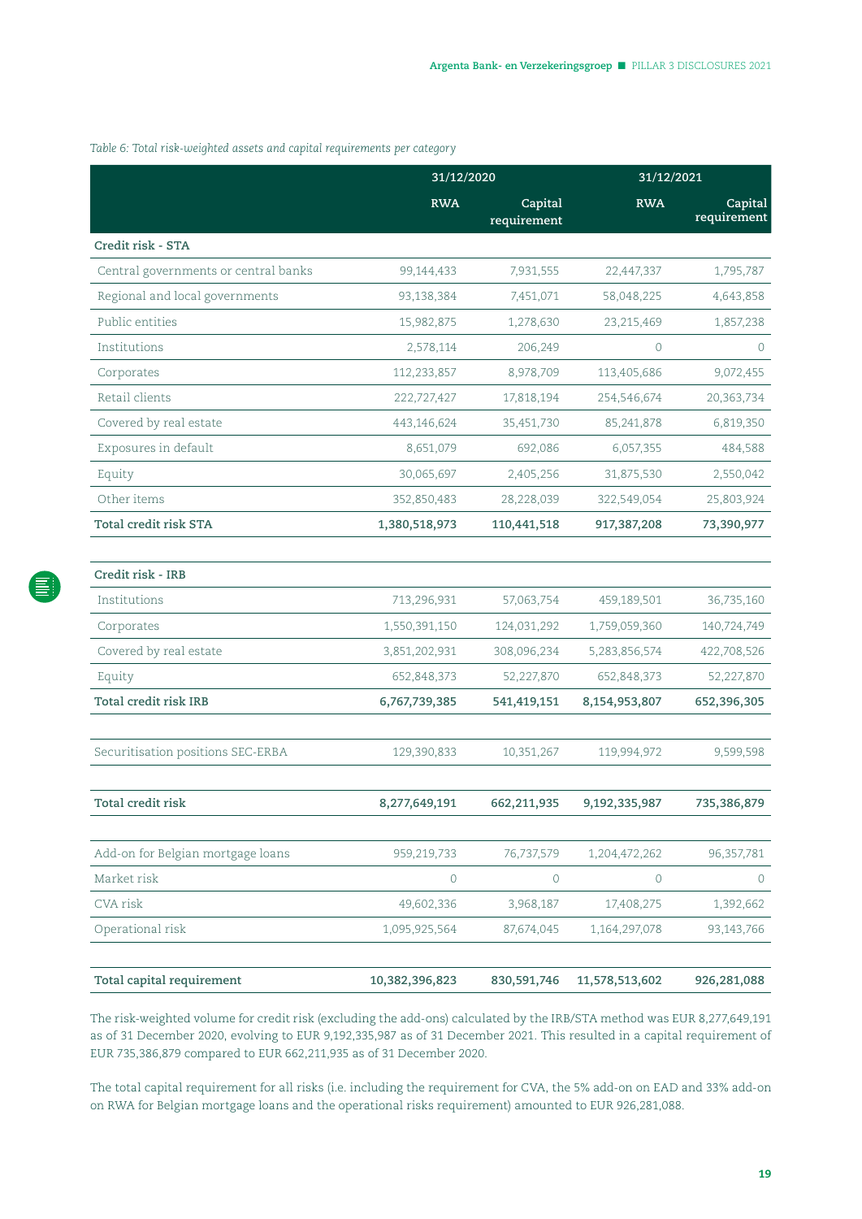*Table 6: Total risk-weighted assets and capital requirements per category*

| | 31/12/2020 | | 31/12/2021 | |
|---|---|---|---|---|
| | RWA | Capital requirement | RWA | Capital requirement |
| **Credit risk - STA** | | | | |
| Central governments or central banks | 99,144,433 | 7,931,555 | 22,447,337 | 1,795,787 |
| Regional and local governments | 93,138,384 | 7,451,071 | 58,048,225 | 4,643,858 |
| Public entities | 15,982,875 | 1,278,630 | 23,215,469 | 1,857,238 |
| Institutions | 2,578,114 | 206,249 | 0 | 0 |
| Corporates | 112,233,857 | 8,978,709 | 113,405,686 | 9,072,455 |
| Retail clients | 222,727,427 | 17,818,194 | 254,546,674 | 20,363,734 |
| Covered by real estate | 443,146,624 | 35,451,730 | 85,241,878 | 6,819,350 |
| Exposures in default | 8,651,079 | 692,086 | 6,057,355 | 484,588 |
| Equity | 30,065,697 | 2,405,256 | 31,875,530 | 2,550,042 |
| Other items | 352,850,483 | 28,228,039 | 322,549,054 | 25,803,924 |
| **Total credit risk STA** | **1,380,518,973** | **110,441,518** | **917,387,208** | **73,390,977** |
| **Credit risk - IRB** | | | | |
| Institutions | 713,296,931 | 57,063,754 | 459,189,501 | 36,735,160 |
| Corporates | 1,550,391,150 | 124,031,292 | 1,759,059,360 | 140,724,749 |
| Covered by real estate | 3,851,202,931 | 308,096,234 | 5,283,856,574 | 422,708,526 |
| Equity | 652,848,373 | 52,227,870 | 652,848,373 | 52,227,870 |
| **Total credit risk IRB** | **6,767,739,385** | **541,419,151** | **8,154,953,807** | **652,396,305** |
| Securitisation positions SEC-ERBA | 129,390,833 | 10,351,267 | 119,994,972 | 9,599,598 |
| **Total credit risk** | **8,277,649,191** | **662,211,935** | **9,192,335,987** | **735,386,879** |
| Add-on for Belgian mortgage loans | 959,219,733 | 76,737,579 | 1,204,472,262 | 96,357,781 |
| Market risk | 0 | 0 | 0 | 0 |
| CVA risk | 49,602,336 | 3,968,187 | 17,408,275 | 1,392,662 |
| Operational risk | 1,095,925,564 | 87,674,045 | 1,164,297,078 | 93,143,766 |
| **Total capital requirement** | **10,382,396,823** | **830,591,746** | **11,578,513,602** | **926,281,088** |

The risk-weighted volume for credit risk (excluding the add-ons) calculated by the IRB/STA method was EUR 8,277,649,191 as of 31 December 2020, evolving to EUR 9,192,335,987 as of 31 December 2021. This resulted in a capital requirement of EUR 735,386,879 compared to EUR 662,211,935 as of 31 December 2020.

The total capital requirement for all risks (i.e. including the requirement for CVA, the 5% add-on on EAD and 33% add-on on RWA for Belgian mortgage loans and the operational risks requirement) amounted to EUR 926,281,088.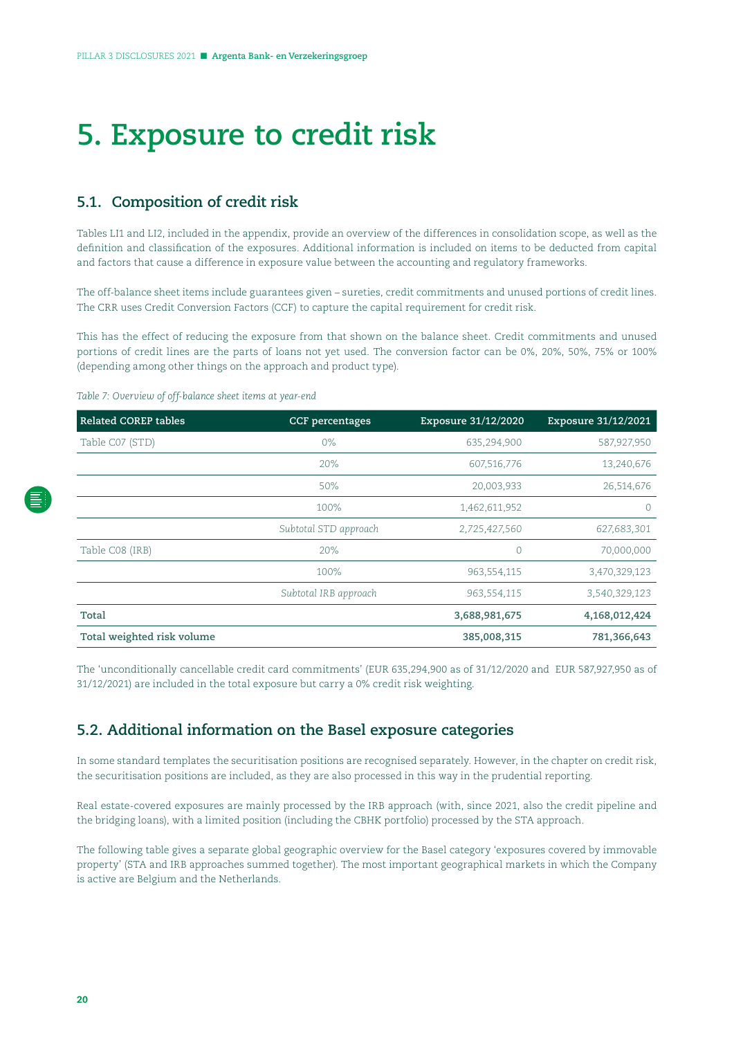# 5. Exposure to credit risk

## 5.1. Composition of credit risk

Tables LI1 and LI2, included in the appendix, provide an overview of the differences in consolidation scope, as well as the definition and classification of the exposures. Additional information is included on items to be deducted from capital and factors that cause a difference in exposure value between the accounting and regulatory frameworks.

The off-balance sheet items include guarantees given – sureties, credit commitments and unused portions of credit lines. The CRR uses Credit Conversion Factors (CCF) to capture the capital requirement for credit risk.

This has the effect of reducing the exposure from that shown on the balance sheet. Credit commitments and unused portions of credit lines are the parts of loans not yet used. The conversion factor can be 0%, 20%, 50%, 75% or 100% (depending among other things on the approach and product type).

*Table 7: Overview of off-balance sheet items at year-end*

| Related COREP tables | CCF percentages | Exposure 31/12/2020 | Exposure 31/12/2021 |
|---|---|---|---|
| Table C07 (STD) | 0% | 635,294,900 | 587,927,950 |
| | 20% | 607,516,776 | 13,240,676 |
| | 50% | 20,003,933 | 26,514,676 |
| | 100% | 1,462,611,952 | 0 |
| | *Subtotal STD approach* | 2,725,427,560 | 627,683,301 |
| Table C08 (IRB) | 20% | 0 | 70,000,000 |
| | 100% | 963,554,115 | 3,470,329,123 |
| | *Subtotal IRB approach* | 963,554,115 | 3,540,329,123 |
| **Total** | | **3,688,981,675** | **4,168,012,424** |
| **Total weighted risk volume** | | **385,008,315** | **781,366,643** |

The 'unconditionally cancellable credit card commitments' (EUR 635,294,900 as of 31/12/2020 and EUR 587,927,950 as of 31/12/2021) are included in the total exposure but carry a 0% credit risk weighting.

## 5.2. Additional information on the Basel exposure categories

In some standard templates the securitisation positions are recognised separately. However, in the chapter on credit risk, the securitisation positions are included, as they are also processed in this way in the prudential reporting.

Real estate-covered exposures are mainly processed by the IRB approach (with, since 2021, also the credit pipeline and the bridging loans), with a limited position (including the CBHK portfolio) processed by the STA approach.

The following table gives a separate global geographic overview for the Basel category 'exposures covered by immovable property' (STA and IRB approaches summed together). The most important geographical markets in which the Company is active are Belgium and the Netherlands.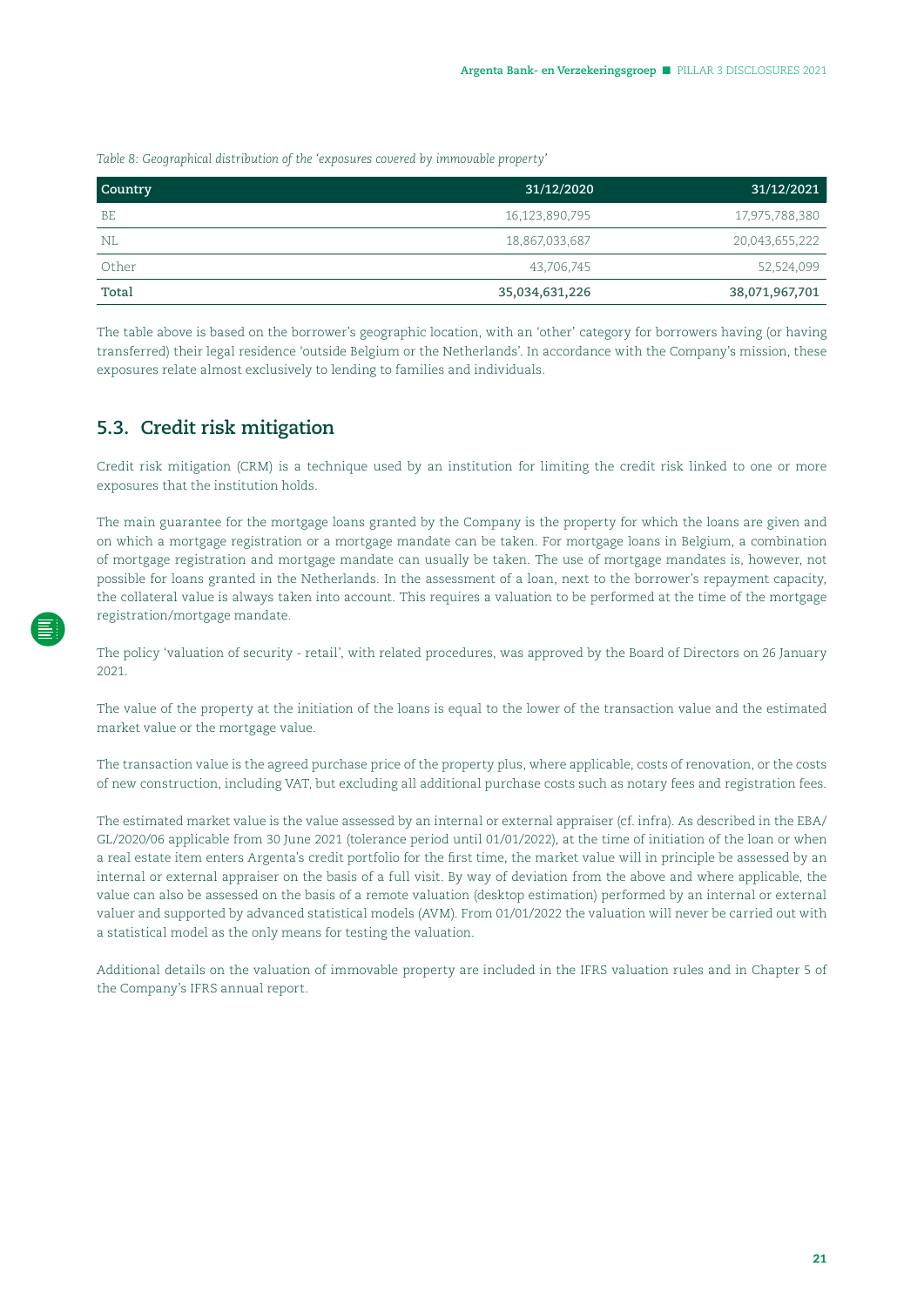*Table 8: Geographical distribution of the 'exposures covered by immovable property'*

| Country | 31/12/2020 | 31/12/2021 |
|---|---|---|
| BE | 16,123,890,795 | 17,975,788,380 |
| NL | 18,867,033,687 | 20,043,655,222 |
| Other | 43,706,745 | 52,524,099 |
| **Total** | **35,034,631,226** | **38,071,967,701** |

The table above is based on the borrower's geographic location, with an 'other' category for borrowers having (or having transferred) their legal residence 'outside Belgium or the Netherlands'. In accordance with the Company's mission, these exposures relate almost exclusively to lending to families and individuals.

## 5.3. Credit risk mitigation

Credit risk mitigation (CRM) is a technique used by an institution for limiting the credit risk linked to one or more exposures that the institution holds.

The main guarantee for the mortgage loans granted by the Company is the property for which the loans are given and on which a mortgage registration or a mortgage mandate can be taken. For mortgage loans in Belgium, a combination of mortgage registration and mortgage mandate can usually be taken. The use of mortgage mandates is, however, not possible for loans granted in the Netherlands. In the assessment of a loan, next to the borrower's repayment capacity, the collateral value is always taken into account. This requires a valuation to be performed at the time of the mortgage registration/mortgage mandate.

The policy 'valuation of security - retail', with related procedures, was approved by the Board of Directors on 26 January 2021.

The value of the property at the initiation of the loans is equal to the lower of the transaction value and the estimated market value or the mortgage value.

The transaction value is the agreed purchase price of the property plus, where applicable, costs of renovation, or the costs of new construction, including VAT, but excluding all additional purchase costs such as notary fees and registration fees.

The estimated market value is the value assessed by an internal or external appraiser (cf. infra). As described in the EBA/GL/2020/06 applicable from 30 June 2021 (tolerance period until 01/01/2022), at the time of initiation of the loan or when a real estate item enters Argenta's credit portfolio for the first time, the market value will in principle be assessed by an internal or external appraiser on the basis of a full visit. By way of deviation from the above and where applicable, the value can also be assessed on the basis of a remote valuation (desktop estimation) performed by an internal or external valuer and supported by advanced statistical models (AVM). From 01/01/2022 the valuation will never be carried out with a statistical model as the only means for testing the valuation.

Additional details on the valuation of immovable property are included in the IFRS valuation rules and in Chapter 5 of the Company's IFRS annual report.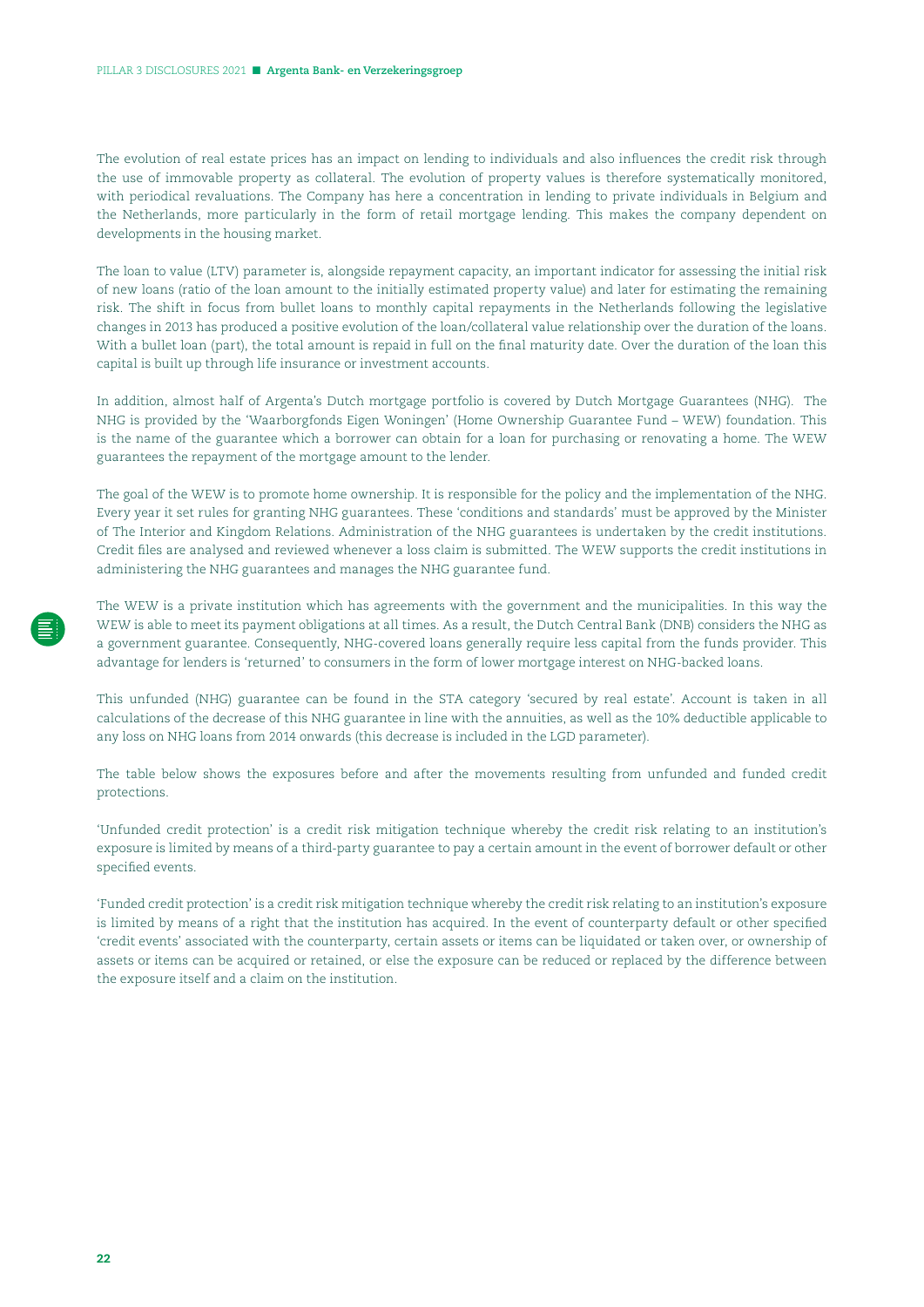The evolution of real estate prices has an impact on lending to individuals and also influences the credit risk through the use of immovable property as collateral. The evolution of property values is therefore systematically monitored, with periodical revaluations. The Company has here a concentration in lending to private individuals in Belgium and the Netherlands, more particularly in the form of retail mortgage lending. This makes the company dependent on developments in the housing market.

The loan to value (LTV) parameter is, alongside repayment capacity, an important indicator for assessing the initial risk of new loans (ratio of the loan amount to the initially estimated property value) and later for estimating the remaining risk. The shift in focus from bullet loans to monthly capital repayments in the Netherlands following the legislative changes in 2013 has produced a positive evolution of the loan/collateral value relationship over the duration of the loans. With a bullet loan (part), the total amount is repaid in full on the final maturity date. Over the duration of the loan this capital is built up through life insurance or investment accounts.

In addition, almost half of Argenta's Dutch mortgage portfolio is covered by Dutch Mortgage Guarantees (NHG). The NHG is provided by the 'Waarborgfonds Eigen Woningen' (Home Ownership Guarantee Fund – WEW) foundation. This is the name of the guarantee which a borrower can obtain for a loan for purchasing or renovating a home. The WEW guarantees the repayment of the mortgage amount to the lender.

The goal of the WEW is to promote home ownership. It is responsible for the policy and the implementation of the NHG. Every year it set rules for granting NHG guarantees. These 'conditions and standards' must be approved by the Minister of The Interior and Kingdom Relations. Administration of the NHG guarantees is undertaken by the credit institutions. Credit files are analysed and reviewed whenever a loss claim is submitted. The WEW supports the credit institutions in administering the NHG guarantees and manages the NHG guarantee fund.

The WEW is a private institution which has agreements with the government and the municipalities. In this way the WEW is able to meet its payment obligations at all times. As a result, the Dutch Central Bank (DNB) considers the NHG as a government guarantee. Consequently, NHG-covered loans generally require less capital from the funds provider. This advantage for lenders is 'returned' to consumers in the form of lower mortgage interest on NHG-backed loans.

This unfunded (NHG) guarantee can be found in the STA category 'secured by real estate'. Account is taken in all calculations of the decrease of this NHG guarantee in line with the annuities, as well as the 10% deductible applicable to any loss on NHG loans from 2014 onwards (this decrease is included in the LGD parameter).

The table below shows the exposures before and after the movements resulting from unfunded and funded credit protections.

'Unfunded credit protection' is a credit risk mitigation technique whereby the credit risk relating to an institution's exposure is limited by means of a third-party guarantee to pay a certain amount in the event of borrower default or other specified events.

'Funded credit protection' is a credit risk mitigation technique whereby the credit risk relating to an institution's exposure is limited by means of a right that the institution has acquired. In the event of counterparty default or other specified 'credit events' associated with the counterparty, certain assets or items can be liquidated or taken over, or ownership of assets or items can be acquired or retained, or else the exposure can be reduced or replaced by the difference between the exposure itself and a claim on the institution.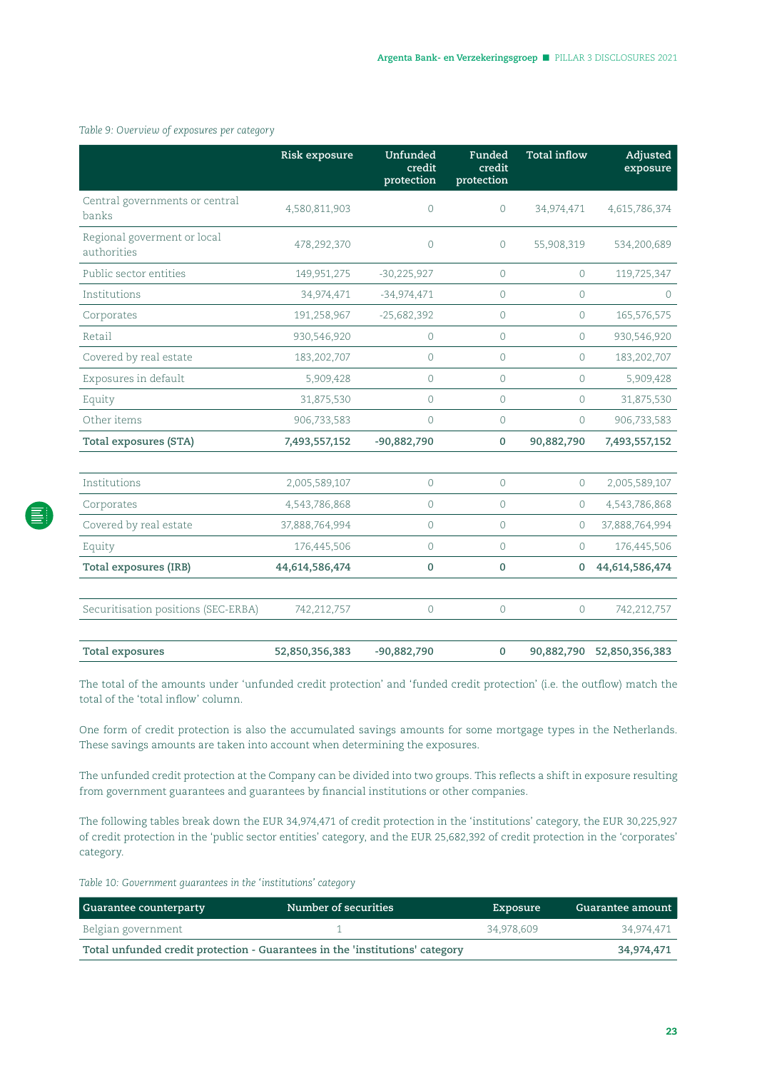*Table 9: Overview of exposures per category*

| | Risk exposure | Unfunded credit protection | Funded credit protection | Total inflow | Adjusted exposure |
|---|---|---|---|---|---|
| Central governments or central banks | 4,580,811,903 | 0 | 0 | 34,974,471 | 4,615,786,374 |
| Regional goverment or local authorities | 478,292,370 | 0 | 0 | 55,908,319 | 534,200,689 |
| Public sector entities | 149,951,275 | -30,225,927 | 0 | 0 | 119,725,347 |
| Institutions | 34,974,471 | -34,974,471 | 0 | 0 | 0 |
| Corporates | 191,258,967 | -25,682,392 | 0 | 0 | 165,576,575 |
| Retail | 930,546,920 | 0 | 0 | 0 | 930,546,920 |
| Covered by real estate | 183,202,707 | 0 | 0 | 0 | 183,202,707 |
| Exposures in default | 5,909,428 | 0 | 0 | 0 | 5,909,428 |
| Equity | 31,875,530 | 0 | 0 | 0 | 31,875,530 |
| Other items | 906,733,583 | 0 | 0 | 0 | 906,733,583 |
| **Total exposures (STA)** | **7,493,557,152** | **-90,882,790** | **0** | **90,882,790** | **7,493,557,152** |
| | | | | | |
| Institutions | 2,005,589,107 | 0 | 0 | 0 | 2,005,589,107 |
| Corporates | 4,543,786,868 | 0 | 0 | 0 | 4,543,786,868 |
| Covered by real estate | 37,888,764,994 | 0 | 0 | 0 | 37,888,764,994 |
| Equity | 176,445,506 | 0 | 0 | 0 | 176,445,506 |
| **Total exposures (IRB)** | **44,614,586,474** | **0** | **0** | **0** | **44,614,586,474** |
| | | | | | |
| Securitisation positions (SEC-ERBA) | 742,212,757 | 0 | 0 | 0 | 742,212,757 |
| | | | | | |
| **Total exposures** | **52,850,356,383** | **-90,882,790** | **0** | **90,882,790** | **52,850,356,383** |

The total of the amounts under 'unfunded credit protection' and 'funded credit protection' (i.e. the outflow) match the total of the 'total inflow' column.

One form of credit protection is also the accumulated savings amounts for some mortgage types in the Netherlands. These savings amounts are taken into account when determining the exposures.

The unfunded credit protection at the Company can be divided into two groups. This reflects a shift in exposure resulting from government guarantees and guarantees by financial institutions or other companies.

The following tables break down the EUR 34,974,471 of credit protection in the 'institutions' category, the EUR 30,225,927 of credit protection in the 'public sector entities' category, and the EUR 25,682,392 of credit protection in the 'corporates' category.

*Table 10: Government guarantees in the 'institutions' category*

| Guarantee counterparty | Number of securities | Exposure | Guarantee amount |
|---|---|---|---|
| Belgian government | 1 | 34,978,609 | 34,974,471 |
| **Total unfunded credit protection - Guarantees in the 'institutions' category** | | | **34,974,471** |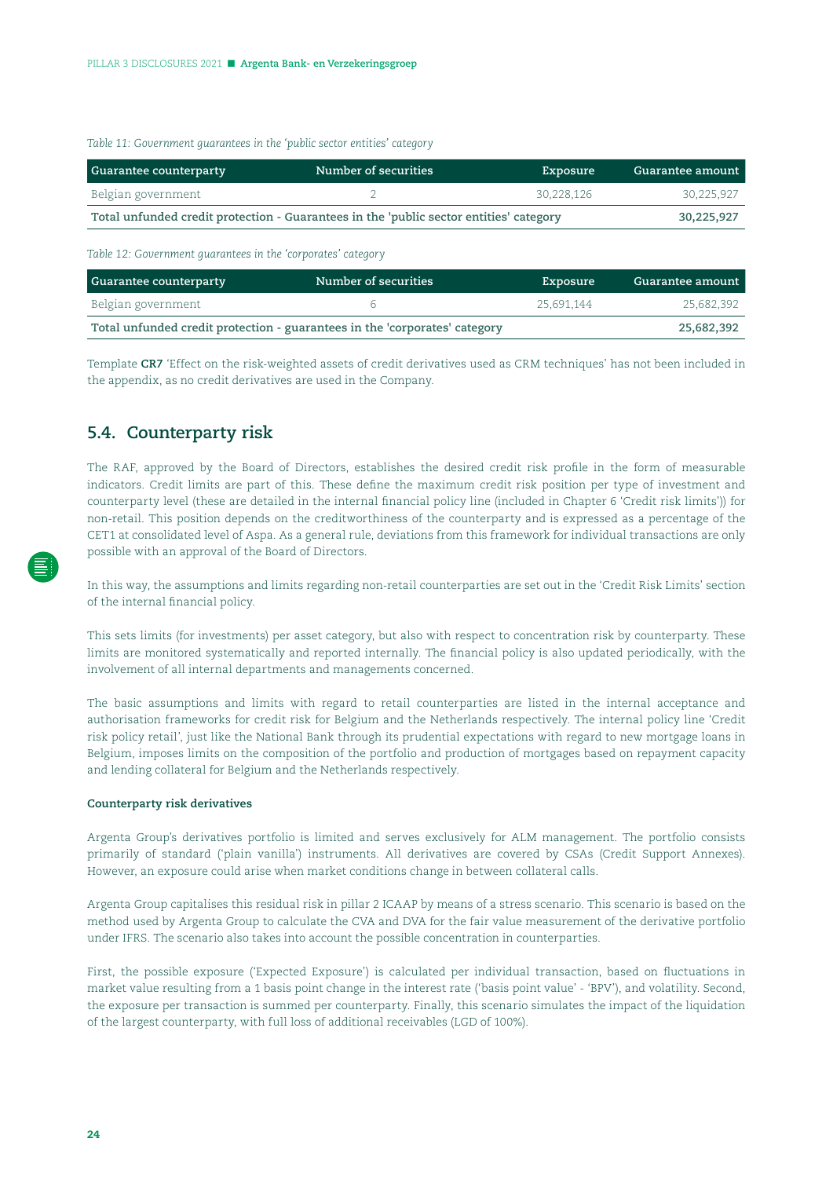*Table 11: Government guarantees in the 'public sector entities' category*

| Guarantee counterparty | Number of securities | Exposure | Guarantee amount |
|---|---|---|---|
| Belgian government | 2 | 30,228,126 | 30,225,927 |
| **Total unfunded credit protection - Guarantees in the 'public sector entities' category** | | | **30,225,927** |

*Table 12: Government guarantees in the 'corporates' category*

| Guarantee counterparty | Number of securities | Exposure | Guarantee amount |
|---|---|---|---|
| Belgian government | 6 | 25,691,144 | 25,682,392 |
| **Total unfunded credit protection - guarantees in the 'corporates' category** | | | **25,682,392** |

Template **CR7** 'Effect on the risk-weighted assets of credit derivatives used as CRM techniques' has not been included in the appendix, as no credit derivatives are used in the Company.

## 5.4. Counterparty risk

The RAF, approved by the Board of Directors, establishes the desired credit risk profile in the form of measurable indicators. Credit limits are part of this. These define the maximum credit risk position per type of investment and counterparty level (these are detailed in the internal financial policy line (included in Chapter 6 'Credit risk limits')) for non-retail. This position depends on the creditworthiness of the counterparty and is expressed as a percentage of the CET1 at consolidated level of Aspa. As a general rule, deviations from this framework for individual transactions are only possible with an approval of the Board of Directors.

In this way, the assumptions and limits regarding non-retail counterparties are set out in the 'Credit Risk Limits' section of the internal financial policy.

This sets limits (for investments) per asset category, but also with respect to concentration risk by counterparty. These limits are monitored systematically and reported internally. The financial policy is also updated periodically, with the involvement of all internal departments and managements concerned.

The basic assumptions and limits with regard to retail counterparties are listed in the internal acceptance and authorisation frameworks for credit risk for Belgium and the Netherlands respectively. The internal policy line 'Credit risk policy retail', just like the National Bank through its prudential expectations with regard to new mortgage loans in Belgium, imposes limits on the composition of the portfolio and production of mortgages based on repayment capacity and lending collateral for Belgium and the Netherlands respectively.

#### Counterparty risk derivatives

Argenta Group's derivatives portfolio is limited and serves exclusively for ALM management. The portfolio consists primarily of standard ('plain vanilla') instruments. All derivatives are covered by CSAs (Credit Support Annexes). However, an exposure could arise when market conditions change in between collateral calls.

Argenta Group capitalises this residual risk in pillar 2 ICAAP by means of a stress scenario. This scenario is based on the method used by Argenta Group to calculate the CVA and DVA for the fair value measurement of the derivative portfolio under IFRS. The scenario also takes into account the possible concentration in counterparties.

First, the possible exposure ('Expected Exposure') is calculated per individual transaction, based on fluctuations in market value resulting from a 1 basis point change in the interest rate ('basis point value' - 'BPV'), and volatility. Second, the exposure per transaction is summed per counterparty. Finally, this scenario simulates the impact of the liquidation of the largest counterparty, with full loss of additional receivables (LGD of 100%).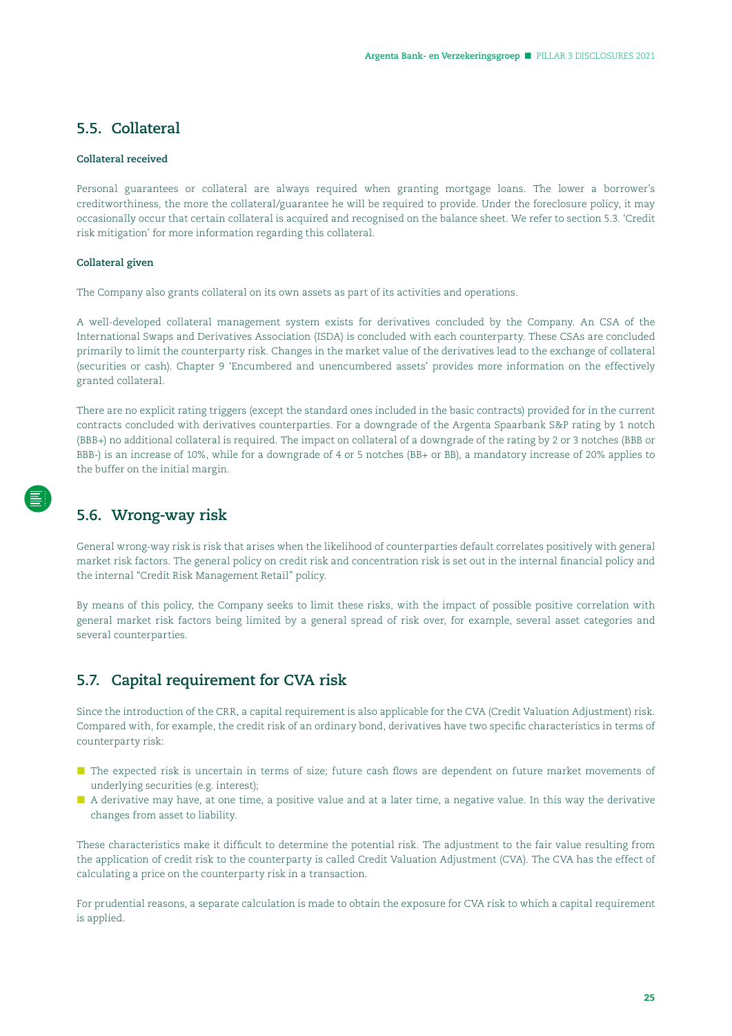## 5.5. Collateral

**Collateral received**

Personal guarantees or collateral are always required when granting mortgage loans. The lower a borrower's creditworthiness, the more the collateral/guarantee he will be required to provide. Under the foreclosure policy, it may occasionally occur that certain collateral is acquired and recognised on the balance sheet. We refer to section 5.3. 'Credit risk mitigation' for more information regarding this collateral.

**Collateral given**

The Company also grants collateral on its own assets as part of its activities and operations.

A well-developed collateral management system exists for derivatives concluded by the Company. An CSA of the International Swaps and Derivatives Association (ISDA) is concluded with each counterparty. These CSAs are concluded primarily to limit the counterparty risk. Changes in the market value of the derivatives lead to the exchange of collateral (securities or cash). Chapter 9 'Encumbered and unencumbered assets' provides more information on the effectively granted collateral.

There are no explicit rating triggers (except the standard ones included in the basic contracts) provided for in the current contracts concluded with derivatives counterparties. For a downgrade of the Argenta Spaarbank S&P rating by 1 notch (BBB+) no additional collateral is required. The impact on collateral of a downgrade of the rating by 2 or 3 notches (BBB or BBB-) is an increase of 10%, while for a downgrade of 4 or 5 notches (BB+ or BB), a mandatory increase of 20% applies to the buffer on the initial margin.

## 5.6. Wrong-way risk

General wrong-way risk is risk that arises when the likelihood of counterparties default correlates positively with general market risk factors. The general policy on credit risk and concentration risk is set out in the internal financial policy and the internal "Credit Risk Management Retail" policy.

By means of this policy, the Company seeks to limit these risks, with the impact of possible positive correlation with general market risk factors being limited by a general spread of risk over, for example, several asset categories and several counterparties.

## 5.7. Capital requirement for CVA risk

Since the introduction of the CRR, a capital requirement is also applicable for the CVA (Credit Valuation Adjustment) risk. Compared with, for example, the credit risk of an ordinary bond, derivatives have two specific characteristics in terms of counterparty risk:

- The expected risk is uncertain in terms of size; future cash flows are dependent on future market movements of underlying securities (e.g. interest);
- A derivative may have, at one time, a positive value and at a later time, a negative value. In this way the derivative changes from asset to liability.

These characteristics make it difficult to determine the potential risk. The adjustment to the fair value resulting from the application of credit risk to the counterparty is called Credit Valuation Adjustment (CVA). The CVA has the effect of calculating a price on the counterparty risk in a transaction.

For prudential reasons, a separate calculation is made to obtain the exposure for CVA risk to which a capital requirement is applied.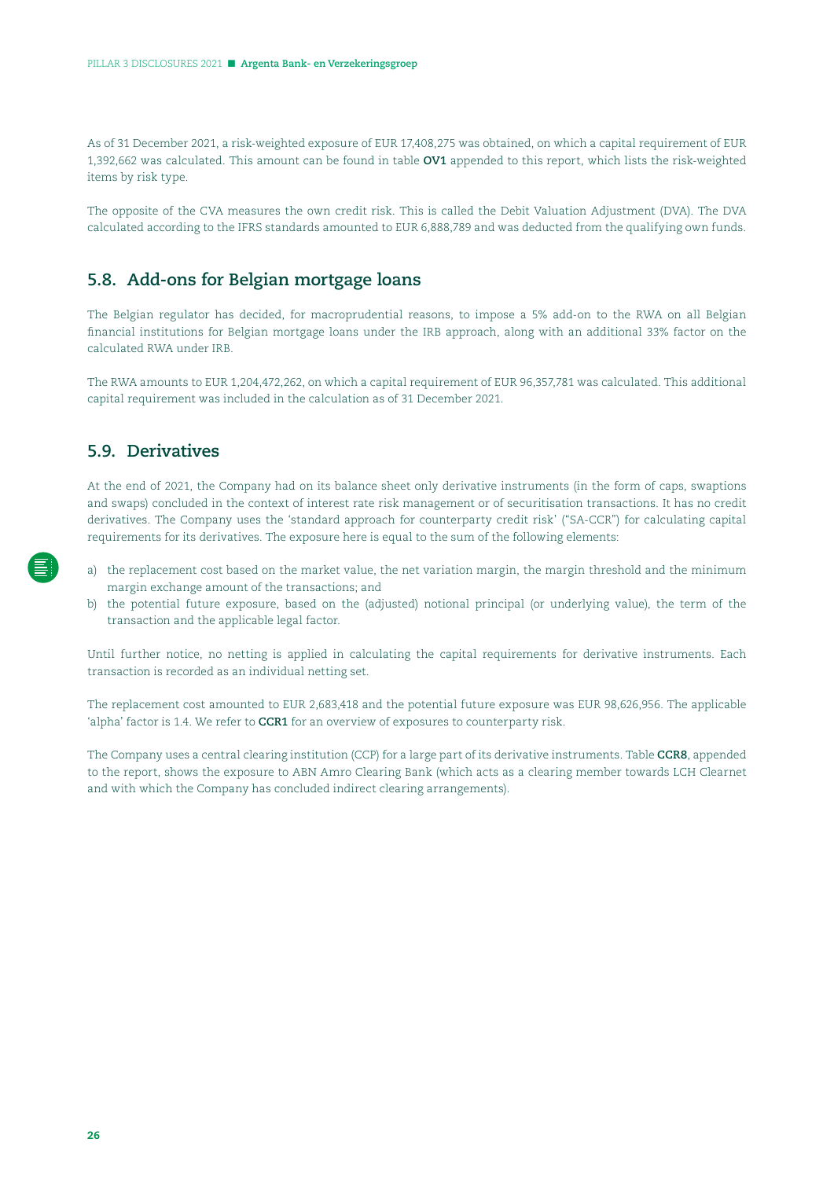As of 31 December 2021, a risk-weighted exposure of EUR 17,408,275 was obtained, on which a capital requirement of EUR 1,392,662 was calculated. This amount can be found in table **OV1** appended to this report, which lists the risk-weighted items by risk type.

The opposite of the CVA measures the own credit risk. This is called the Debit Valuation Adjustment (DVA). The DVA calculated according to the IFRS standards amounted to EUR 6,888,789 and was deducted from the qualifying own funds.

## 5.8. Add-ons for Belgian mortgage loans

The Belgian regulator has decided, for macroprudential reasons, to impose a 5% add-on to the RWA on all Belgian financial institutions for Belgian mortgage loans under the IRB approach, along with an additional 33% factor on the calculated RWA under IRB.

The RWA amounts to EUR 1,204,472,262, on which a capital requirement of EUR 96,357,781 was calculated. This additional capital requirement was included in the calculation as of 31 December 2021.

## 5.9. Derivatives

At the end of 2021, the Company had on its balance sheet only derivative instruments (in the form of caps, swaptions and swaps) concluded in the context of interest rate risk management or of securitisation transactions. It has no credit derivatives. The Company uses the 'standard approach for counterparty credit risk' ("SA-CCR") for calculating capital requirements for its derivatives. The exposure here is equal to the sum of the following elements:

a) the replacement cost based on the market value, the net variation margin, the margin threshold and the minimum margin exchange amount of the transactions; and
b) the potential future exposure, based on the (adjusted) notional principal (or underlying value), the term of the transaction and the applicable legal factor.

Until further notice, no netting is applied in calculating the capital requirements for derivative instruments. Each transaction is recorded as an individual netting set.

The replacement cost amounted to EUR 2,683,418 and the potential future exposure was EUR 98,626,956. The applicable 'alpha' factor is 1.4. We refer to **CCR1** for an overview of exposures to counterparty risk.

The Company uses a central clearing institution (CCP) for a large part of its derivative instruments. Table **CCR8**, appended to the report, shows the exposure to ABN Amro Clearing Bank (which acts as a clearing member towards LCH Clearnet and with which the Company has concluded indirect clearing arrangements).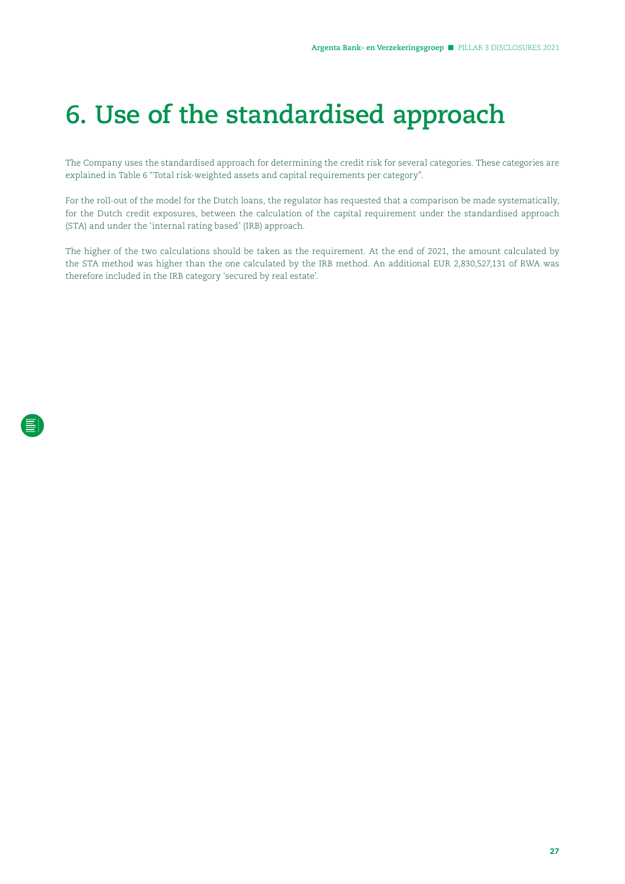# 6. Use of the standardised approach

The Company uses the standardised approach for determining the credit risk for several categories. These categories are explained in Table 6 "Total risk-weighted assets and capital requirements per category".

For the roll-out of the model for the Dutch loans, the regulator has requested that a comparison be made systematically, for the Dutch credit exposures, between the calculation of the capital requirement under the standardised approach (STA) and under the 'internal rating based' (IRB) approach.

The higher of the two calculations should be taken as the requirement. At the end of 2021, the amount calculated by the STA method was higher than the one calculated by the IRB method. An additional EUR 2,830,527,131 of RWA was therefore included in the IRB category 'secured by real estate'.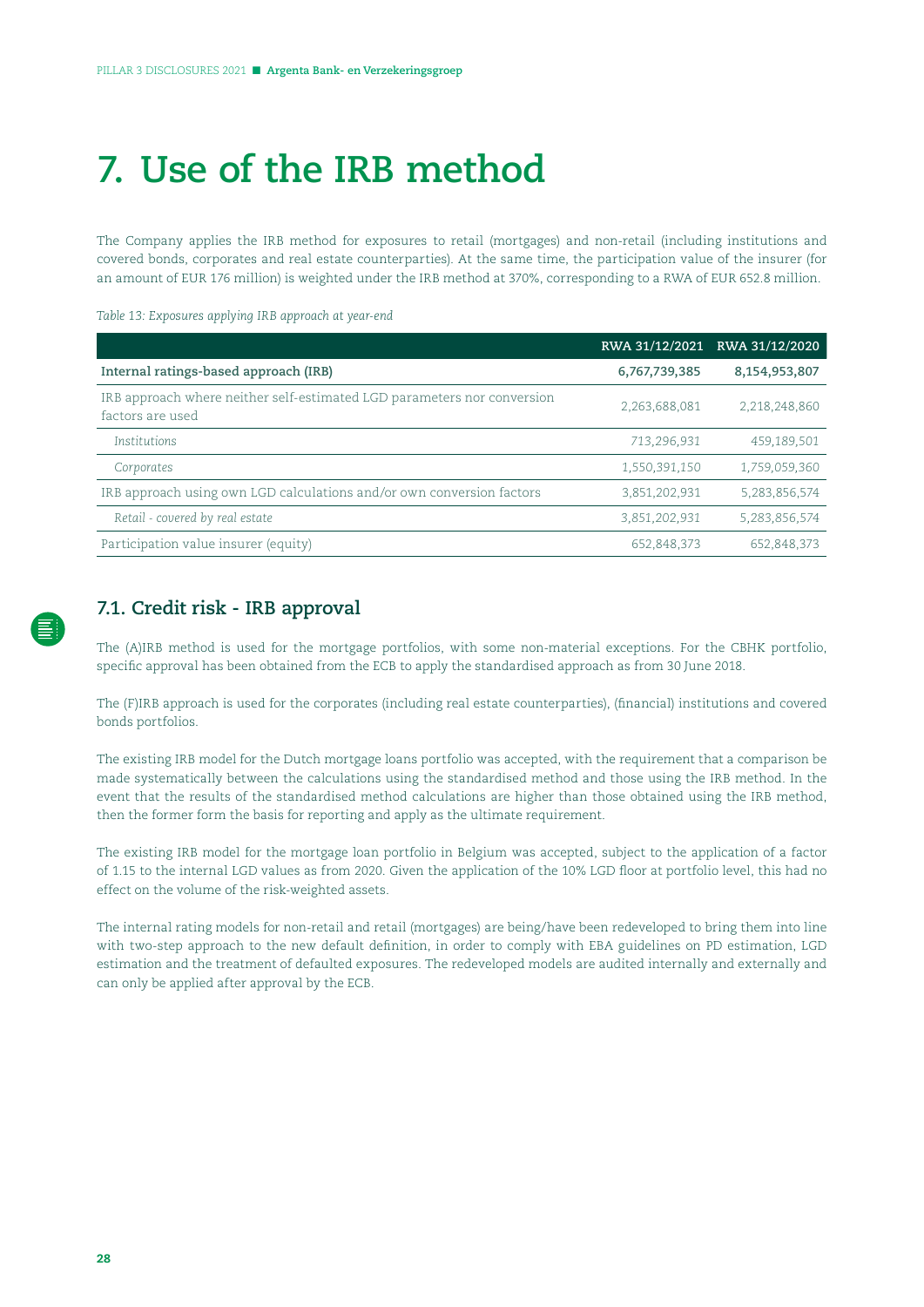# 7. Use of the IRB method

The Company applies the IRB method for exposures to retail (mortgages) and non-retail (including institutions and covered bonds, corporates and real estate counterparties). At the same time, the participation value of the insurer (for an amount of EUR 176 million) is weighted under the IRB method at 370%, corresponding to a RWA of EUR 652.8 million.

*Table 13: Exposures applying IRB approach at year-end*

| | RWA 31/12/2021 | RWA 31/12/2020 |
|---|---|---|
| **Internal ratings-based approach (IRB)** | **6,767,739,385** | **8,154,953,807** |
| IRB approach where neither self-estimated LGD parameters nor conversion factors are used | 2,263,688,081 | 2,218,248,860 |
| *Institutions* | *713,296,931* | 459,189,501 |
| *Corporates* | 1,550,391,150 | 1,759,059,360 |
| IRB approach using own LGD calculations and/or own conversion factors | 3,851,202,931 | 5,283,856,574 |
| *Retail - covered by real estate* | 3,851,202,931 | 5,283,856,574 |
| Participation value insurer (equity) | 652,848,373 | 652,848,373 |

## 7.1. Credit risk - IRB approval

The (A)IRB method is used for the mortgage portfolios, with some non-material exceptions. For the CBHK portfolio, specific approval has been obtained from the ECB to apply the standardised approach as from 30 June 2018.

The (F)IRB approach is used for the corporates (including real estate counterparties), (financial) institutions and covered bonds portfolios.

The existing IRB model for the Dutch mortgage loans portfolio was accepted, with the requirement that a comparison be made systematically between the calculations using the standardised method and those using the IRB method. In the event that the results of the standardised method calculations are higher than those obtained using the IRB method, then the former form the basis for reporting and apply as the ultimate requirement.

The existing IRB model for the mortgage loan portfolio in Belgium was accepted, subject to the application of a factor of 1.15 to the internal LGD values as from 2020. Given the application of the 10% LGD floor at portfolio level, this had no effect on the volume of the risk-weighted assets.

The internal rating models for non-retail and retail (mortgages) are being/have been redeveloped to bring them into line with two-step approach to the new default definition, in order to comply with EBA guidelines on PD estimation, LGD estimation and the treatment of defaulted exposures. The redeveloped models are audited internally and externally and can only be applied after approval by the ECB.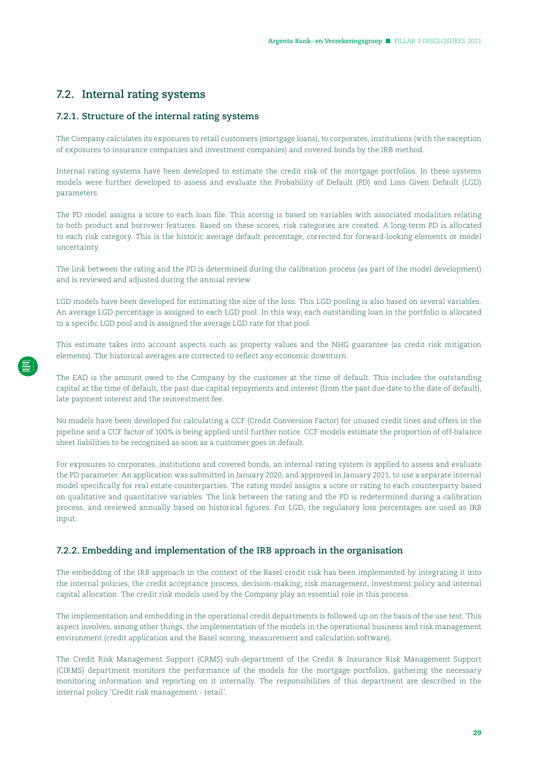## 7.2. Internal rating systems

### 7.2.1. Structure of the internal rating systems

The Company calculates its exposures to retail customers (mortgage loans), to corporates, institutions (with the exception of exposures to insurance companies and investment companies) and covered bonds by the IRB method.

Internal rating systems have been developed to estimate the credit risk of the mortgage portfolios. In these systems models were further developed to assess and evaluate the Probability of Default (PD) and Loss Given Default (LGD) parameters.

The PD model assigns a score to each loan file. This scoring is based on variables with associated modalities relating to both product and borrower features. Based on these scores, risk categories are created. A long-term PD is allocated to each risk category. This is the historic average default percentage, corrected for forward-looking elements or model uncertainty.

The link between the rating and the PD is determined during the calibration process (as part of the model development) and is reviewed and adjusted during the annual review.

LGD models have been developed for estimating the size of the loss. This LGD pooling is also based on several variables. An average LGD percentage is assigned to each LGD pool. In this way, each outstanding loan in the portfolio is allocated to a specific LGD pool and is assigned the average LGD rate for that pool.

This estimate takes into account aspects such as property values and the NHG guarantee (as credit risk mitigation elements). The historical averages are corrected to reflect any economic downturn.

The EAD is the amount owed to the Company by the customer at the time of default. This includes the outstanding capital at the time of default, the past due capital repayments and interest (from the past due date to the date of default), late payment interest and the reinvestment fee.

No models have been developed for calculating a CCF (Credit Conversion Factor) for unused credit lines and offers in the pipeline and a CCF factor of 100% is being applied until further notice. CCF models estimate the proportion of off-balance sheet liabilities to be recognised as soon as a customer goes in default.

For exposures to corporates, institutions and covered bonds, an internal rating system is applied to assess and evaluate the PD parameter. An application was submitted in January 2020, and approved in January 2021, to use a separate internal model specifically for real estate counterparties. The rating model assigns a score or rating to each counterparty based on qualitative and quantitative variables. The link between the rating and the PD is redetermined during a calibration process, and reviewed annually based on historical figures. For LGD, the regulatory loss percentages are used as IRB input.

### 7.2.2. Embedding and implementation of the IRB approach in the organisation

The embedding of the IRB approach in the context of the Basel credit risk has been implemented by integrating it into the internal policies, the credit acceptance process, decision-making, risk management, investment policy and internal capital allocation. The credit risk models used by the Company play an essential role in this process.

The implementation and embedding in the operational credit departments is followed up on the basis of the use test. This aspect involves, among other things, the implementation of the models in the operational business and risk management environment (credit application and the Basel scoring, measurement and calculation software).

The Credit Risk Management Support (CRMS) sub-department of the Credit & Insurance Risk Management Support (CIRMS) department monitors the performance of the models for the mortgage portfolios, gathering the necessary monitoring information and reporting on it internally. The responsibilities of this department are described in the internal policy 'Credit risk management - retail'.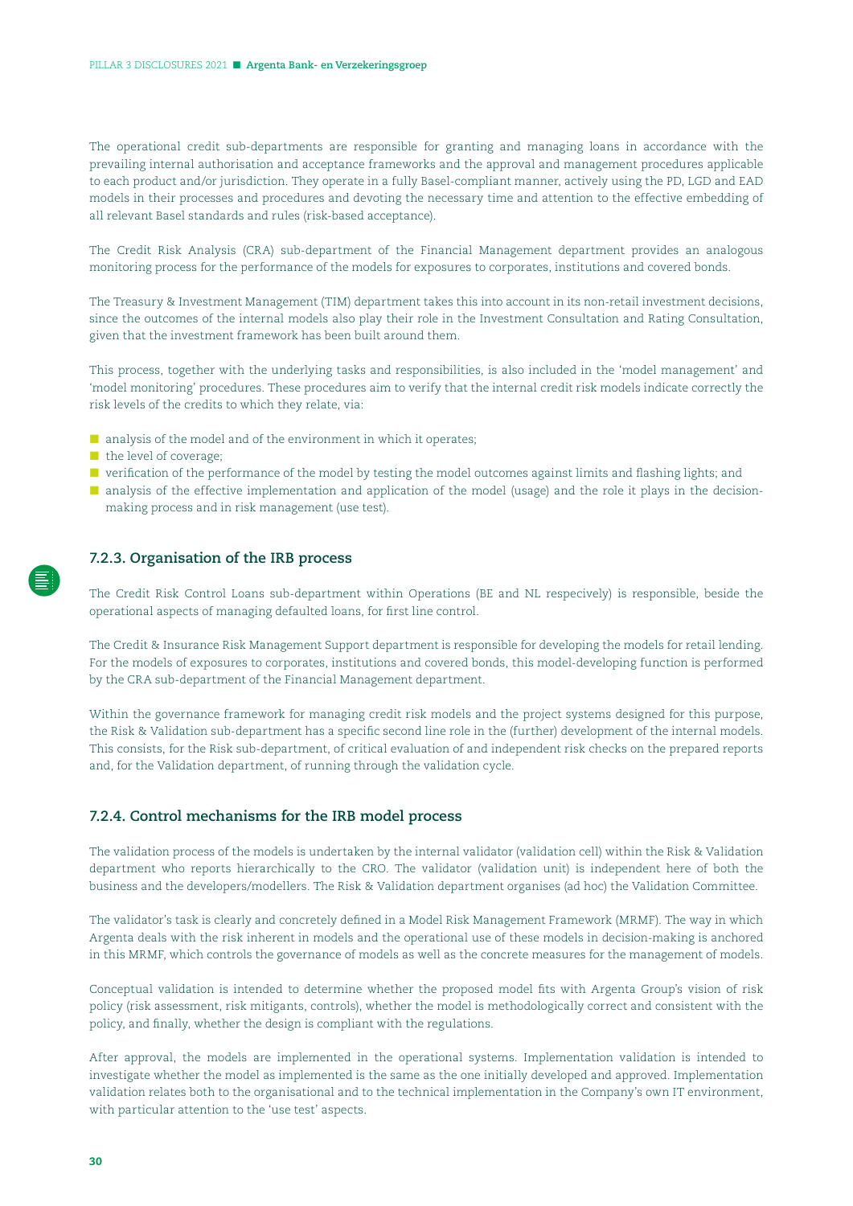The operational credit sub-departments are responsible for granting and managing loans in accordance with the prevailing internal authorisation and acceptance frameworks and the approval and management procedures applicable to each product and/or jurisdiction. They operate in a fully Basel-compliant manner, actively using the PD, LGD and EAD models in their processes and procedures and devoting the necessary time and attention to the effective embedding of all relevant Basel standards and rules (risk-based acceptance).

The Credit Risk Analysis (CRA) sub-department of the Financial Management department provides an analogous monitoring process for the performance of the models for exposures to corporates, institutions and covered bonds.

The Treasury & Investment Management (TIM) department takes this into account in its non-retail investment decisions, since the outcomes of the internal models also play their role in the Investment Consultation and Rating Consultation, given that the investment framework has been built around them.

This process, together with the underlying tasks and responsibilities, is also included in the 'model management' and 'model monitoring' procedures. These procedures aim to verify that the internal credit risk models indicate correctly the risk levels of the credits to which they relate, via:

- analysis of the model and of the environment in which it operates;
- the level of coverage;
- verification of the performance of the model by testing the model outcomes against limits and flashing lights; and
- analysis of the effective implementation and application of the model (usage) and the role it plays in the decision-making process and in risk management (use test).

### 7.2.3. Organisation of the IRB process

The Credit Risk Control Loans sub-department within Operations (BE and NL respecively) is responsible, beside the operational aspects of managing defaulted loans, for first line control.

The Credit & Insurance Risk Management Support department is responsible for developing the models for retail lending. For the models of exposures to corporates, institutions and covered bonds, this model-developing function is performed by the CRA sub-department of the Financial Management department.

Within the governance framework for managing credit risk models and the project systems designed for this purpose, the Risk & Validation sub-department has a specific second line role in the (further) development of the internal models. This consists, for the Risk sub-department, of critical evaluation of and independent risk checks on the prepared reports and, for the Validation department, of running through the validation cycle.

### 7.2.4. Control mechanisms for the IRB model process

The validation process of the models is undertaken by the internal validator (validation cell) within the Risk & Validation department who reports hierarchically to the CRO. The validator (validation unit) is independent here of both the business and the developers/modellers. The Risk & Validation department organises (ad hoc) the Validation Committee.

The validator's task is clearly and concretely defined in a Model Risk Management Framework (MRMF). The way in which Argenta deals with the risk inherent in models and the operational use of these models in decision-making is anchored in this MRMF, which controls the governance of models as well as the concrete measures for the management of models.

Conceptual validation is intended to determine whether the proposed model fits with Argenta Group's vision of risk policy (risk assessment, risk mitigants, controls), whether the model is methodologically correct and consistent with the policy, and finally, whether the design is compliant with the regulations.

After approval, the models are implemented in the operational systems. Implementation validation is intended to investigate whether the model as implemented is the same as the one initially developed and approved. Implementation validation relates both to the organisational and to the technical implementation in the Company's own IT environment, with particular attention to the 'use test' aspects.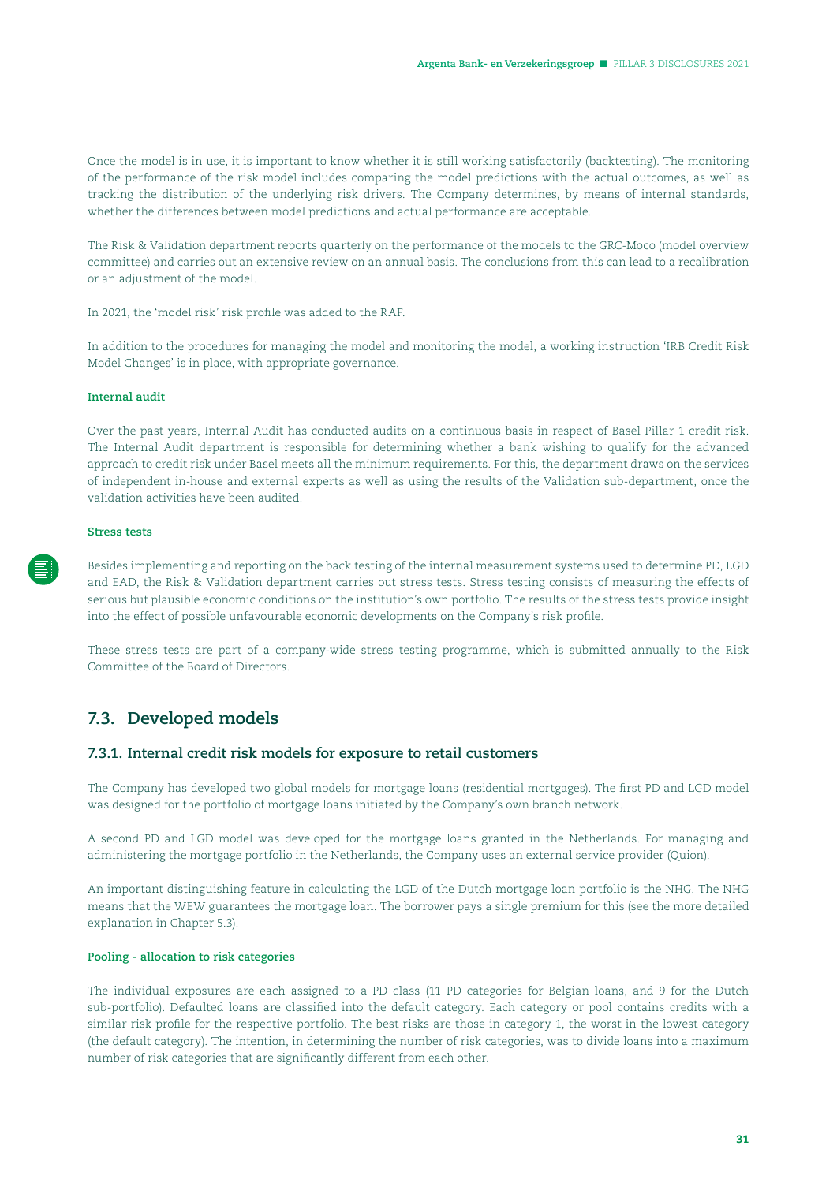Once the model is in use, it is important to know whether it is still working satisfactorily (backtesting). The monitoring of the performance of the risk model includes comparing the model predictions with the actual outcomes, as well as tracking the distribution of the underlying risk drivers. The Company determines, by means of internal standards, whether the differences between model predictions and actual performance are acceptable.

The Risk & Validation department reports quarterly on the performance of the models to the GRC-Moco (model overview committee) and carries out an extensive review on an annual basis. The conclusions from this can lead to a recalibration or an adjustment of the model.

In 2021, the 'model risk' risk profile was added to the RAF.

In addition to the procedures for managing the model and monitoring the model, a working instruction 'IRB Credit Risk Model Changes' is in place, with appropriate governance.

#### Internal audit

Over the past years, Internal Audit has conducted audits on a continuous basis in respect of Basel Pillar 1 credit risk. The Internal Audit department is responsible for determining whether a bank wishing to qualify for the advanced approach to credit risk under Basel meets all the minimum requirements. For this, the department draws on the services of independent in-house and external experts as well as using the results of the Validation sub-department, once the validation activities have been audited.

#### Stress tests

Besides implementing and reporting on the back testing of the internal measurement systems used to determine PD, LGD and EAD, the Risk & Validation department carries out stress tests. Stress testing consists of measuring the effects of serious but plausible economic conditions on the institution's own portfolio. The results of the stress tests provide insight into the effect of possible unfavourable economic developments on the Company's risk profile.

These stress tests are part of a company-wide stress testing programme, which is submitted annually to the Risk Committee of the Board of Directors.

## 7.3. Developed models

### 7.3.1. Internal credit risk models for exposure to retail customers

The Company has developed two global models for mortgage loans (residential mortgages). The first PD and LGD model was designed for the portfolio of mortgage loans initiated by the Company's own branch network.

A second PD and LGD model was developed for the mortgage loans granted in the Netherlands. For managing and administering the mortgage portfolio in the Netherlands, the Company uses an external service provider (Quion).

An important distinguishing feature in calculating the LGD of the Dutch mortgage loan portfolio is the NHG. The NHG means that the WEW guarantees the mortgage loan. The borrower pays a single premium for this (see the more detailed explanation in Chapter 5.3).

#### Pooling - allocation to risk categories

The individual exposures are each assigned to a PD class (11 PD categories for Belgian loans, and 9 for the Dutch sub-portfolio). Defaulted loans are classified into the default category. Each category or pool contains credits with a similar risk profile for the respective portfolio. The best risks are those in category 1, the worst in the lowest category (the default category). The intention, in determining the number of risk categories, was to divide loans into a maximum number of risk categories that are significantly different from each other.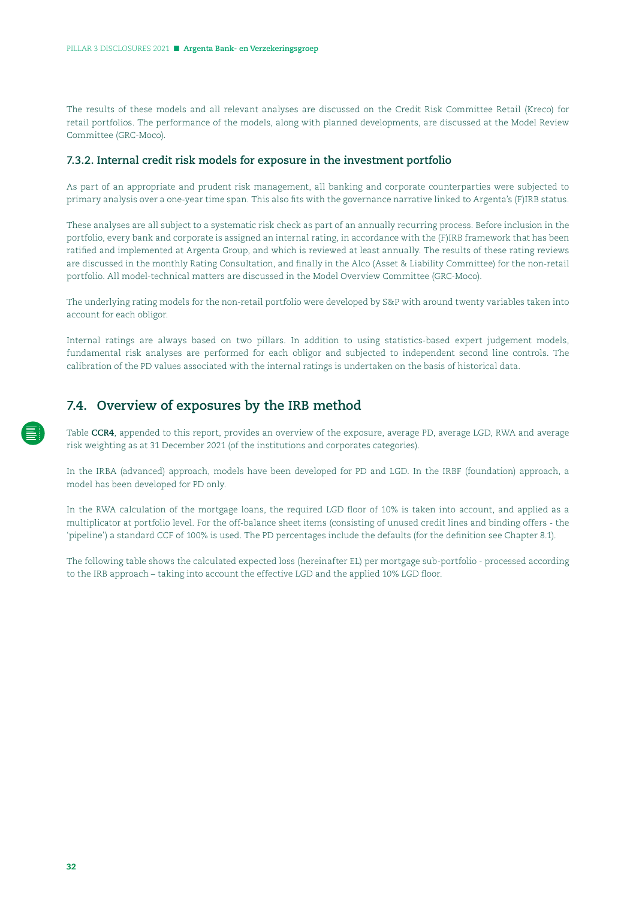The results of these models and all relevant analyses are discussed on the Credit Risk Committee Retail (Kreco) for retail portfolios. The performance of the models, along with planned developments, are discussed at the Model Review Committee (GRC-Moco).

### 7.3.2. Internal credit risk models for exposure in the investment portfolio

As part of an appropriate and prudent risk management, all banking and corporate counterparties were subjected to primary analysis over a one-year time span. This also fits with the governance narrative linked to Argenta's (F)IRB status.

These analyses are all subject to a systematic risk check as part of an annually recurring process. Before inclusion in the portfolio, every bank and corporate is assigned an internal rating, in accordance with the (F)IRB framework that has been ratified and implemented at Argenta Group, and which is reviewed at least annually. The results of these rating reviews are discussed in the monthly Rating Consultation, and finally in the Alco (Asset & Liability Committee) for the non-retail portfolio. All model-technical matters are discussed in the Model Overview Committee (GRC-Moco).

The underlying rating models for the non-retail portfolio were developed by S&P with around twenty variables taken into account for each obligor.

Internal ratings are always based on two pillars. In addition to using statistics-based expert judgement models, fundamental risk analyses are performed for each obligor and subjected to independent second line controls. The calibration of the PD values associated with the internal ratings is undertaken on the basis of historical data.

## 7.4. Overview of exposures by the IRB method

Table **CCR4**, appended to this report, provides an overview of the exposure, average PD, average LGD, RWA and average risk weighting as at 31 December 2021 (of the institutions and corporates categories).

In the IRBA (advanced) approach, models have been developed for PD and LGD. In the IRBF (foundation) approach, a model has been developed for PD only.

In the RWA calculation of the mortgage loans, the required LGD floor of 10% is taken into account, and applied as a multiplicator at portfolio level. For the off-balance sheet items (consisting of unused credit lines and binding offers - the 'pipeline') a standard CCF of 100% is used. The PD percentages include the defaults (for the definition see Chapter 8.1).

The following table shows the calculated expected loss (hereinafter EL) per mortgage sub-portfolio - processed according to the IRB approach – taking into account the effective LGD and the applied 10% LGD floor.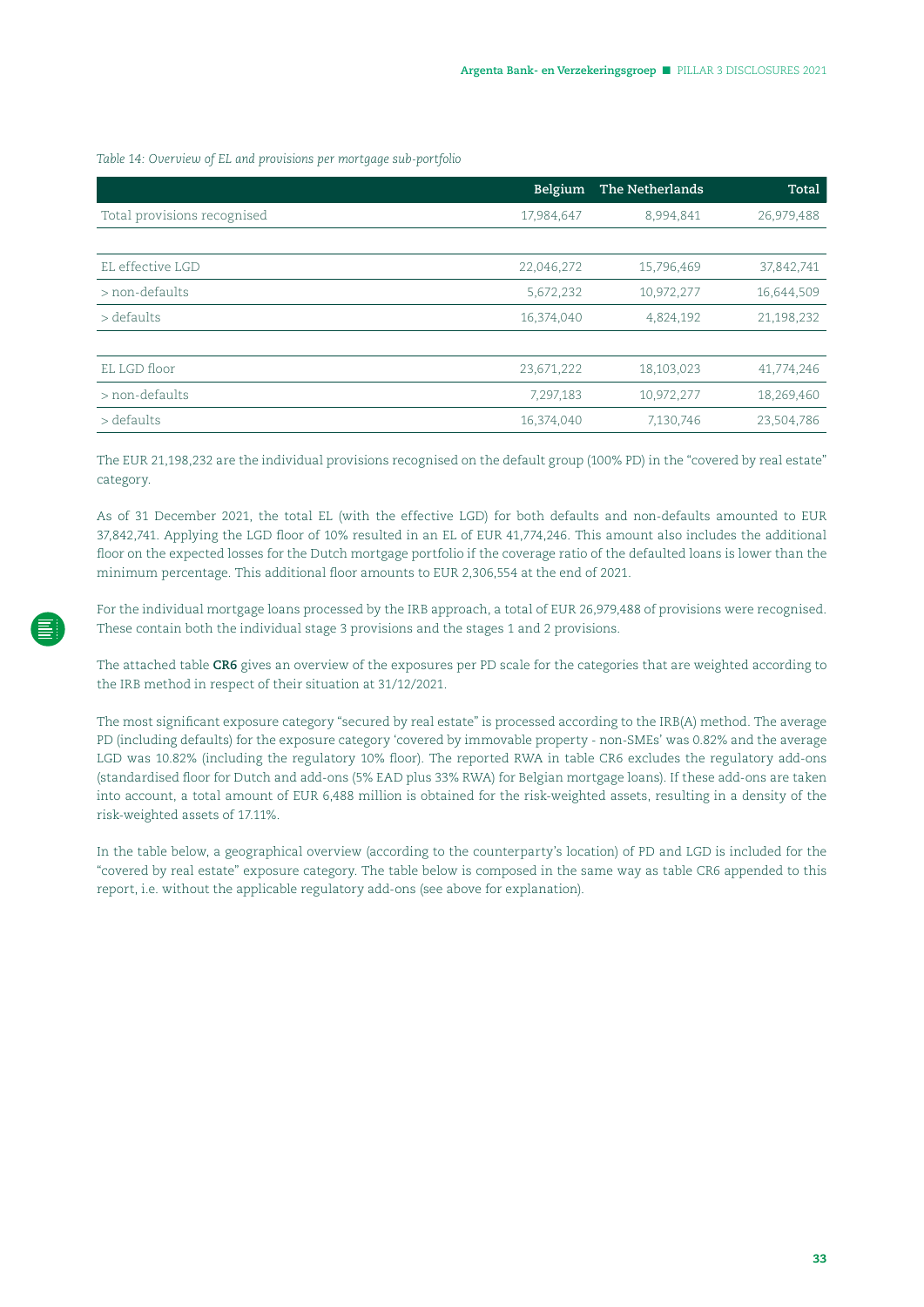*Table 14: Overview of EL and provisions per mortgage sub-portfolio*

| | Belgium | The Netherlands | Total |
|---|---|---|---|
| Total provisions recognised | 17,984,647 | 8,994,841 | 26,979,488 |
| | | | |
| EL effective LGD | 22,046,272 | 15,796,469 | 37,842,741 |
| > non-defaults | 5,672,232 | 10,972,277 | 16,644,509 |
| > defaults | 16,374,040 | 4,824,192 | 21,198,232 |
| | | | |
| EL LGD floor | 23,671,222 | 18,103,023 | 41,774,246 |
| > non-defaults | 7,297,183 | 10,972,277 | 18,269,460 |
| > defaults | 16,374,040 | 7,130,746 | 23,504,786 |

The EUR 21,198,232 are the individual provisions recognised on the default group (100% PD) in the "covered by real estate" category.

As of 31 December 2021, the total EL (with the effective LGD) for both defaults and non-defaults amounted to EUR 37,842,741. Applying the LGD floor of 10% resulted in an EL of EUR 41,774,246. This amount also includes the additional floor on the expected losses for the Dutch mortgage portfolio if the coverage ratio of the defaulted loans is lower than the minimum percentage. This additional floor amounts to EUR 2,306,554 at the end of 2021.

For the individual mortgage loans processed by the IRB approach, a total of EUR 26,979,488 of provisions were recognised. These contain both the individual stage 3 provisions and the stages 1 and 2 provisions.

The attached table **CR6** gives an overview of the exposures per PD scale for the categories that are weighted according to the IRB method in respect of their situation at 31/12/2021.

The most significant exposure category "secured by real estate" is processed according to the IRB(A) method. The average PD (including defaults) for the exposure category 'covered by immovable property - non-SMEs' was 0.82% and the average LGD was 10.82% (including the regulatory 10% floor). The reported RWA in table CR6 excludes the regulatory add-ons (standardised floor for Dutch and add-ons (5% EAD plus 33% RWA) for Belgian mortgage loans). If these add-ons are taken into account, a total amount of EUR 6,488 million is obtained for the risk-weighted assets, resulting in a density of the risk-weighted assets of 17.11%.

In the table below, a geographical overview (according to the counterparty's location) of PD and LGD is included for the "covered by real estate" exposure category. The table below is composed in the same way as table CR6 appended to this report, i.e. without the applicable regulatory add-ons (see above for explanation).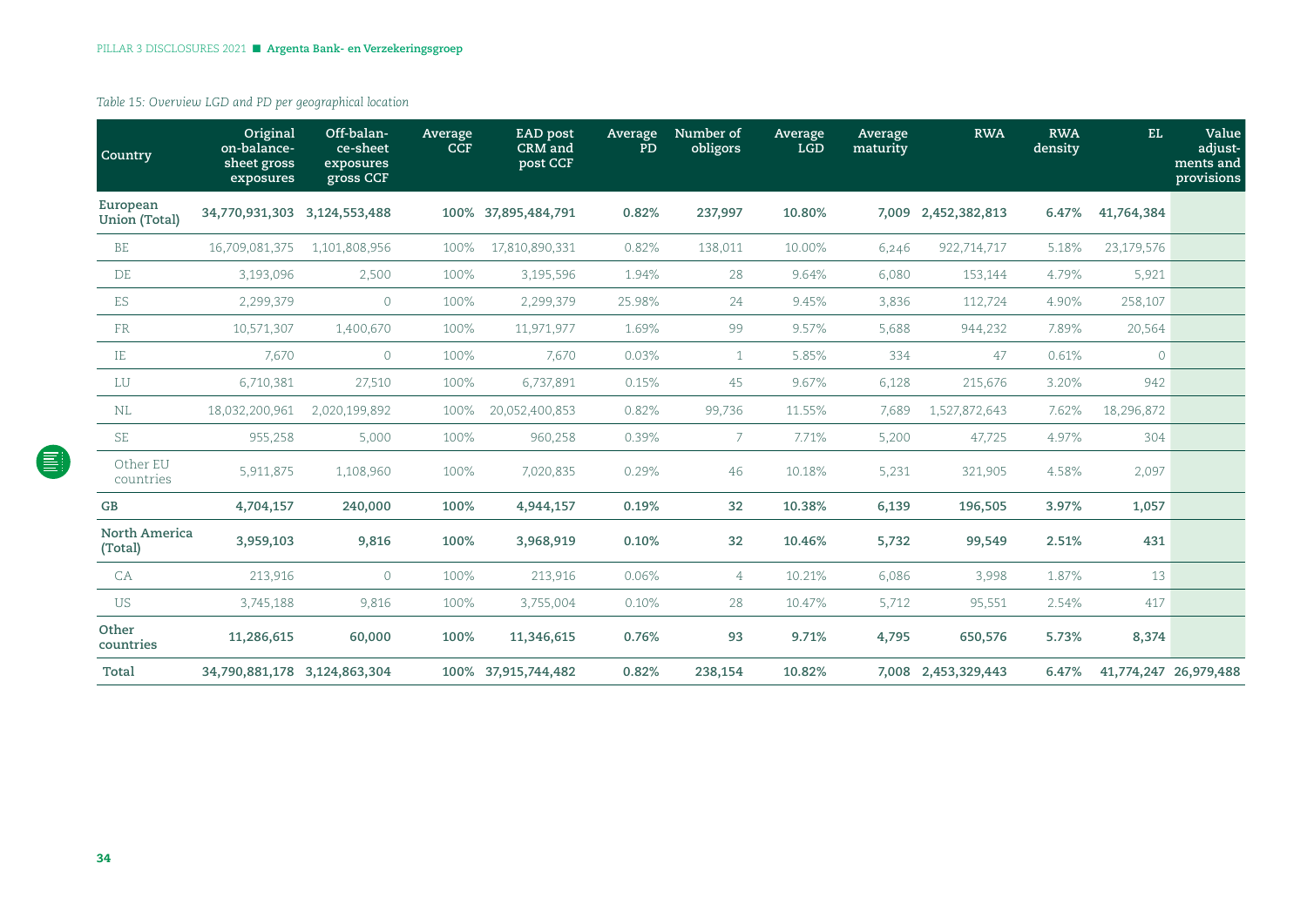*Table 15: Overview LGD and PD per geographical location*

| Country | Original on-balance-sheet gross exposures | Off-balance-sheet exposures gross CCF | Average CCF | EAD post CRM and post CCF | Average PD | Number of obligors | Average LGD | Average maturity | RWA | RWA density | EL | Value adjustments and provisions |
|---|---|---|---|---|---|---|---|---|---|---|---|---|
| **European Union (Total)** | **34,770,931,303** | **3,124,553,488** | **100%** | **37,895,484,791** | **0.82%** | **237,997** | **10.80%** | **7,009** | **2,452,382,813** | **6.47%** | **41,764,384** | |
| BE | 16,709,081,375 | 1,101,808,956 | 100% | 17,810,890,331 | 0.82% | 138,011 | 10.00% | 6,246 | 922,714,717 | 5.18% | 23,179,576 | |
| DE | 3,193,096 | 2,500 | 100% | 3,195,596 | 1.94% | 28 | 9.64% | 6,080 | 153,144 | 4.79% | 5,921 | |
| ES | 2,299,379 | 0 | 100% | 2,299,379 | 25.98% | 24 | 9.45% | 3,836 | 112,724 | 4.90% | 258,107 | |
| FR | 10,571,307 | 1,400,670 | 100% | 11,971,977 | 1.69% | 99 | 9.57% | 5,688 | 944,232 | 7.89% | 20,564 | |
| IE | 7,670 | 0 | 100% | 7,670 | 0.03% | 1 | 5.85% | 334 | 47 | 0.61% | 0 | |
| LU | 6,710,381 | 27,510 | 100% | 6,737,891 | 0.15% | 45 | 9.67% | 6,128 | 215,676 | 3.20% | 942 | |
| NL | 18,032,200,961 | 2,020,199,892 | 100% | 20,052,400,853 | 0.82% | 99,736 | 11.55% | 7,689 | 1,527,872,643 | 7.62% | 18,296,872 | |
| SE | 955,258 | 5,000 | 100% | 960,258 | 0.39% | 7 | 7.71% | 5,200 | 47,725 | 4.97% | 304 | |
| Other EU countries | 5,911,875 | 1,108,960 | 100% | 7,020,835 | 0.29% | 46 | 10.18% | 5,231 | 321,905 | 4.58% | 2,097 | |
| **GB** | **4,704,157** | **240,000** | **100%** | **4,944,157** | **0.19%** | **32** | **10.38%** | **6,139** | **196,505** | **3.97%** | **1,057** | |
| **North America (Total)** | **3,959,103** | **9,816** | **100%** | **3,968,919** | **0.10%** | **32** | **10.46%** | **5,732** | **99,549** | **2.51%** | **431** | |
| CA | 213,916 | 0 | 100% | 213,916 | 0.06% | 4 | 10.21% | 6,086 | 3,998 | 1.87% | 13 | |
| US | 3,745,188 | 9,816 | 100% | 3,755,004 | 0.10% | 28 | 10.47% | 5,712 | 95,551 | 2.54% | 417 | |
| **Other countries** | **11,286,615** | **60,000** | **100%** | **11,346,615** | **0.76%** | **93** | **9.71%** | **4,795** | **650,576** | **5.73%** | **8,374** | |
| **Total** | **34,790,881,178** | **3,124,863,304** | **100%** | **37,915,744,482** | **0.82%** | **238,154** | **10.82%** | **7,008** | **2,453,329,443** | **6.47%** | **41,774,247** | **26,979,488** |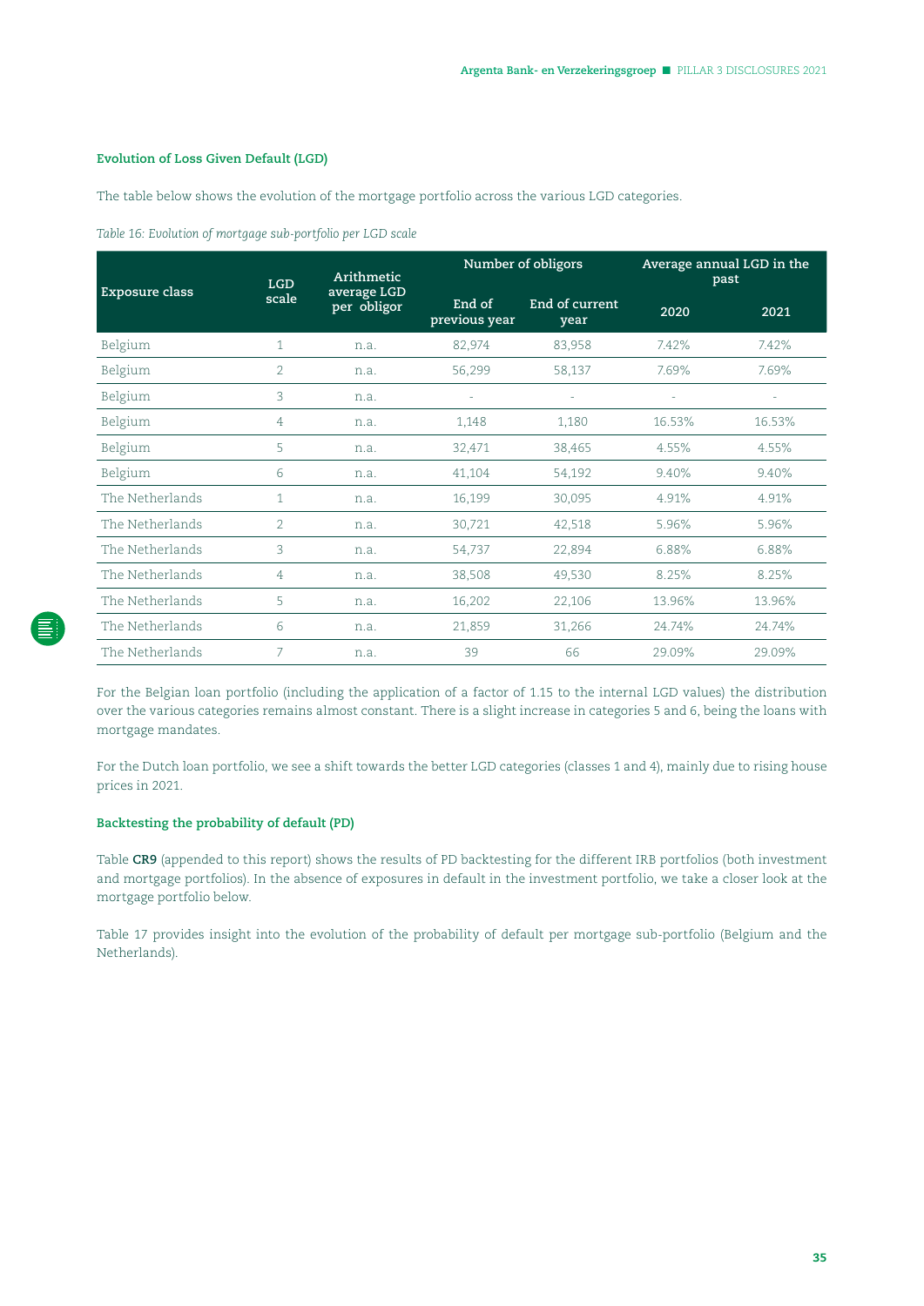### Evolution of Loss Given Default (LGD)

The table below shows the evolution of the mortgage portfolio across the various LGD categories.

*Table 16: Evolution of mortgage sub-portfolio per LGD scale*

| Exposure class | LGD scale | Arithmetic average LGD per obligor | Number of obligors | | Average annual LGD in the past | |
|---|---|---|---|---|---|---|
| | | | End of previous year | End of current year | 2020 | 2021 |
| Belgium | 1 | n.a. | 82,974 | 83,958 | 7.42% | 7.42% |
| Belgium | 2 | n.a. | 56,299 | 58,137 | 7.69% | 7.69% |
| Belgium | 3 | n.a. | - | - | - | - |
| Belgium | 4 | n.a. | 1,148 | 1,180 | 16.53% | 16.53% |
| Belgium | 5 | n.a. | 32,471 | 38,465 | 4.55% | 4.55% |
| Belgium | 6 | n.a. | 41,104 | 54,192 | 9.40% | 9.40% |
| The Netherlands | 1 | n.a. | 16,199 | 30,095 | 4.91% | 4.91% |
| The Netherlands | 2 | n.a. | 30,721 | 42,518 | 5.96% | 5.96% |
| The Netherlands | 3 | n.a. | 54,737 | 22,894 | 6.88% | 6.88% |
| The Netherlands | 4 | n.a. | 38,508 | 49,530 | 8.25% | 8.25% |
| The Netherlands | 5 | n.a. | 16,202 | 22,106 | 13.96% | 13.96% |
| The Netherlands | 6 | n.a. | 21,859 | 31,266 | 24.74% | 24.74% |
| The Netherlands | 7 | n.a. | 39 | 66 | 29.09% | 29.09% |

For the Belgian loan portfolio (including the application of a factor of 1.15 to the internal LGD values) the distribution over the various categories remains almost constant. There is a slight increase in categories 5 and 6, being the loans with mortgage mandates.

For the Dutch loan portfolio, we see a shift towards the better LGD categories (classes 1 and 4), mainly due to rising house prices in 2021.

### Backtesting the probability of default (PD)

Table **CR9** (appended to this report) shows the results of PD backtesting for the different IRB portfolios (both investment and mortgage portfolios). In the absence of exposures in default in the investment portfolio, we take a closer look at the mortgage portfolio below.

Table 17 provides insight into the evolution of the probability of default per mortgage sub-portfolio (Belgium and the Netherlands).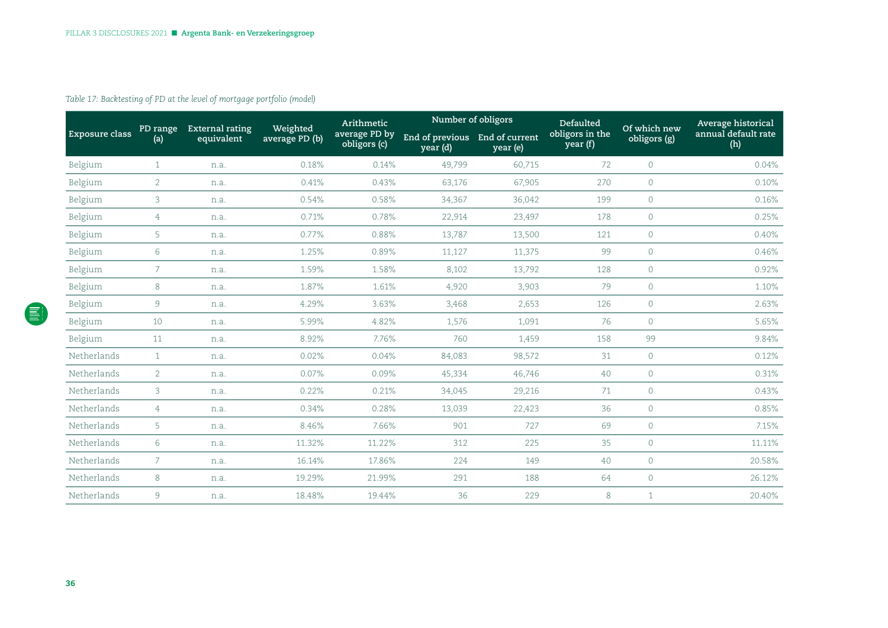*Table 17: Backtesting of PD at the level of mortgage portfolio (model)*

| Exposure class | PD range (a) | External rating equivalent | Weighted average PD (b) | Arithmetic average PD by obligors (c) | Number of obligors | | Defaulted obligors in the year (f) | Of which new obligors (g) | Average historical annual default rate (h) |
|---|---|---|---|---|---|---|---|---|---|
| | | | | | End of previous year (d) | End of current year (e) | | | |
| Belgium | 1 | n.a. | 0.18% | 0.14% | 49,799 | 60,715 | 72 | 0 | 0.04% |
| Belgium | 2 | n.a. | 0.41% | 0.43% | 63,176 | 67,905 | 270 | 0 | 0.10% |
| Belgium | 3 | n.a. | 0.54% | 0.58% | 34,367 | 36,042 | 199 | 0 | 0.16% |
| Belgium | 4 | n.a. | 0.71% | 0.78% | 22,914 | 23,497 | 178 | 0 | 0.25% |
| Belgium | 5 | n.a. | 0.77% | 0.88% | 13,787 | 13,500 | 121 | 0 | 0.40% |
| Belgium | 6 | n.a. | 1.25% | 0.89% | 11,127 | 11,375 | 99 | 0 | 0.46% |
| Belgium | 7 | n.a. | 1.59% | 1.58% | 8,102 | 13,792 | 128 | 0 | 0.92% |
| Belgium | 8 | n.a. | 1.87% | 1.61% | 4,920 | 3,903 | 79 | 0 | 1.10% |
| Belgium | 9 | n.a. | 4.29% | 3.63% | 3,468 | 2,653 | 126 | 0 | 2.63% |
| Belgium | 10 | n.a. | 5.99% | 4.82% | 1,576 | 1,091 | 76 | 0 | 5.65% |
| Belgium | 11 | n.a. | 8.92% | 7.76% | 760 | 1,459 | 158 | 99 | 9.84% |
| Netherlands | 1 | n.a. | 0.02% | 0.04% | 84,083 | 98,572 | 31 | 0 | 0.12% |
| Netherlands | 2 | n.a. | 0.07% | 0.09% | 45,334 | 46,746 | 40 | 0 | 0.31% |
| Netherlands | 3 | n.a. | 0.22% | 0.21% | 34,045 | 29,216 | 71 | 0 | 0.43% |
| Netherlands | 4 | n.a. | 0.34% | 0.28% | 13,039 | 22,423 | 36 | 0 | 0.85% |
| Netherlands | 5 | n.a. | 8.46% | 7.66% | 901 | 727 | 69 | 0 | 7.15% |
| Netherlands | 6 | n.a. | 11.32% | 11.22% | 312 | 225 | 35 | 0 | 11.11% |
| Netherlands | 7 | n.a. | 16.14% | 17.86% | 224 | 149 | 40 | 0 | 20.58% |
| Netherlands | 8 | n.a. | 19.29% | 21.99% | 291 | 188 | 64 | 0 | 26.12% |
| Netherlands | 9 | n.a. | 18.48% | 19.44% | 36 | 229 | 8 | 1 | 20.40% |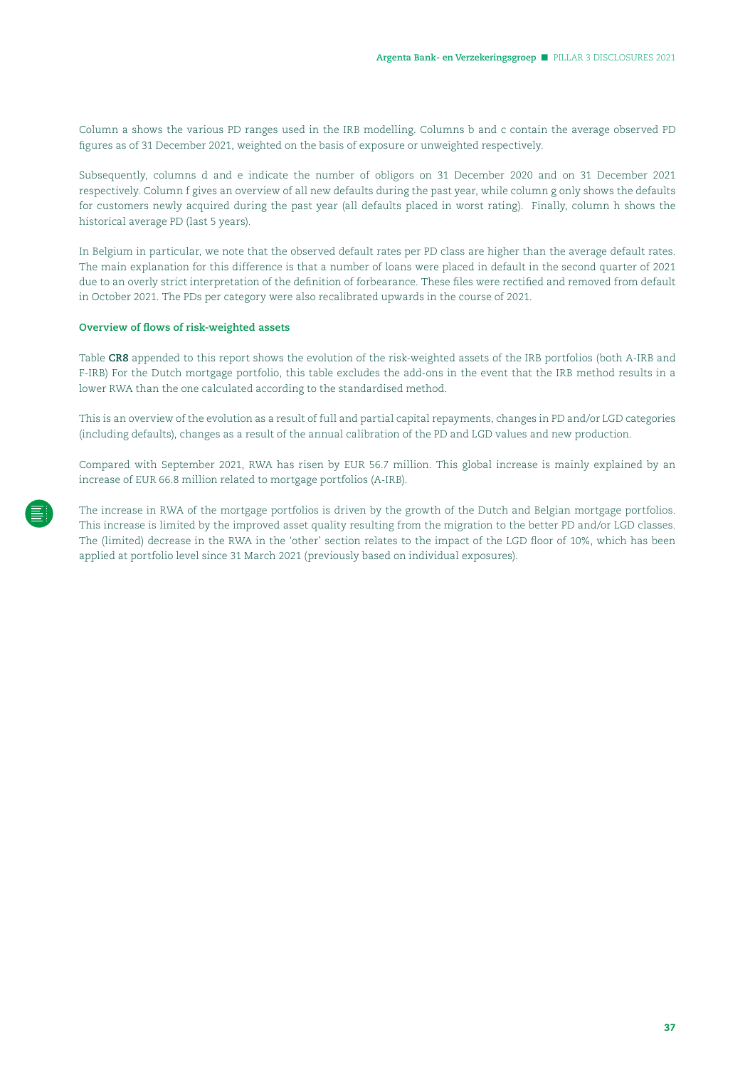Column a shows the various PD ranges used in the IRB modelling. Columns b and c contain the average observed PD figures as of 31 December 2021, weighted on the basis of exposure or unweighted respectively.

Subsequently, columns d and e indicate the number of obligors on 31 December 2020 and on 31 December 2021 respectively. Column f gives an overview of all new defaults during the past year, while column g only shows the defaults for customers newly acquired during the past year (all defaults placed in worst rating). Finally, column h shows the historical average PD (last 5 years).

In Belgium in particular, we note that the observed default rates per PD class are higher than the average default rates. The main explanation for this difference is that a number of loans were placed in default in the second quarter of 2021 due to an overly strict interpretation of the definition of forbearance. These files were rectified and removed from default in October 2021. The PDs per category were also recalibrated upwards in the course of 2021.

### Overview of flows of risk-weighted assets

Table **CR8** appended to this report shows the evolution of the risk-weighted assets of the IRB portfolios (both A-IRB and F-IRB) For the Dutch mortgage portfolio, this table excludes the add-ons in the event that the IRB method results in a lower RWA than the one calculated according to the standardised method.

This is an overview of the evolution as a result of full and partial capital repayments, changes in PD and/or LGD categories (including defaults), changes as a result of the annual calibration of the PD and LGD values and new production.

Compared with September 2021, RWA has risen by EUR 56.7 million. This global increase is mainly explained by an increase of EUR 66.8 million related to mortgage portfolios (A-IRB).

The increase in RWA of the mortgage portfolios is driven by the growth of the Dutch and Belgian mortgage portfolios. This increase is limited by the improved asset quality resulting from the migration to the better PD and/or LGD classes. The (limited) decrease in the RWA in the 'other' section relates to the impact of the LGD floor of 10%, which has been applied at portfolio level since 31 March 2021 (previously based on individual exposures).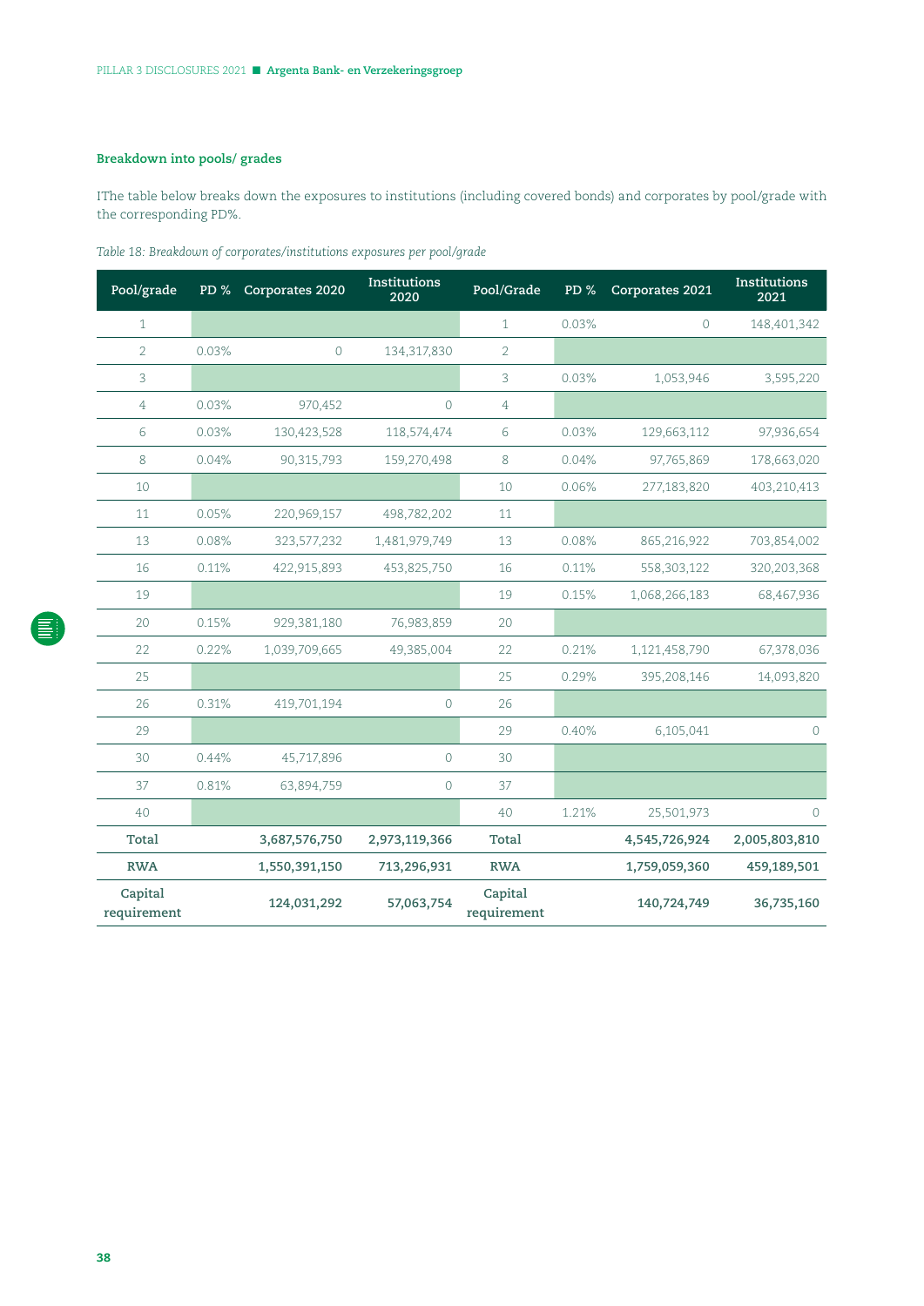### Breakdown into pools/ grades

IThe table below breaks down the exposures to institutions (including covered bonds) and corporates by pool/grade with the corresponding PD%.

*Table 18: Breakdown of corporates/institutions exposures per pool/grade*

| Pool/grade | PD % | Corporates 2020 | Institutions 2020 | Pool/Grade | PD % | Corporates 2021 | Institutions 2021 |
|---|---|---|---|---|---|---|---|
| 1 | | | | 1 | 0.03% | 0 | 148,401,342 |
| 2 | 0.03% | 0 | 134,317,830 | 2 | | | |
| 3 | | | | 3 | 0.03% | 1,053,946 | 3,595,220 |
| 4 | 0.03% | 970,452 | 0 | 4 | | | |
| 6 | 0.03% | 130,423,528 | 118,574,474 | 6 | 0.03% | 129,663,112 | 97,936,654 |
| 8 | 0.04% | 90,315,793 | 159,270,498 | 8 | 0.04% | 97,765,869 | 178,663,020 |
| 10 | | | | 10 | 0.06% | 277,183,820 | 403,210,413 |
| 11 | 0.05% | 220,969,157 | 498,782,202 | 11 | | | |
| 13 | 0.08% | 323,577,232 | 1,481,979,749 | 13 | 0.08% | 865,216,922 | 703,854,002 |
| 16 | 0.11% | 422,915,893 | 453,825,750 | 16 | 0.11% | 558,303,122 | 320,203,368 |
| 19 | | | | 19 | 0.15% | 1,068,266,183 | 68,467,936 |
| 20 | 0.15% | 929,381,180 | 76,983,859 | 20 | | | |
| 22 | 0.22% | 1,039,709,665 | 49,385,004 | 22 | 0.21% | 1,121,458,790 | 67,378,036 |
| 25 | | | | 25 | 0.29% | 395,208,146 | 14,093,820 |
| 26 | 0.31% | 419,701,194 | 0 | 26 | | | |
| 29 | | | | 29 | 0.40% | 6,105,041 | 0 |
| 30 | 0.44% | 45,717,896 | 0 | 30 | | | |
| 37 | 0.81% | 63,894,759 | 0 | 37 | | | |
| 40 | | | | 40 | 1.21% | 25,501,973 | 0 |
| **Total** | | **3,687,576,750** | **2,973,119,366** | **Total** | | **4,545,726,924** | **2,005,803,810** |
| **RWA** | | **1,550,391,150** | **713,296,931** | **RWA** | | **1,759,059,360** | **459,189,501** |
| Capital requirement | | **124,031,292** | **57,063,754** | Capital requirement | | **140,724,749** | **36,735,160** |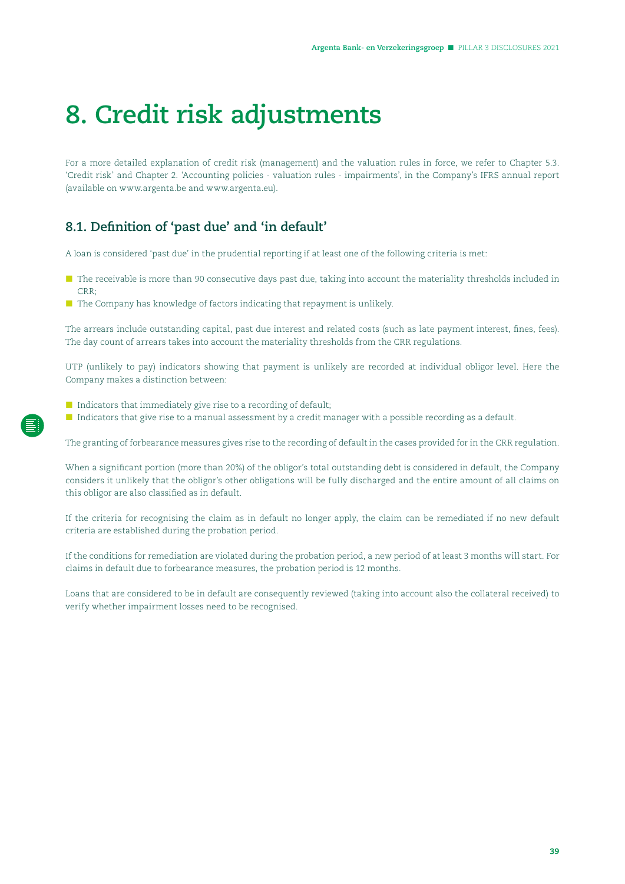# 8. Credit risk adjustments

For a more detailed explanation of credit risk (management) and the valuation rules in force, we refer to Chapter 5.3. 'Credit risk' and Chapter 2. 'Accounting policies - valuation rules - impairments', in the Company's IFRS annual report (available on www.argenta.be and www.argenta.eu).

## 8.1. Definition of 'past due' and 'in default'

A loan is considered 'past due' in the prudential reporting if at least one of the following criteria is met:

- The receivable is more than 90 consecutive days past due, taking into account the materiality thresholds included in CRR;
- The Company has knowledge of factors indicating that repayment is unlikely.

The arrears include outstanding capital, past due interest and related costs (such as late payment interest, fines, fees). The day count of arrears takes into account the materiality thresholds from the CRR regulations.

UTP (unlikely to pay) indicators showing that payment is unlikely are recorded at individual obligor level. Here the Company makes a distinction between:

- Indicators that immediately give rise to a recording of default;
- Indicators that give rise to a manual assessment by a credit manager with a possible recording as a default.

The granting of forbearance measures gives rise to the recording of default in the cases provided for in the CRR regulation.

When a significant portion (more than 20%) of the obligor's total outstanding debt is considered in default, the Company considers it unlikely that the obligor's other obligations will be fully discharged and the entire amount of all claims on this obligor are also classified as in default.

If the criteria for recognising the claim as in default no longer apply, the claim can be remediated if no new default criteria are established during the probation period.

If the conditions for remediation are violated during the probation period, a new period of at least 3 months will start. For claims in default due to forbearance measures, the probation period is 12 months.

Loans that are considered to be in default are consequently reviewed (taking into account also the collateral received) to verify whether impairment losses need to be recognised.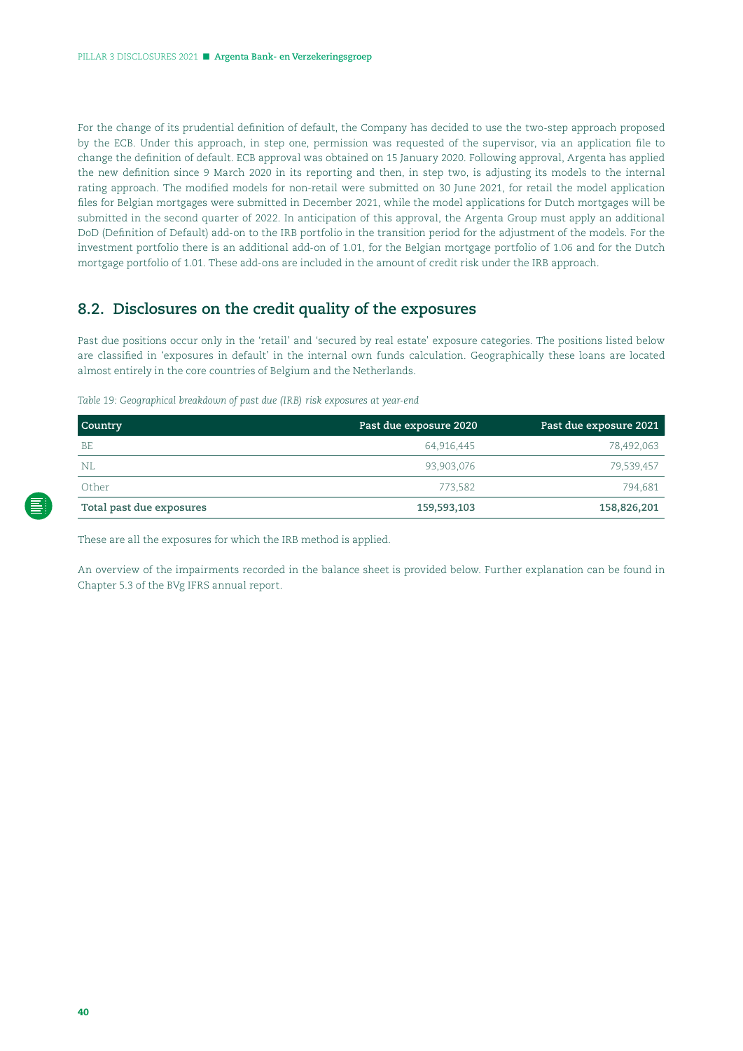For the change of its prudential definition of default, the Company has decided to use the two-step approach proposed by the ECB. Under this approach, in step one, permission was requested of the supervisor, via an application file to change the definition of default. ECB approval was obtained on 15 January 2020. Following approval, Argenta has applied the new definition since 9 March 2020 in its reporting and then, in step two, is adjusting its models to the internal rating approach. The modified models for non-retail were submitted on 30 June 2021, for retail the model application files for Belgian mortgages were submitted in December 2021, while the model applications for Dutch mortgages will be submitted in the second quarter of 2022. In anticipation of this approval, the Argenta Group must apply an additional DoD (Definition of Default) add-on to the IRB portfolio in the transition period for the adjustment of the models. For the investment portfolio there is an additional add-on of 1.01, for the Belgian mortgage portfolio of 1.06 and for the Dutch mortgage portfolio of 1.01. These add-ons are included in the amount of credit risk under the IRB approach.

## 8.2. Disclosures on the credit quality of the exposures

Past due positions occur only in the 'retail' and 'secured by real estate' exposure categories. The positions listed below are classified in 'exposures in default' in the internal own funds calculation. Geographically these loans are located almost entirely in the core countries of Belgium and the Netherlands.

*Table 19: Geographical breakdown of past due (IRB) risk exposures at year-end*

| Country | Past due exposure 2020 | Past due exposure 2021 |
|---|---|---|
| BE | 64,916,445 | 78,492,063 |
| NL | 93,903,076 | 79,539,457 |
| Other | 773,582 | 794,681 |
| **Total past due exposures** | **159,593,103** | **158,826,201** |

These are all the exposures for which the IRB method is applied.

An overview of the impairments recorded in the balance sheet is provided below. Further explanation can be found in Chapter 5.3 of the BVg IFRS annual report.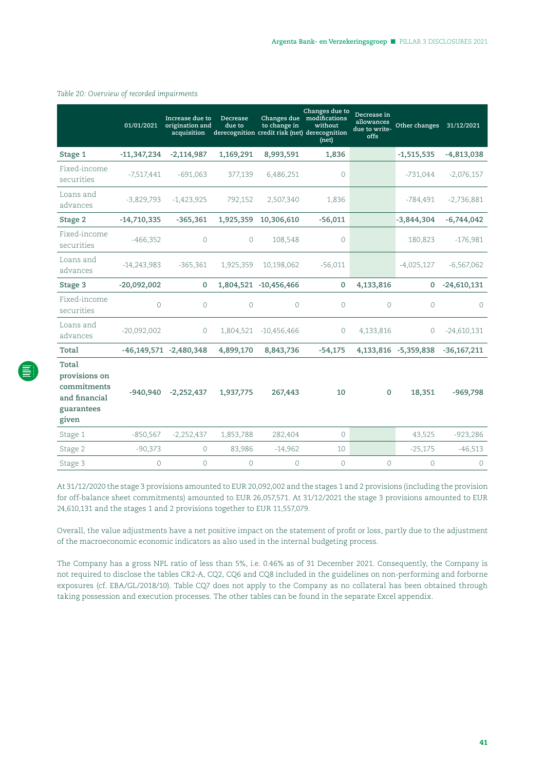*Table 20: Overview of recorded impairments*

| | 01/01/2021 | Increase due to origination and acquisition | Decrease due to derecognition | Changes due to change in credit risk (net) | Changes due to modifications without derecognition (net) | Decrease in allowances due to write-offs | Other changes | 31/12/2021 |
|---|---|---|---|---|---|---|---|---|
| **Stage 1** | **-11,347,234** | **-2,114,987** | **1,169,291** | **8,993,591** | **1,836** | | **-1,515,535** | **-4,813,038** |
| Fixed-income securities | -7,517,441 | -691,063 | 377,139 | 6,486,251 | 0 | | -731,044 | -2,076,157 |
| Loans and advances | -3,829,793 | -1,423,925 | 792,152 | 2,507,340 | 1,836 | | -784,491 | -2,736,881 |
| **Stage 2** | **-14,710,335** | **-365,361** | **1,925,359** | **10,306,610** | **-56,011** | | **-3,844,304** | **-6,744,042** |
| Fixed-income securities | -466,352 | 0 | 0 | 108,548 | 0 | | 180,823 | -176,981 |
| Loans and advances | -14,243,983 | -365,361 | 1,925,359 | 10,198,062 | -56,011 | | -4,025,127 | -6,567,062 |
| **Stage 3** | **-20,092,002** | **0** | **1,804,521** | **-10,456,466** | **0** | **4,133,816** | **0** | **-24,610,131** |
| Fixed-income securities | 0 | 0 | 0 | 0 | 0 | 0 | 0 | 0 |
| Loans and advances | -20,092,002 | 0 | 1,804,521 | -10,456,466 | 0 | 4,133,816 | 0 | -24,610,131 |
| **Total** | **-46,149,571** | **-2,480,348** | **4,899,170** | **8,843,736** | **-54,175** | **4,133,816** | **-5,359,838** | **-36,167,211** |
| **Total provisions on commitments and financial guarantees given** | **-940,940** | **-2,252,437** | **1,937,775** | **267,443** | **10** | **0** | **18,351** | **-969,798** |
| Stage 1 | -850,567 | -2,252,437 | 1,853,788 | 282,404 | 0 | | 43,525 | -923,286 |
| Stage 2 | -90,373 | 0 | 83,986 | -14,962 | 10 | | -25,175 | -46,513 |
| Stage 3 | 0 | 0 | 0 | 0 | 0 | 0 | 0 | 0 |

At 31/12/2020 the stage 3 provisions amounted to EUR 20,092,002 and the stages 1 and 2 provisions (including the provision for off-balance sheet commitments) amounted to EUR 26,057,571. At 31/12/2021 the stage 3 provisions amounted to EUR 24,610,131 and the stages 1 and 2 provisions together to EUR 11,557,079.

Overall, the value adjustments have a net positive impact on the statement of profit or loss, partly due to the adjustment of the macroeconomic economic indicators as also used in the internal budgeting process.

The Company has a gross NPL ratio of less than 5%, i.e. 0.46% as of 31 December 2021. Consequently, the Company is not required to disclose the tables CR2-A, CQ2, CQ6 and CQ8 included in the guidelines on non-performing and forborne exposures (cf. EBA/GL/2018/10). Table CQ7 does not apply to the Company as no collateral has been obtained through taking possession and execution processes. The other tables can be found in the separate Excel appendix.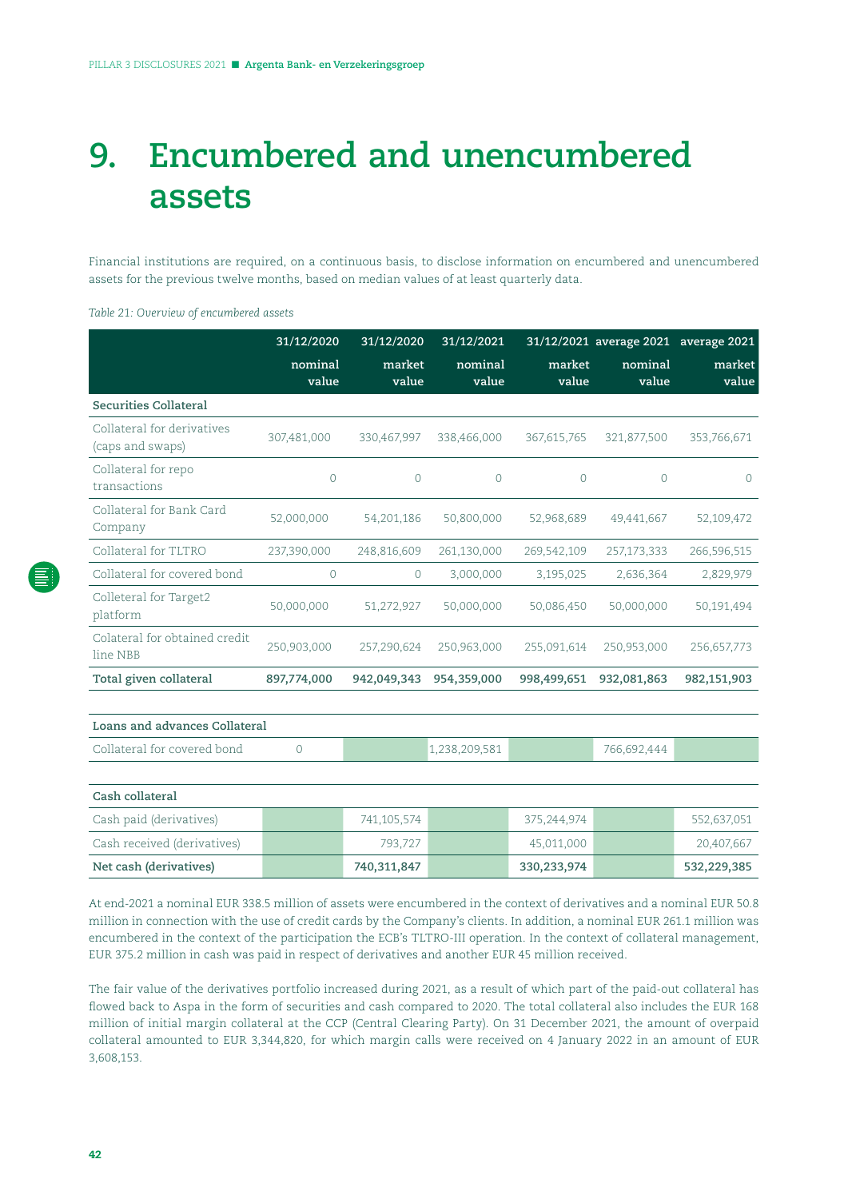# 9. Encumbered and unencumbered assets

Financial institutions are required, on a continuous basis, to disclose information on encumbered and unencumbered assets for the previous twelve months, based on median values of at least quarterly data.

*Table 21: Overview of encumbered assets*

| | 31/12/2020 nominal value | 31/12/2020 market value | 31/12/2021 nominal value | 31/12/2021 market value | average 2021 nominal value | average 2021 market value |
|---|---|---|---|---|---|---|
| **Securities Collateral** | | | | | | |
| Collateral for derivatives (caps and swaps) | 307,481,000 | 330,467,997 | 338,466,000 | 367,615,765 | 321,877,500 | 353,766,671 |
| Collateral for repo transactions | 0 | 0 | 0 | 0 | 0 | 0 |
| Collateral for Bank Card Company | 52,000,000 | 54,201,186 | 50,800,000 | 52,968,689 | 49,441,667 | 52,109,472 |
| Collateral for TLTRO | 237,390,000 | 248,816,609 | 261,130,000 | 269,542,109 | 257,173,333 | 266,596,515 |
| Collateral for covered bond | 0 | 0 | 3,000,000 | 3,195,025 | 2,636,364 | 2,829,979 |
| Colleteral for Target2 platform | 50,000,000 | 51,272,927 | 50,000,000 | 50,086,450 | 50,000,000 | 50,191,494 |
| Colateral for obtained credit line NBB | 250,903,000 | 257,290,624 | 250,963,000 | 255,091,614 | 250,953,000 | 256,657,773 |
| **Total given collateral** | **897,774,000** | **942,049,343** | **954,359,000** | **998,499,651** | **932,081,863** | **982,151,903** |
| | | | | | | |
| **Loans and advances Collateral** | | | | | | |
| Collateral for covered bond | 0 | | 1,238,209,581 | | 766,692,444 | |
| | | | | | | |
| **Cash collateral** | | | | | | |
| Cash paid (derivatives) | | 741,105,574 | | 375,244,974 | | 552,637,051 |
| Cash received (derivatives) | | 793,727 | | 45,011,000 | | 20,407,667 |
| **Net cash (derivatives)** | | **740,311,847** | | **330,233,974** | | **532,229,385** |

At end-2021 a nominal EUR 338.5 million of assets were encumbered in the context of derivatives and a nominal EUR 50.8 million in connection with the use of credit cards by the Company's clients. In addition, a nominal EUR 261.1 million was encumbered in the context of the participation the ECB's TLTRO-III operation. In the context of collateral management, EUR 375.2 million in cash was paid in respect of derivatives and another EUR 45 million received.

The fair value of the derivatives portfolio increased during 2021, as a result of which part of the paid-out collateral has flowed back to Aspa in the form of securities and cash compared to 2020. The total collateral also includes the EUR 168 million of initial margin collateral at the CCP (Central Clearing Party). On 31 December 2021, the amount of overpaid collateral amounted to EUR 3,344,820, for which margin calls were received on 4 January 2022 in an amount of EUR 3,608,153.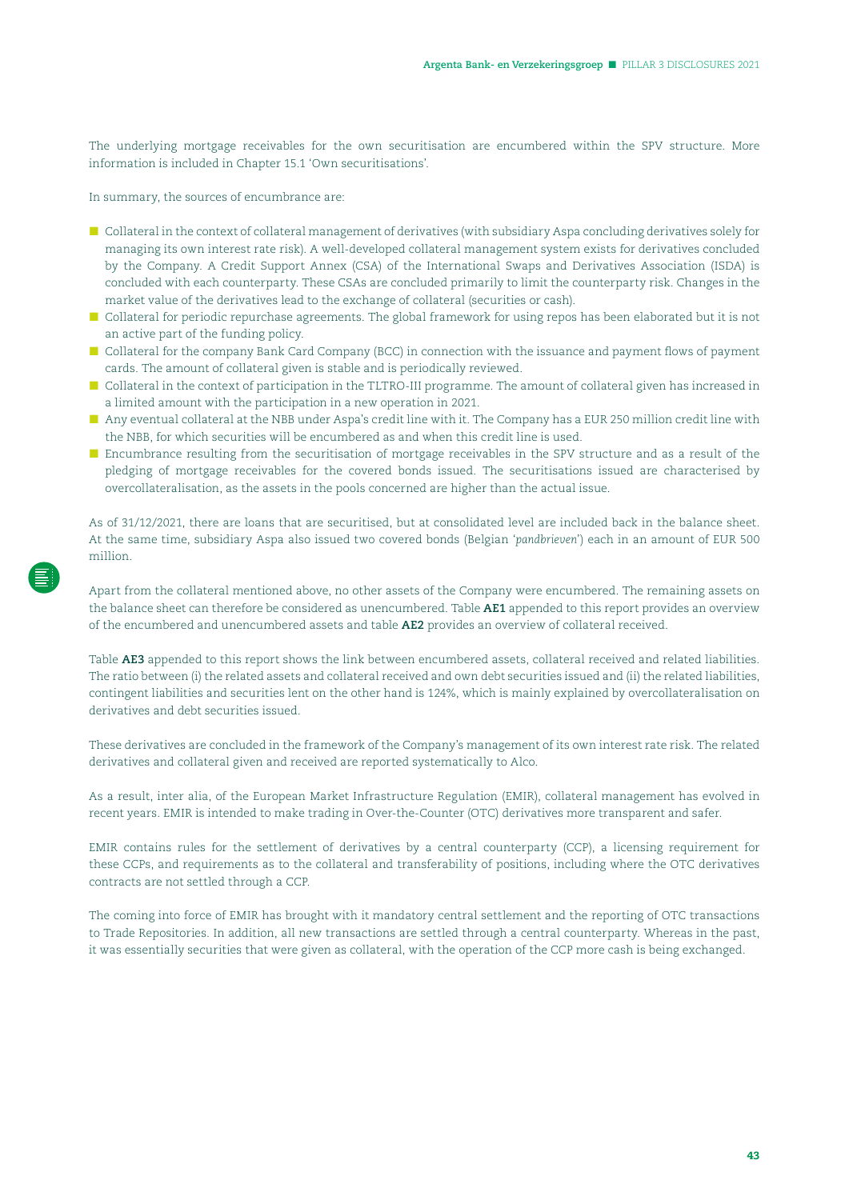The underlying mortgage receivables for the own securitisation are encumbered within the SPV structure. More information is included in Chapter 15.1 'Own securitisations'.

In summary, the sources of encumbrance are:

- Collateral in the context of collateral management of derivatives (with subsidiary Aspa concluding derivatives solely for managing its own interest rate risk). A well-developed collateral management system exists for derivatives concluded by the Company. A Credit Support Annex (CSA) of the International Swaps and Derivatives Association (ISDA) is concluded with each counterparty. These CSAs are concluded primarily to limit the counterparty risk. Changes in the market value of the derivatives lead to the exchange of collateral (securities or cash).
- Collateral for periodic repurchase agreements. The global framework for using repos has been elaborated but it is not an active part of the funding policy.
- Collateral for the company Bank Card Company (BCC) in connection with the issuance and payment flows of payment cards. The amount of collateral given is stable and is periodically reviewed.
- Collateral in the context of participation in the TLTRO-III programme. The amount of collateral given has increased in a limited amount with the participation in a new operation in 2021.
- Any eventual collateral at the NBB under Aspa's credit line with it. The Company has a EUR 250 million credit line with the NBB, for which securities will be encumbered as and when this credit line is used.
- Encumbrance resulting from the securitisation of mortgage receivables in the SPV structure and as a result of the pledging of mortgage receivables for the covered bonds issued. The securitisations issued are characterised by overcollateralisation, as the assets in the pools concerned are higher than the actual issue.

As of 31/12/2021, there are loans that are securitised, but at consolidated level are included back in the balance sheet. At the same time, subsidiary Aspa also issued two covered bonds (Belgian '*pandbrieven*') each in an amount of EUR 500 million.

Apart from the collateral mentioned above, no other assets of the Company were encumbered. The remaining assets on the balance sheet can therefore be considered as unencumbered. Table **AE1** appended to this report provides an overview of the encumbered and unencumbered assets and table **AE2** provides an overview of collateral received.

Table **AE3** appended to this report shows the link between encumbered assets, collateral received and related liabilities. The ratio between (i) the related assets and collateral received and own debt securities issued and (ii) the related liabilities, contingent liabilities and securities lent on the other hand is 124%, which is mainly explained by overcollateralisation on derivatives and debt securities issued.

These derivatives are concluded in the framework of the Company's management of its own interest rate risk. The related derivatives and collateral given and received are reported systematically to Alco.

As a result, inter alia, of the European Market Infrastructure Regulation (EMIR), collateral management has evolved in recent years. EMIR is intended to make trading in Over-the-Counter (OTC) derivatives more transparent and safer.

EMIR contains rules for the settlement of derivatives by a central counterparty (CCP), a licensing requirement for these CCPs, and requirements as to the collateral and transferability of positions, including where the OTC derivatives contracts are not settled through a CCP.

The coming into force of EMIR has brought with it mandatory central settlement and the reporting of OTC transactions to Trade Repositories. In addition, all new transactions are settled through a central counterparty. Whereas in the past, it was essentially securities that were given as collateral, with the operation of the CCP more cash is being exchanged.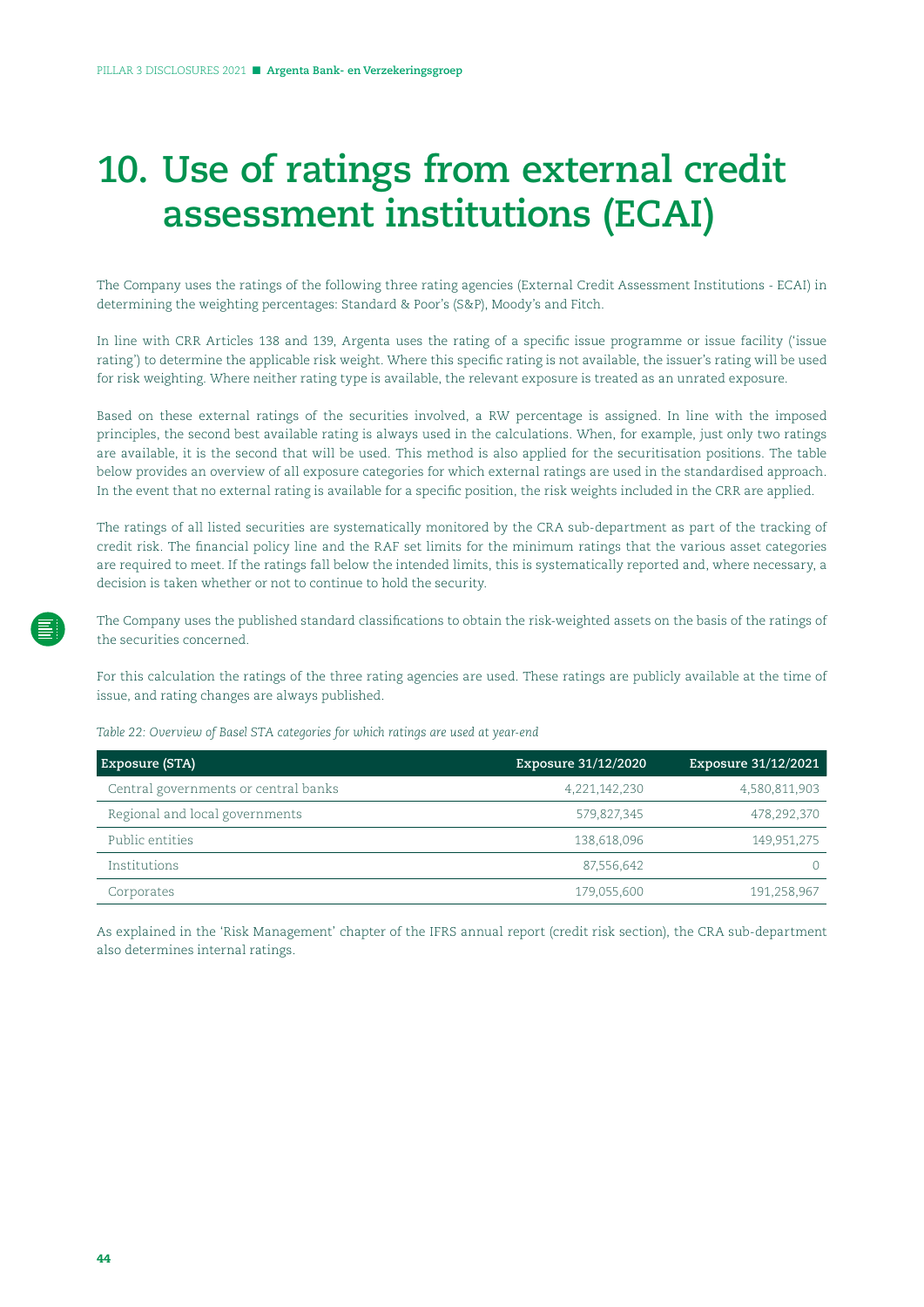# 10. Use of ratings from external credit assessment institutions (ECAI)

The Company uses the ratings of the following three rating agencies (External Credit Assessment Institutions - ECAI) in determining the weighting percentages: Standard & Poor's (S&P), Moody's and Fitch.

In line with CRR Articles 138 and 139, Argenta uses the rating of a specific issue programme or issue facility ('issue rating') to determine the applicable risk weight. Where this specific rating is not available, the issuer's rating will be used for risk weighting. Where neither rating type is available, the relevant exposure is treated as an unrated exposure.

Based on these external ratings of the securities involved, a RW percentage is assigned. In line with the imposed principles, the second best available rating is always used in the calculations. When, for example, just only two ratings are available, it is the second that will be used. This method is also applied for the securitisation positions. The table below provides an overview of all exposure categories for which external ratings are used in the standardised approach. In the event that no external rating is available for a specific position, the risk weights included in the CRR are applied.

The ratings of all listed securities are systematically monitored by the CRA sub-department as part of the tracking of credit risk. The financial policy line and the RAF set limits for the minimum ratings that the various asset categories are required to meet. If the ratings fall below the intended limits, this is systematically reported and, where necessary, a decision is taken whether or not to continue to hold the security.

The Company uses the published standard classifications to obtain the risk-weighted assets on the basis of the ratings of the securities concerned.

For this calculation the ratings of the three rating agencies are used. These ratings are publicly available at the time of issue, and rating changes are always published.

*Table 22: Overview of Basel STA categories for which ratings are used at year-end*

| Exposure (STA) | Exposure 31/12/2020 | Exposure 31/12/2021 |
|---|---|---|
| Central governments or central banks | 4,221,142,230 | 4,580,811,903 |
| Regional and local governments | 579,827,345 | 478,292,370 |
| Public entities | 138,618,096 | 149,951,275 |
| Institutions | 87,556,642 | 0 |
| Corporates | 179,055,600 | 191,258,967 |

As explained in the 'Risk Management' chapter of the IFRS annual report (credit risk section), the CRA sub-department also determines internal ratings.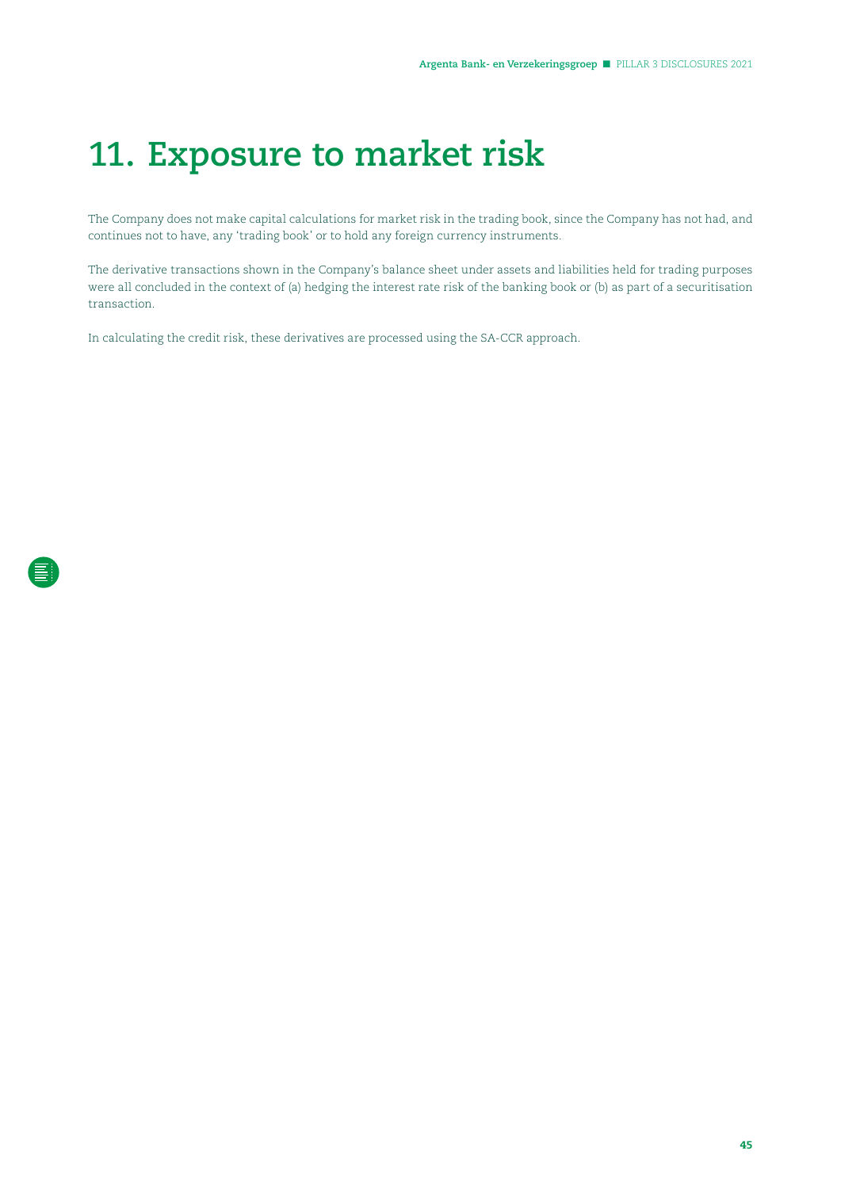# 11. Exposure to market risk

The Company does not make capital calculations for market risk in the trading book, since the Company has not had, and continues not to have, any 'trading book' or to hold any foreign currency instruments.

The derivative transactions shown in the Company's balance sheet under assets and liabilities held for trading purposes were all concluded in the context of (a) hedging the interest rate risk of the banking book or (b) as part of a securitisation transaction.

In calculating the credit risk, these derivatives are processed using the SA-CCR approach.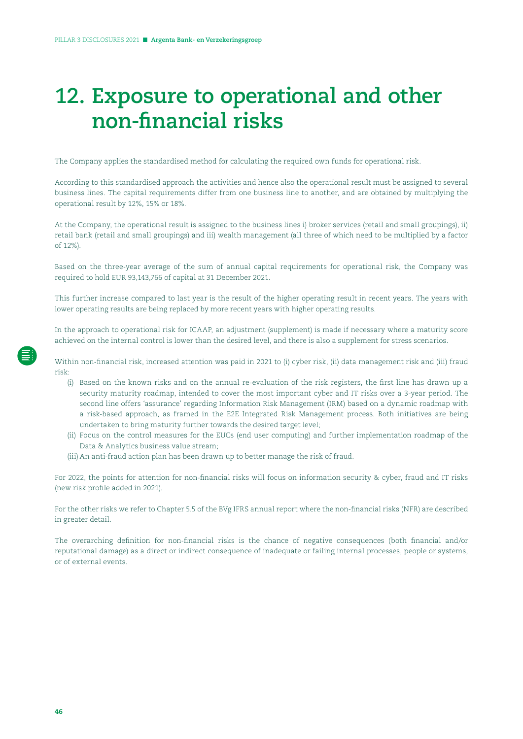# 12. Exposure to operational and other non-financial risks

The Company applies the standardised method for calculating the required own funds for operational risk.

According to this standardised approach the activities and hence also the operational result must be assigned to several business lines. The capital requirements differ from one business line to another, and are obtained by multiplying the operational result by 12%, 15% or 18%.

At the Company, the operational result is assigned to the business lines i) broker services (retail and small groupings), ii) retail bank (retail and small groupings) and iii) wealth management (all three of which need to be multiplied by a factor of 12%).

Based on the three-year average of the sum of annual capital requirements for operational risk, the Company was required to hold EUR 93,143,766 of capital at 31 December 2021.

This further increase compared to last year is the result of the higher operating result in recent years. The years with lower operating results are being replaced by more recent years with higher operating results.

In the approach to operational risk for ICAAP, an adjustment (supplement) is made if necessary where a maturity score achieved on the internal control is lower than the desired level, and there is also a supplement for stress scenarios.

Within non-financial risk, increased attention was paid in 2021 to (i) cyber risk, (ii) data management risk and (iii) fraud risk:

(i) Based on the known risks and on the annual re-evaluation of the risk registers, the first line has drawn up a security maturity roadmap, intended to cover the most important cyber and IT risks over a 3-year period. The second line offers 'assurance' regarding Information Risk Management (IRM) based on a dynamic roadmap with a risk-based approach, as framed in the E2E Integrated Risk Management process. Both initiatives are being undertaken to bring maturity further towards the desired target level;

(ii) Focus on the control measures for the EUCs (end user computing) and further implementation roadmap of the Data & Analytics business value stream;

(iii) An anti-fraud action plan has been drawn up to better manage the risk of fraud.

For 2022, the points for attention for non-financial risks will focus on information security & cyber, fraud and IT risks (new risk profile added in 2021).

For the other risks we refer to Chapter 5.5 of the BVg IFRS annual report where the non-financial risks (NFR) are described in greater detail.

The overarching definition for non-financial risks is the chance of negative consequences (both financial and/or reputational damage) as a direct or indirect consequence of inadequate or failing internal processes, people or systems, or of external events.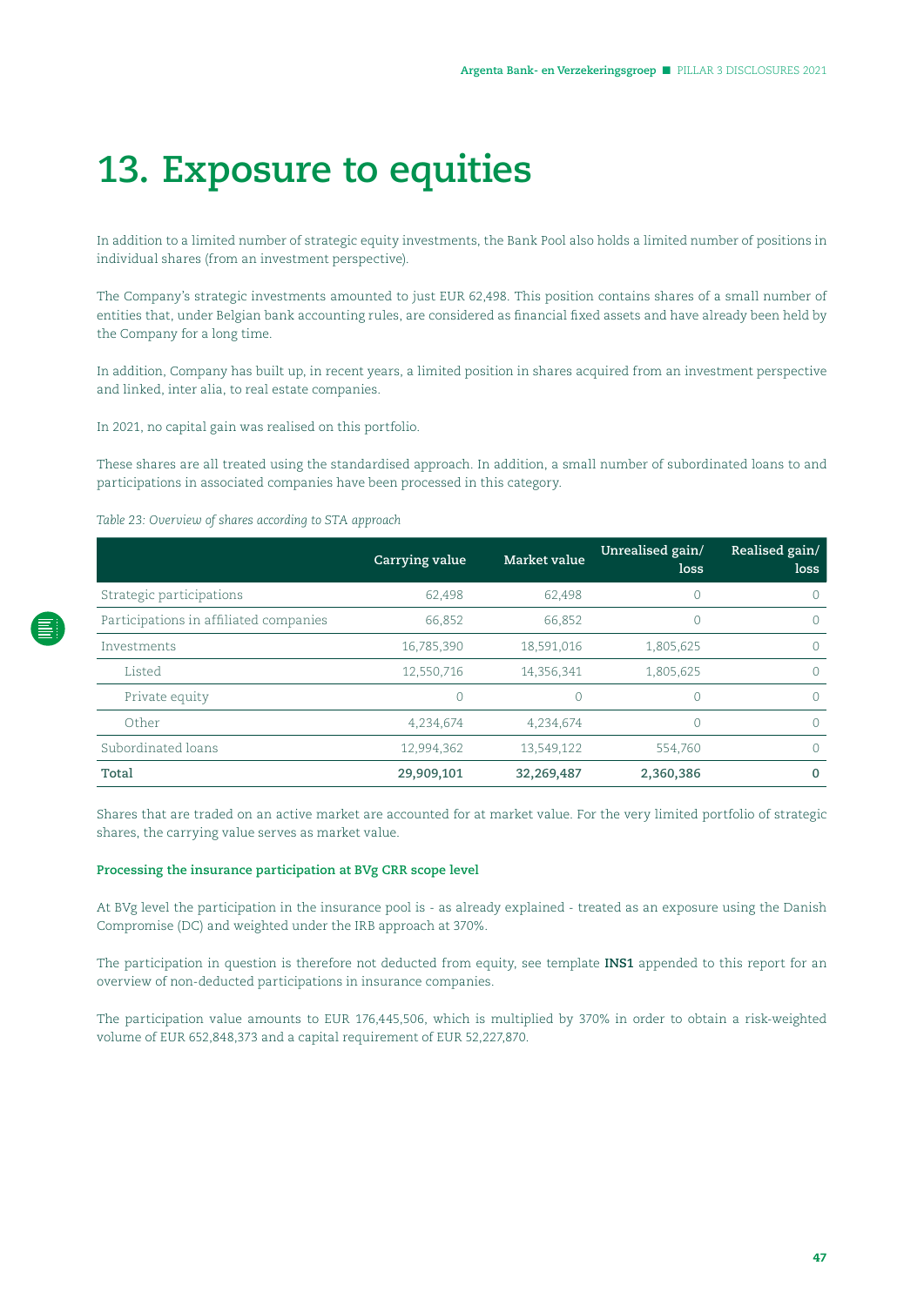# 13. Exposure to equities

In addition to a limited number of strategic equity investments, the Bank Pool also holds a limited number of positions in individual shares (from an investment perspective).

The Company's strategic investments amounted to just EUR 62,498. This position contains shares of a small number of entities that, under Belgian bank accounting rules, are considered as financial fixed assets and have already been held by the Company for a long time.

In addition, Company has built up, in recent years, a limited position in shares acquired from an investment perspective and linked, inter alia, to real estate companies.

In 2021, no capital gain was realised on this portfolio.

These shares are all treated using the standardised approach. In addition, a small number of subordinated loans to and participations in associated companies have been processed in this category.

*Table 23: Overview of shares according to STA approach*

| | Carrying value | Market value | Unrealised gain/loss | Realised gain/loss |
|---|---|---|---|---|
| Strategic participations | 62,498 | 62,498 | 0 | 0 |
| Participations in affiliated companies | 66,852 | 66,852 | 0 | 0 |
| Investments | 16,785,390 | 18,591,016 | 1,805,625 | 0 |
| Listed | 12,550,716 | 14,356,341 | 1,805,625 | 0 |
| Private equity | 0 | 0 | 0 | 0 |
| Other | 4,234,674 | 4,234,674 | 0 | 0 |
| Subordinated loans | 12,994,362 | 13,549,122 | 554,760 | 0 |
| **Total** | **29,909,101** | **32,269,487** | **2,360,386** | **0** |

Shares that are traded on an active market are accounted for at market value. For the very limited portfolio of strategic shares, the carrying value serves as market value.

**Processing the insurance participation at BVg CRR scope level**

At BVg level the participation in the insurance pool is - as already explained - treated as an exposure using the Danish Compromise (DC) and weighted under the IRB approach at 370%.

The participation in question is therefore not deducted from equity, see template **INS1** appended to this report for an overview of non-deducted participations in insurance companies.

The participation value amounts to EUR 176,445,506, which is multiplied by 370% in order to obtain a risk-weighted volume of EUR 652,848,373 and a capital requirement of EUR 52,227,870.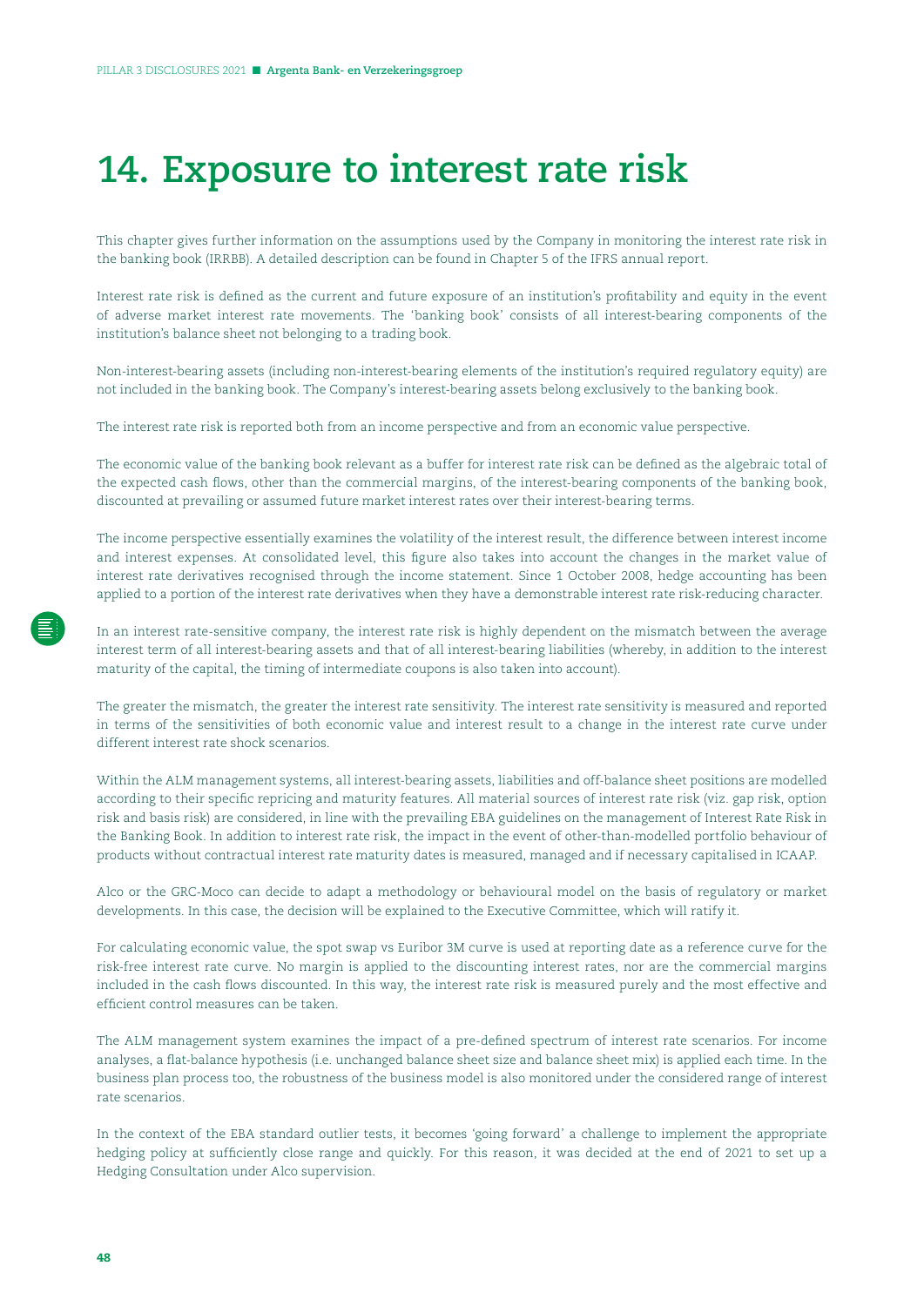# 14. Exposure to interest rate risk

This chapter gives further information on the assumptions used by the Company in monitoring the interest rate risk in the banking book (IRRBB). A detailed description can be found in Chapter 5 of the IFRS annual report.

Interest rate risk is defined as the current and future exposure of an institution's profitability and equity in the event of adverse market interest rate movements. The 'banking book' consists of all interest-bearing components of the institution's balance sheet not belonging to a trading book.

Non-interest-bearing assets (including non-interest-bearing elements of the institution's required regulatory equity) are not included in the banking book. The Company's interest-bearing assets belong exclusively to the banking book.

The interest rate risk is reported both from an income perspective and from an economic value perspective.

The economic value of the banking book relevant as a buffer for interest rate risk can be defined as the algebraic total of the expected cash flows, other than the commercial margins, of the interest-bearing components of the banking book, discounted at prevailing or assumed future market interest rates over their interest-bearing terms.

The income perspective essentially examines the volatility of the interest result, the difference between interest income and interest expenses. At consolidated level, this figure also takes into account the changes in the market value of interest rate derivatives recognised through the income statement. Since 1 October 2008, hedge accounting has been applied to a portion of the interest rate derivatives when they have a demonstrable interest rate risk-reducing character.

In an interest rate-sensitive company, the interest rate risk is highly dependent on the mismatch between the average interest term of all interest-bearing assets and that of all interest-bearing liabilities (whereby, in addition to the interest maturity of the capital, the timing of intermediate coupons is also taken into account).

The greater the mismatch, the greater the interest rate sensitivity. The interest rate sensitivity is measured and reported in terms of the sensitivities of both economic value and interest result to a change in the interest rate curve under different interest rate shock scenarios.

Within the ALM management systems, all interest-bearing assets, liabilities and off-balance sheet positions are modelled according to their specific repricing and maturity features. All material sources of interest rate risk (viz. gap risk, option risk and basis risk) are considered, in line with the prevailing EBA guidelines on the management of Interest Rate Risk in the Banking Book. In addition to interest rate risk, the impact in the event of other-than-modelled portfolio behaviour of products without contractual interest rate maturity dates is measured, managed and if necessary capitalised in ICAAP.

Alco or the GRC-Moco can decide to adapt a methodology or behavioural model on the basis of regulatory or market developments. In this case, the decision will be explained to the Executive Committee, which will ratify it.

For calculating economic value, the spot swap vs Euribor 3M curve is used at reporting date as a reference curve for the risk-free interest rate curve. No margin is applied to the discounting interest rates, nor are the commercial margins included in the cash flows discounted. In this way, the interest rate risk is measured purely and the most effective and efficient control measures can be taken.

The ALM management system examines the impact of a pre-defined spectrum of interest rate scenarios. For income analyses, a flat-balance hypothesis (i.e. unchanged balance sheet size and balance sheet mix) is applied each time. In the business plan process too, the robustness of the business model is also monitored under the considered range of interest rate scenarios.

In the context of the EBA standard outlier tests, it becomes 'going forward' a challenge to implement the appropriate hedging policy at sufficiently close range and quickly. For this reason, it was decided at the end of 2021 to set up a Hedging Consultation under Alco supervision.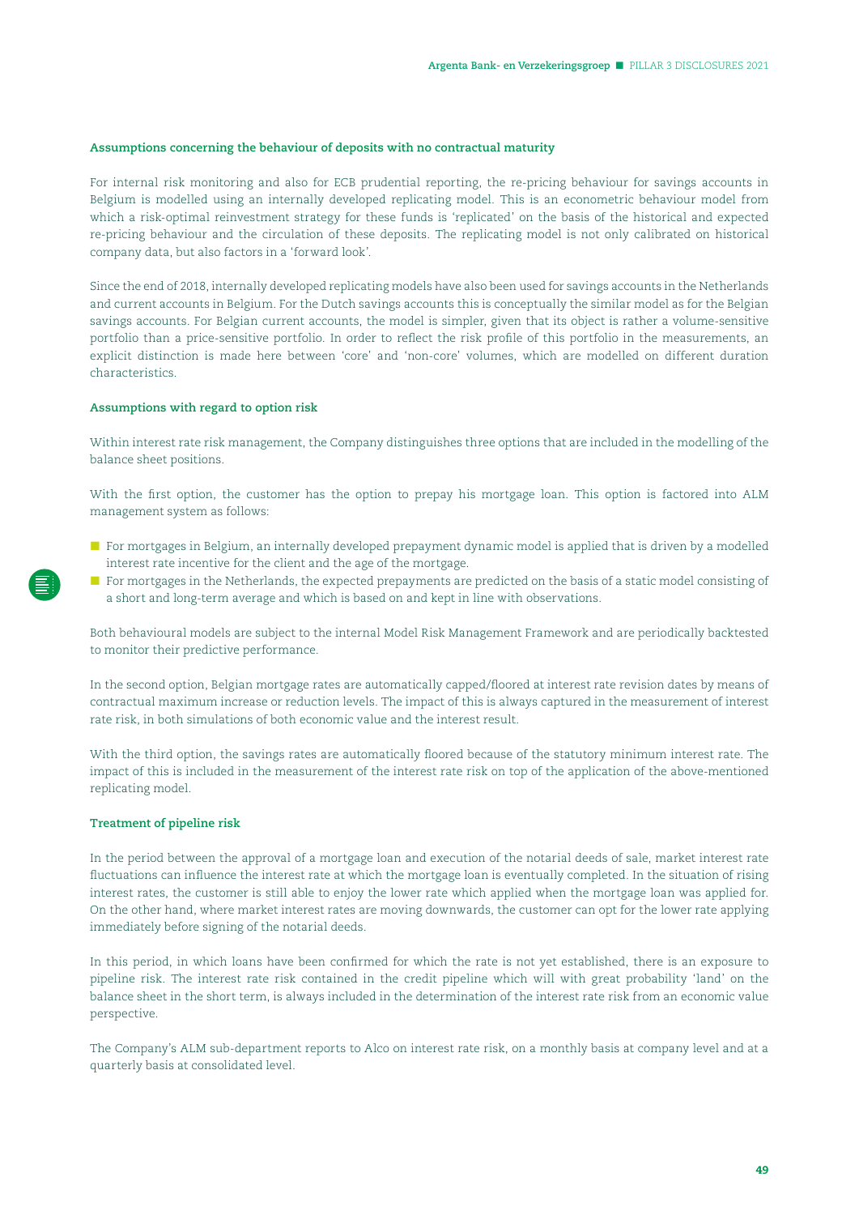### Assumptions concerning the behaviour of deposits with no contractual maturity

For internal risk monitoring and also for ECB prudential reporting, the re-pricing behaviour for savings accounts in Belgium is modelled using an internally developed replicating model. This is an econometric behaviour model from which a risk-optimal reinvestment strategy for these funds is 'replicated' on the basis of the historical and expected re-pricing behaviour and the circulation of these deposits. The replicating model is not only calibrated on historical company data, but also factors in a 'forward look'.

Since the end of 2018, internally developed replicating models have also been used for savings accounts in the Netherlands and current accounts in Belgium. For the Dutch savings accounts this is conceptually the similar model as for the Belgian savings accounts. For Belgian current accounts, the model is simpler, given that its object is rather a volume-sensitive portfolio than a price-sensitive portfolio. In order to reflect the risk profile of this portfolio in the measurements, an explicit distinction is made here between 'core' and 'non-core' volumes, which are modelled on different duration characteristics.

### Assumptions with regard to option risk

Within interest rate risk management, the Company distinguishes three options that are included in the modelling of the balance sheet positions.

With the first option, the customer has the option to prepay his mortgage loan. This option is factored into ALM management system as follows:

- For mortgages in Belgium, an internally developed prepayment dynamic model is applied that is driven by a modelled interest rate incentive for the client and the age of the mortgage.
- For mortgages in the Netherlands, the expected prepayments are predicted on the basis of a static model consisting of a short and long-term average and which is based on and kept in line with observations.

Both behavioural models are subject to the internal Model Risk Management Framework and are periodically backtested to monitor their predictive performance.

In the second option, Belgian mortgage rates are automatically capped/floored at interest rate revision dates by means of contractual maximum increase or reduction levels. The impact of this is always captured in the measurement of interest rate risk, in both simulations of both economic value and the interest result.

With the third option, the savings rates are automatically floored because of the statutory minimum interest rate. The impact of this is included in the measurement of the interest rate risk on top of the application of the above-mentioned replicating model.

### Treatment of pipeline risk

In the period between the approval of a mortgage loan and execution of the notarial deeds of sale, market interest rate fluctuations can influence the interest rate at which the mortgage loan is eventually completed. In the situation of rising interest rates, the customer is still able to enjoy the lower rate which applied when the mortgage loan was applied for. On the other hand, where market interest rates are moving downwards, the customer can opt for the lower rate applying immediately before signing of the notarial deeds.

In this period, in which loans have been confirmed for which the rate is not yet established, there is an exposure to pipeline risk. The interest rate risk contained in the credit pipeline which will with great probability 'land' on the balance sheet in the short term, is always included in the determination of the interest rate risk from an economic value perspective.

The Company's ALM sub-department reports to Alco on interest rate risk, on a monthly basis at company level and at a quarterly basis at consolidated level.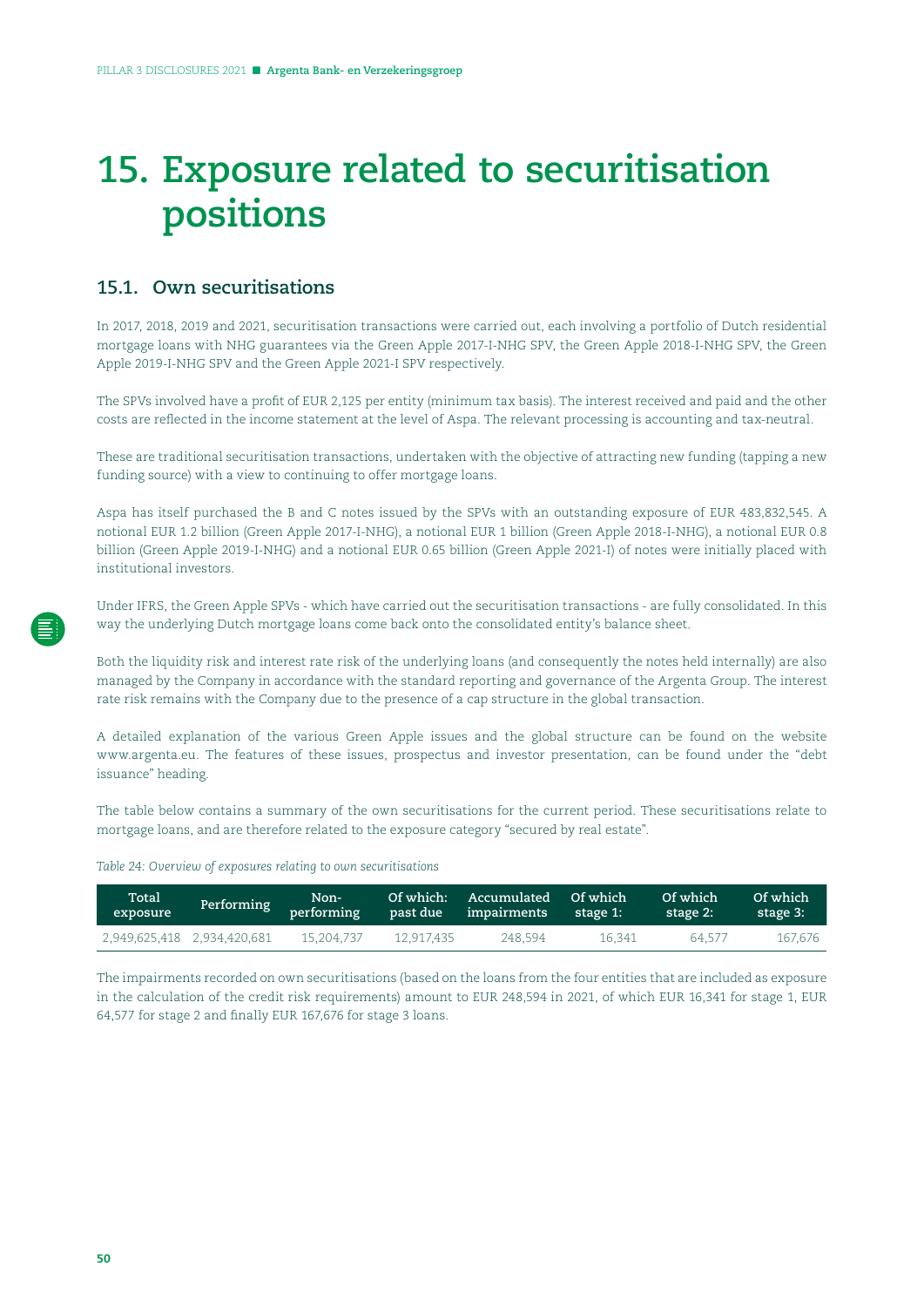# 15. Exposure related to securitisation positions

## 15.1. Own securitisations

In 2017, 2018, 2019 and 2021, securitisation transactions were carried out, each involving a portfolio of Dutch residential mortgage loans with NHG guarantees via the Green Apple 2017-I-NHG SPV, the Green Apple 2018-I-NHG SPV, the Green Apple 2019-I-NHG SPV and the Green Apple 2021-I SPV respectively.

The SPVs involved have a profit of EUR 2,125 per entity (minimum tax basis). The interest received and paid and the other costs are reflected in the income statement at the level of Aspa. The relevant processing is accounting and tax-neutral.

These are traditional securitisation transactions, undertaken with the objective of attracting new funding (tapping a new funding source) with a view to continuing to offer mortgage loans.

Aspa has itself purchased the B and C notes issued by the SPVs with an outstanding exposure of EUR 483,832,545. A notional EUR 1.2 billion (Green Apple 2017-I-NHG), a notional EUR 1 billion (Green Apple 2018-I-NHG), a notional EUR 0.8 billion (Green Apple 2019-I-NHG) and a notional EUR 0.65 billion (Green Apple 2021-I) of notes were initially placed with institutional investors.

Under IFRS, the Green Apple SPVs - which have carried out the securitisation transactions - are fully consolidated. In this way the underlying Dutch mortgage loans come back onto the consolidated entity's balance sheet.

Both the liquidity risk and interest rate risk of the underlying loans (and consequently the notes held internally) are also managed by the Company in accordance with the standard reporting and governance of the Argenta Group. The interest rate risk remains with the Company due to the presence of a cap structure in the global transaction.

A detailed explanation of the various Green Apple issues and the global structure can be found on the website www.argenta.eu. The features of these issues, prospectus and investor presentation, can be found under the "debt issuance" heading.

The table below contains a summary of the own securitisations for the current period. These securitisations relate to mortgage loans, and are therefore related to the exposure category "secured by real estate".

*Table 24: Overview of exposures relating to own securitisations*

| Total exposure | Performing | Non-performing | Of which: past due | Accumulated impairments | Of which stage 1: | Of which stage 2: | Of which stage 3: |
|---|---|---|---|---|---|---|---|
| 2,949,625,418 | 2,934,420,681 | 15,204,737 | 12,917,435 | 248,594 | 16,341 | 64,577 | 167,676 |

The impairments recorded on own securitisations (based on the loans from the four entities that are included as exposure in the calculation of the credit risk requirements) amount to EUR 248,594 in 2021, of which EUR 16,341 for stage 1, EUR 64,577 for stage 2 and finally EUR 167,676 for stage 3 loans.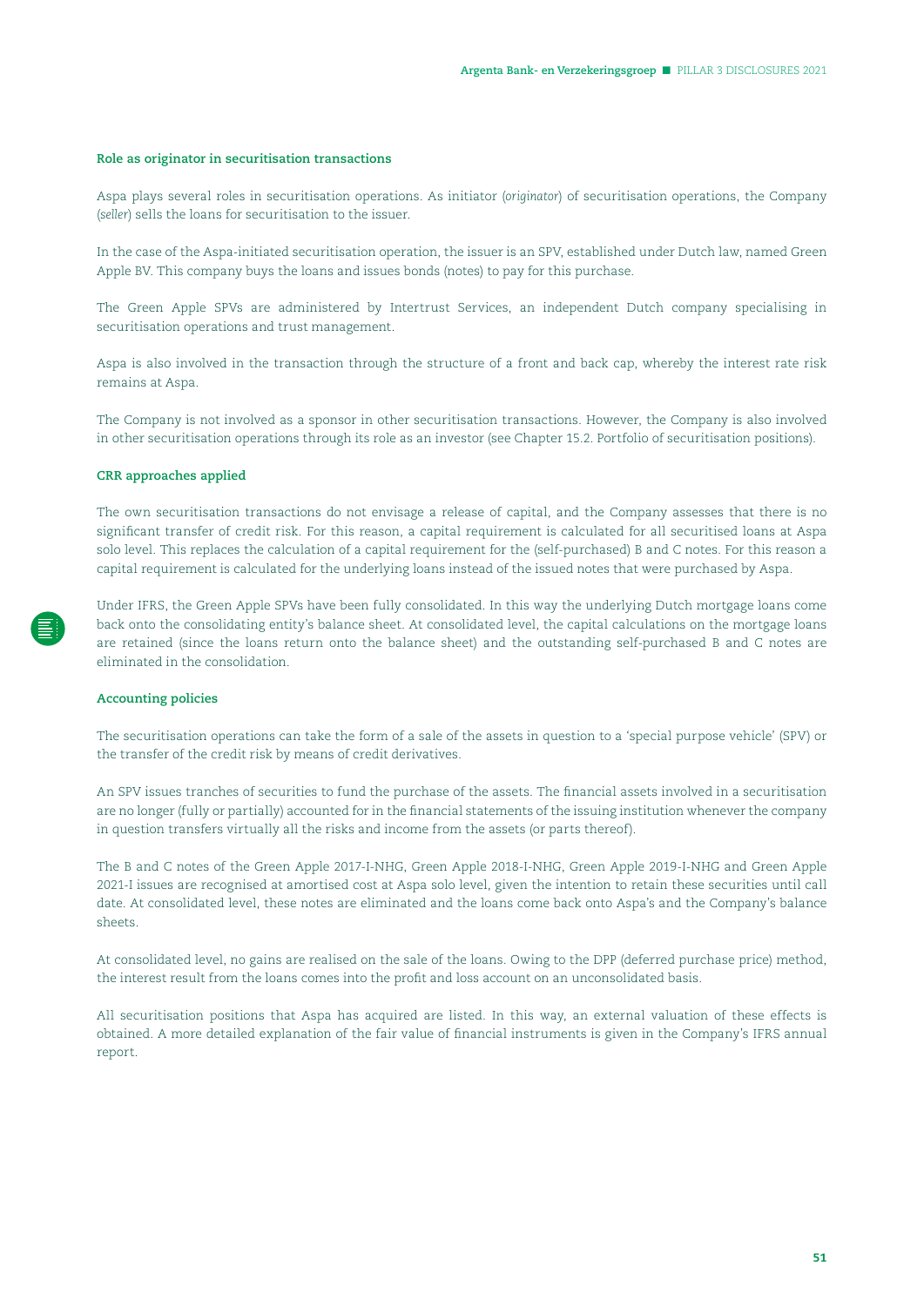### Role as originator in securitisation transactions

Aspa plays several roles in securitisation operations. As initiator (*originator*) of securitisation operations, the Company (*seller*) sells the loans for securitisation to the issuer.

In the case of the Aspa-initiated securitisation operation, the issuer is an SPV, established under Dutch law, named Green Apple BV. This company buys the loans and issues bonds (notes) to pay for this purchase.

The Green Apple SPVs are administered by Intertrust Services, an independent Dutch company specialising in securitisation operations and trust management.

Aspa is also involved in the transaction through the structure of a front and back cap, whereby the interest rate risk remains at Aspa.

The Company is not involved as a sponsor in other securitisation transactions. However, the Company is also involved in other securitisation operations through its role as an investor (see Chapter 15.2. Portfolio of securitisation positions).

### CRR approaches applied

The own securitisation transactions do not envisage a release of capital, and the Company assesses that there is no significant transfer of credit risk. For this reason, a capital requirement is calculated for all securitised loans at Aspa solo level. This replaces the calculation of a capital requirement for the (self-purchased) B and C notes. For this reason a capital requirement is calculated for the underlying loans instead of the issued notes that were purchased by Aspa.

Under IFRS, the Green Apple SPVs have been fully consolidated. In this way the underlying Dutch mortgage loans come back onto the consolidating entity's balance sheet. At consolidated level, the capital calculations on the mortgage loans are retained (since the loans return onto the balance sheet) and the outstanding self-purchased B and C notes are eliminated in the consolidation.

### Accounting policies

The securitisation operations can take the form of a sale of the assets in question to a 'special purpose vehicle' (SPV) or the transfer of the credit risk by means of credit derivatives.

An SPV issues tranches of securities to fund the purchase of the assets. The financial assets involved in a securitisation are no longer (fully or partially) accounted for in the financial statements of the issuing institution whenever the company in question transfers virtually all the risks and income from the assets (or parts thereof).

The B and C notes of the Green Apple 2017-I-NHG, Green Apple 2018-I-NHG, Green Apple 2019-I-NHG and Green Apple 2021-I issues are recognised at amortised cost at Aspa solo level, given the intention to retain these securities until call date. At consolidated level, these notes are eliminated and the loans come back onto Aspa's and the Company's balance sheets.

At consolidated level, no gains are realised on the sale of the loans. Owing to the DPP (deferred purchase price) method, the interest result from the loans comes into the profit and loss account on an unconsolidated basis.

All securitisation positions that Aspa has acquired are listed. In this way, an external valuation of these effects is obtained. A more detailed explanation of the fair value of financial instruments is given in the Company's IFRS annual report.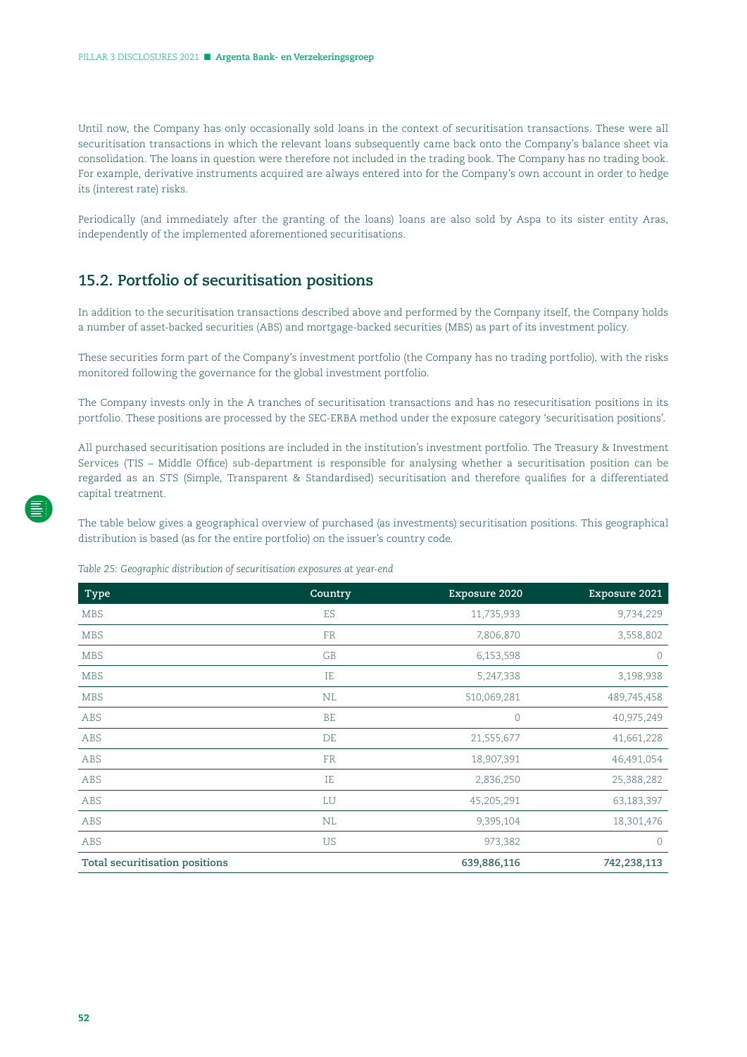Until now, the Company has only occasionally sold loans in the context of securitisation transactions. These were all securitisation transactions in which the relevant loans subsequently came back onto the Company's balance sheet via consolidation. The loans in question were therefore not included in the trading book. The Company has no trading book. For example, derivative instruments acquired are always entered into for the Company's own account in order to hedge its (interest rate) risks.

Periodically (and immediately after the granting of the loans) loans are also sold by Aspa to its sister entity Aras, independently of the implemented aforementioned securitisations.

## 15.2. Portfolio of securitisation positions

In addition to the securitisation transactions described above and performed by the Company itself, the Company holds a number of asset-backed securities (ABS) and mortgage-backed securities (MBS) as part of its investment policy.

These securities form part of the Company's investment portfolio (the Company has no trading portfolio), with the risks monitored following the governance for the global investment portfolio.

The Company invests only in the A tranches of securitisation transactions and has no resecuritisation positions in its portfolio. These positions are processed by the SEC-ERBA method under the exposure category 'securitisation positions'.

All purchased securitisation positions are included in the institution's investment portfolio. The Treasury & Investment Services (TIS – Middle Office) sub-department is responsible for analysing whether a securitisation position can be regarded as an STS (Simple, Transparent & Standardised) securitisation and therefore qualifies for a differentiated capital treatment.

The table below gives a geographical overview of purchased (as investments) securitisation positions. This geographical distribution is based (as for the entire portfolio) on the issuer's country code.

*Table 25: Geographic distribution of securitisation exposures at year-end*

| Type | Country | Exposure 2020 | Exposure 2021 |
|---|---|---|---|
| MBS | ES | 11,735,933 | 9,734,229 |
| MBS | FR | 7,806,870 | 3,558,802 |
| MBS | GB | 6,153,598 | 0 |
| MBS | IE | 5,247,338 | 3,198,938 |
| MBS | NL | 510,069,281 | 489,745,458 |
| ABS | BE | 0 | 40,975,249 |
| ABS | DE | 21,555,677 | 41,661,228 |
| ABS | FR | 18,907,391 | 46,491,054 |
| ABS | IE | 2,836,250 | 25,388,282 |
| ABS | LU | 45,205,291 | 63,183,397 |
| ABS | NL | 9,395,104 | 18,301,476 |
| ABS | US | 973,382 | 0 |
| **Total securitisation positions** | | **639,886,116** | **742,238,113** |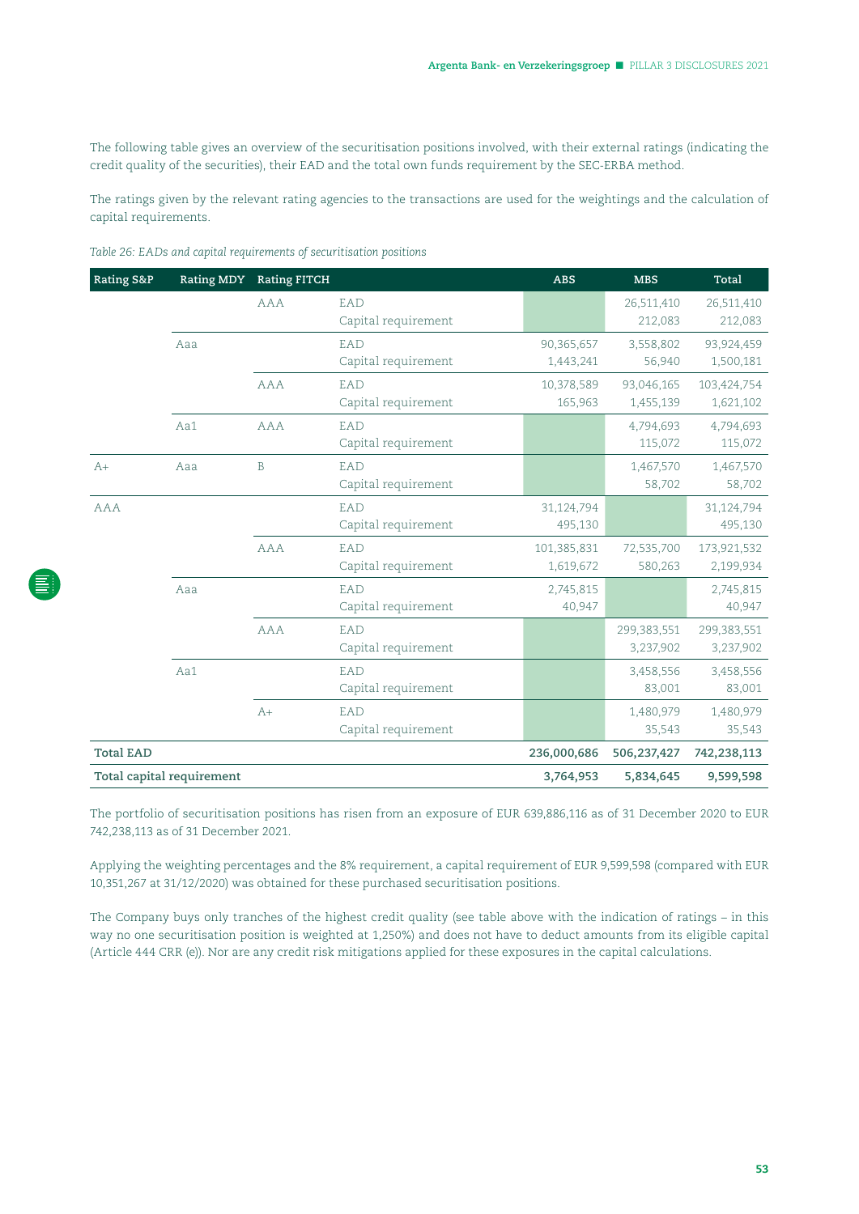The following table gives an overview of the securitisation positions involved, with their external ratings (indicating the credit quality of the securities), their EAD and the total own funds requirement by the SEC-ERBA method.

The ratings given by the relevant rating agencies to the transactions are used for the weightings and the calculation of capital requirements.

*Table 26: EADs and capital requirements of securitisation positions*

| Rating S&P | Rating MDY | Rating FITCH | | ABS | MBS | Total |
|---|---|---|---|---|---|---|
| | | AAA | EAD<br>Capital requirement | | 26,511,410<br>212,083 | 26,511,410<br>212,083 |
| | Aaa | | EAD<br>Capital requirement | 90,365,657<br>1,443,241 | 3,558,802<br>56,940 | 93,924,459<br>1,500,181 |
| | | AAA | EAD<br>Capital requirement | 10,378,589<br>165,963 | 93,046,165<br>1,455,139 | 103,424,754<br>1,621,102 |
| | Aa1 | AAA | EAD<br>Capital requirement | | 4,794,693<br>115,072 | 4,794,693<br>115,072 |
| A+ | Aaa | B | EAD<br>Capital requirement | | 1,467,570<br>58,702 | 1,467,570<br>58,702 |
| AAA | | | EAD<br>Capital requirement | 31,124,794<br>495,130 | | 31,124,794<br>495,130 |
| | | AAA | EAD<br>Capital requirement | 101,385,831<br>1,619,672 | 72,535,700<br>580,263 | 173,921,532<br>2,199,934 |
| | Aaa | | EAD<br>Capital requirement | 2,745,815<br>40,947 | | 2,745,815<br>40,947 |
| | | AAA | EAD<br>Capital requirement | | 299,383,551<br>3,237,902 | 299,383,551<br>3,237,902 |
| | Aa1 | | EAD<br>Capital requirement | | 3,458,556<br>83,001 | 3,458,556<br>83,001 |
| | | A+ | EAD<br>Capital requirement | | 1,480,979<br>35,543 | 1,480,979<br>35,543 |
| **Total EAD** | | | | **236,000,686** | **506,237,427** | **742,238,113** |
| **Total capital requirement** | | | | **3,764,953** | **5,834,645** | **9,599,598** |

The portfolio of securitisation positions has risen from an exposure of EUR 639,886,116 as of 31 December 2020 to EUR 742,238,113 as of 31 December 2021.

Applying the weighting percentages and the 8% requirement, a capital requirement of EUR 9,599,598 (compared with EUR 10,351,267 at 31/12/2020) was obtained for these purchased securitisation positions.

The Company buys only tranches of the highest credit quality (see table above with the indication of ratings – in this way no one securitisation position is weighted at 1,250%) and does not have to deduct amounts from its eligible capital (Article 444 CRR (e)). Nor are any credit risk mitigations applied for these exposures in the capital calculations.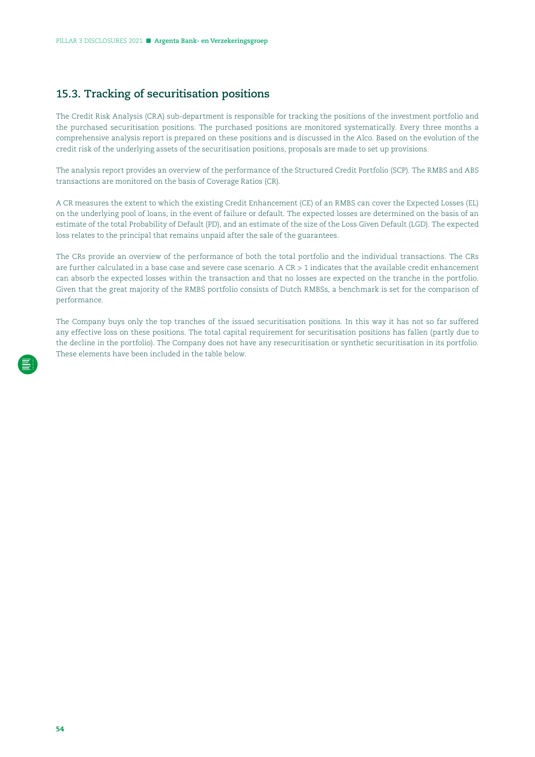## 15.3. Tracking of securitisation positions

The Credit Risk Analysis (CRA) sub-department is responsible for tracking the positions of the investment portfolio and the purchased securitisation positions. The purchased positions are monitored systematically. Every three months a comprehensive analysis report is prepared on these positions and is discussed in the Alco. Based on the evolution of the credit risk of the underlying assets of the securitisation positions, proposals are made to set up provisions.

The analysis report provides an overview of the performance of the Structured Credit Portfolio (SCP). The RMBS and ABS transactions are monitored on the basis of Coverage Ratios (CR).

A CR measures the extent to which the existing Credit Enhancement (CE) of an RMBS can cover the Expected Losses (EL) on the underlying pool of loans, in the event of failure or default. The expected losses are determined on the basis of an estimate of the total Probability of Default (PD), and an estimate of the size of the Loss Given Default (LGD). The expected loss relates to the principal that remains unpaid after the sale of the guarantees.

The CRs provide an overview of the performance of both the total portfolio and the individual transactions. The CRs are further calculated in a base case and severe case scenario. A CR > 1 indicates that the available credit enhancement can absorb the expected losses within the transaction and that no losses are expected on the tranche in the portfolio. Given that the great majority of the RMBS portfolio consists of Dutch RMBSs, a benchmark is set for the comparison of performance.

The Company buys only the top tranches of the issued securitisation positions. In this way it has not so far suffered any effective loss on these positions. The total capital requirement for securitisation positions has fallen (partly due to the decline in the portfolio). The Company does not have any resecuritisation or synthetic securitisation in its portfolio. These elements have been included in the table below.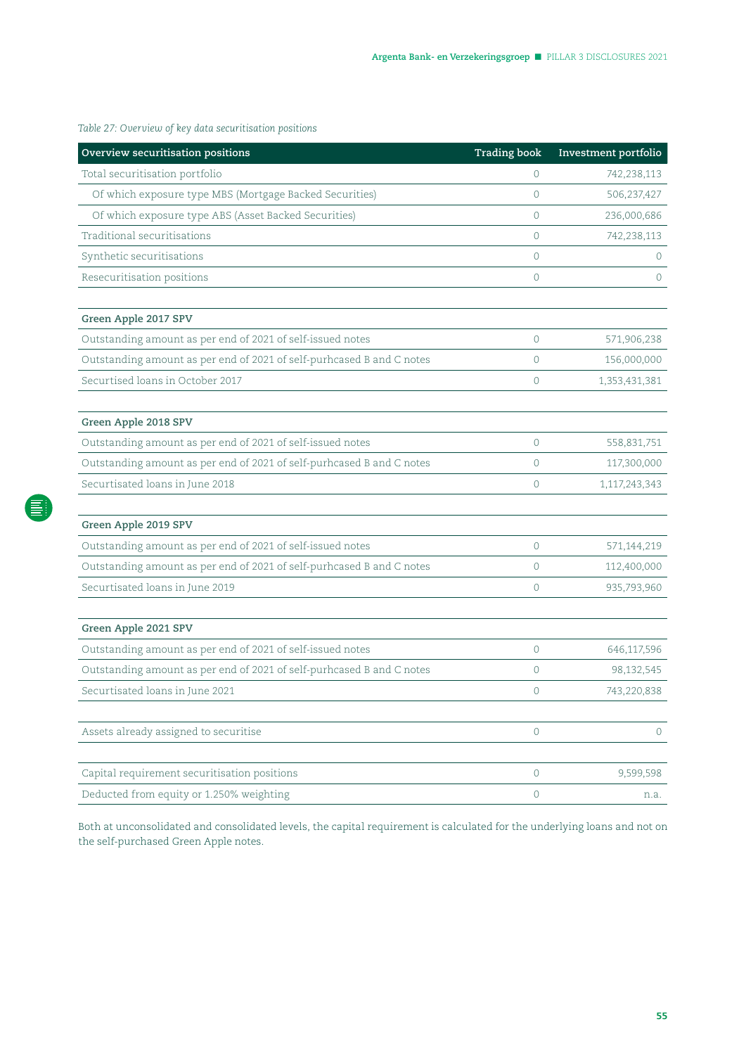*Table 27: Overview of key data securitisation positions*

| Overview securitisation positions | Trading book | Investment portfolio |
|---|---|---|
| Total securitisation portfolio | 0 | 742,238,113 |
| Of which exposure type MBS (Mortgage Backed Securities) | 0 | 506,237,427 |
| Of which exposure type ABS (Asset Backed Securities) | 0 | 236,000,686 |
| Traditional securitisations | 0 | 742,238,113 |
| Synthetic securitisations | 0 | 0 |
| Resecuritisation positions | 0 | 0 |
| | | |
| **Green Apple 2017 SPV** | | |
| Outstanding amount as per end of 2021 of self-issued notes | 0 | 571,906,238 |
| Outstanding amount as per end of 2021 of self-purhcased B and C notes | 0 | 156,000,000 |
| Securtised loans in October 2017 | 0 | 1,353,431,381 |
| | | |
| **Green Apple 2018 SPV** | | |
| Outstanding amount as per end of 2021 of self-issued notes | 0 | 558,831,751 |
| Outstanding amount as per end of 2021 of self-purhcased B and C notes | 0 | 117,300,000 |
| Securtisated loans in June 2018 | 0 | 1,117,243,343 |
| | | |
| **Green Apple 2019 SPV** | | |
| Outstanding amount as per end of 2021 of self-issued notes | 0 | 571,144,219 |
| Outstanding amount as per end of 2021 of self-purhcased B and C notes | 0 | 112,400,000 |
| Securtisated loans in June 2019 | 0 | 935,793,960 |
| | | |
| **Green Apple 2021 SPV** | | |
| Outstanding amount as per end of 2021 of self-issued notes | 0 | 646,117,596 |
| Outstanding amount as per end of 2021 of self-purhcased B and C notes | 0 | 98,132,545 |
| Securtisated loans in June 2021 | 0 | 743,220,838 |
| | | |
| Assets already assigned to securitise | 0 | 0 |
| | | |
| Capital requirement securitisation positions | 0 | 9,599,598 |
| Deducted from equity or 1.250% weighting | 0 | n.a. |

Both at unconsolidated and consolidated levels, the capital requirement is calculated for the underlying loans and not on the self-purchased Green Apple notes.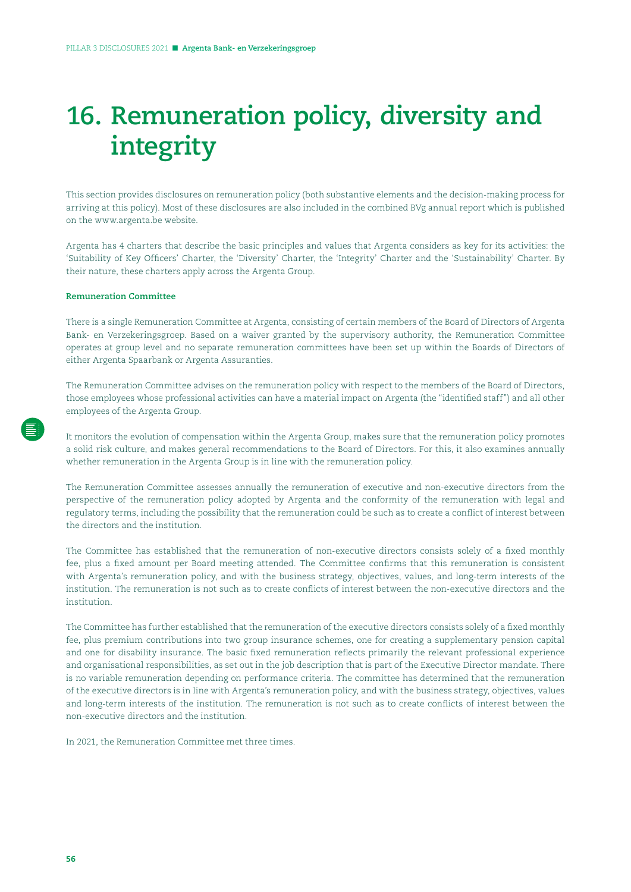# 16. Remuneration policy, diversity and integrity

This section provides disclosures on remuneration policy (both substantive elements and the decision-making process for arriving at this policy). Most of these disclosures are also included in the combined BVg annual report which is published on the www.argenta.be website.

Argenta has 4 charters that describe the basic principles and values that Argenta considers as key for its activities: the 'Suitability of Key Officers' Charter, the 'Diversity' Charter, the 'Integrity' Charter and the 'Sustainability' Charter. By their nature, these charters apply across the Argenta Group.

**Remuneration Committee**

There is a single Remuneration Committee at Argenta, consisting of certain members of the Board of Directors of Argenta Bank- en Verzekeringsgroep. Based on a waiver granted by the supervisory authority, the Remuneration Committee operates at group level and no separate remuneration committees have been set up within the Boards of Directors of either Argenta Spaarbank or Argenta Assuranties.

The Remuneration Committee advises on the remuneration policy with respect to the members of the Board of Directors, those employees whose professional activities can have a material impact on Argenta (the "identified staff") and all other employees of the Argenta Group.

It monitors the evolution of compensation within the Argenta Group, makes sure that the remuneration policy promotes a solid risk culture, and makes general recommendations to the Board of Directors. For this, it also examines annually whether remuneration in the Argenta Group is in line with the remuneration policy.

The Remuneration Committee assesses annually the remuneration of executive and non-executive directors from the perspective of the remuneration policy adopted by Argenta and the conformity of the remuneration with legal and regulatory terms, including the possibility that the remuneration could be such as to create a conflict of interest between the directors and the institution.

The Committee has established that the remuneration of non-executive directors consists solely of a fixed monthly fee, plus a fixed amount per Board meeting attended. The Committee confirms that this remuneration is consistent with Argenta's remuneration policy, and with the business strategy, objectives, values, and long-term interests of the institution. The remuneration is not such as to create conflicts of interest between the non-executive directors and the institution.

The Committee has further established that the remuneration of the executive directors consists solely of a fixed monthly fee, plus premium contributions into two group insurance schemes, one for creating a supplementary pension capital and one for disability insurance. The basic fixed remuneration reflects primarily the relevant professional experience and organisational responsibilities, as set out in the job description that is part of the Executive Director mandate. There is no variable remuneration depending on performance criteria. The committee has determined that the remuneration of the executive directors is in line with Argenta's remuneration policy, and with the business strategy, objectives, values and long-term interests of the institution. The remuneration is not such as to create conflicts of interest between the non-executive directors and the institution.

In 2021, the Remuneration Committee met three times.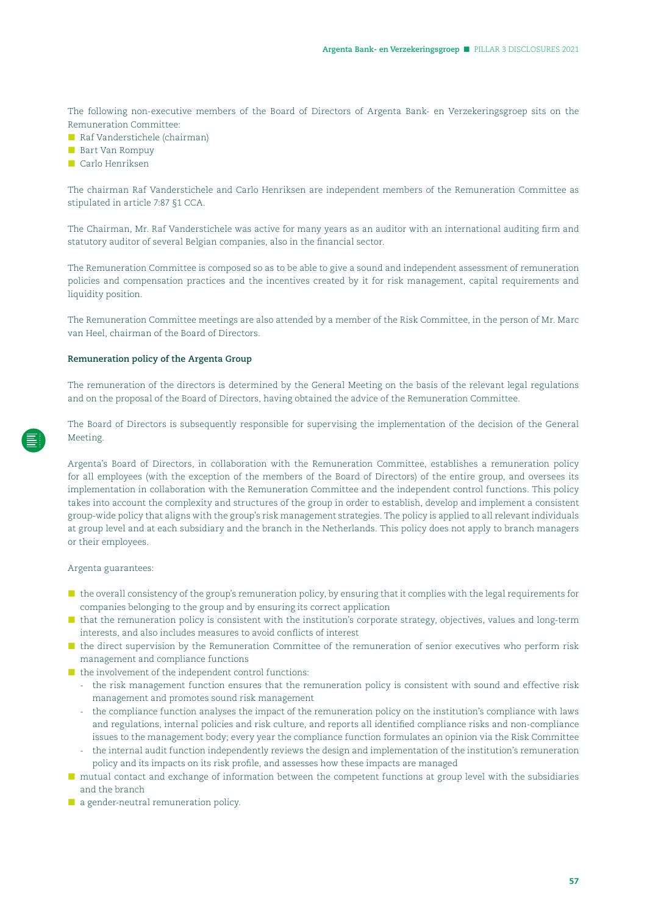The following non-executive members of the Board of Directors of Argenta Bank- en Verzekeringsgroep sits on the Remuneration Committee:

- Raf Vanderstichele (chairman)
- Bart Van Rompuy
- Carlo Henriksen

The chairman Raf Vanderstichele and Carlo Henriksen are independent members of the Remuneration Committee as stipulated in article 7:87 §1 CCA.

The Chairman, Mr. Raf Vanderstichele was active for many years as an auditor with an international auditing firm and statutory auditor of several Belgian companies, also in the financial sector.

The Remuneration Committee is composed so as to be able to give a sound and independent assessment of remuneration policies and compensation practices and the incentives created by it for risk management, capital requirements and liquidity position.

The Remuneration Committee meetings are also attended by a member of the Risk Committee, in the person of Mr. Marc van Heel, chairman of the Board of Directors.

**Remuneration policy of the Argenta Group**

The remuneration of the directors is determined by the General Meeting on the basis of the relevant legal regulations and on the proposal of the Board of Directors, having obtained the advice of the Remuneration Committee.

The Board of Directors is subsequently responsible for supervising the implementation of the decision of the General Meeting.

Argenta's Board of Directors, in collaboration with the Remuneration Committee, establishes a remuneration policy for all employees (with the exception of the members of the Board of Directors) of the entire group, and oversees its implementation in collaboration with the Remuneration Committee and the independent control functions. This policy takes into account the complexity and structures of the group in order to establish, develop and implement a consistent group-wide policy that aligns with the group's risk management strategies. The policy is applied to all relevant individuals at group level and at each subsidiary and the branch in the Netherlands. This policy does not apply to branch managers or their employees.

Argenta guarantees:

- the overall consistency of the group's remuneration policy, by ensuring that it complies with the legal requirements for companies belonging to the group and by ensuring its correct application
- that the remuneration policy is consistent with the institution's corporate strategy, objectives, values and long-term interests, and also includes measures to avoid conflicts of interest
- the direct supervision by the Remuneration Committee of the remuneration of senior executives who perform risk management and compliance functions
- the involvement of the independent control functions:
  - the risk management function ensures that the remuneration policy is consistent with sound and effective risk management and promotes sound risk management
  - the compliance function analyses the impact of the remuneration policy on the institution's compliance with laws and regulations, internal policies and risk culture, and reports all identified compliance risks and non-compliance issues to the management body; every year the compliance function formulates an opinion via the Risk Committee
  - the internal audit function independently reviews the design and implementation of the institution's remuneration policy and its impacts on its risk profile, and assesses how these impacts are managed
- mutual contact and exchange of information between the competent functions at group level with the subsidiaries and the branch
- a gender-neutral remuneration policy.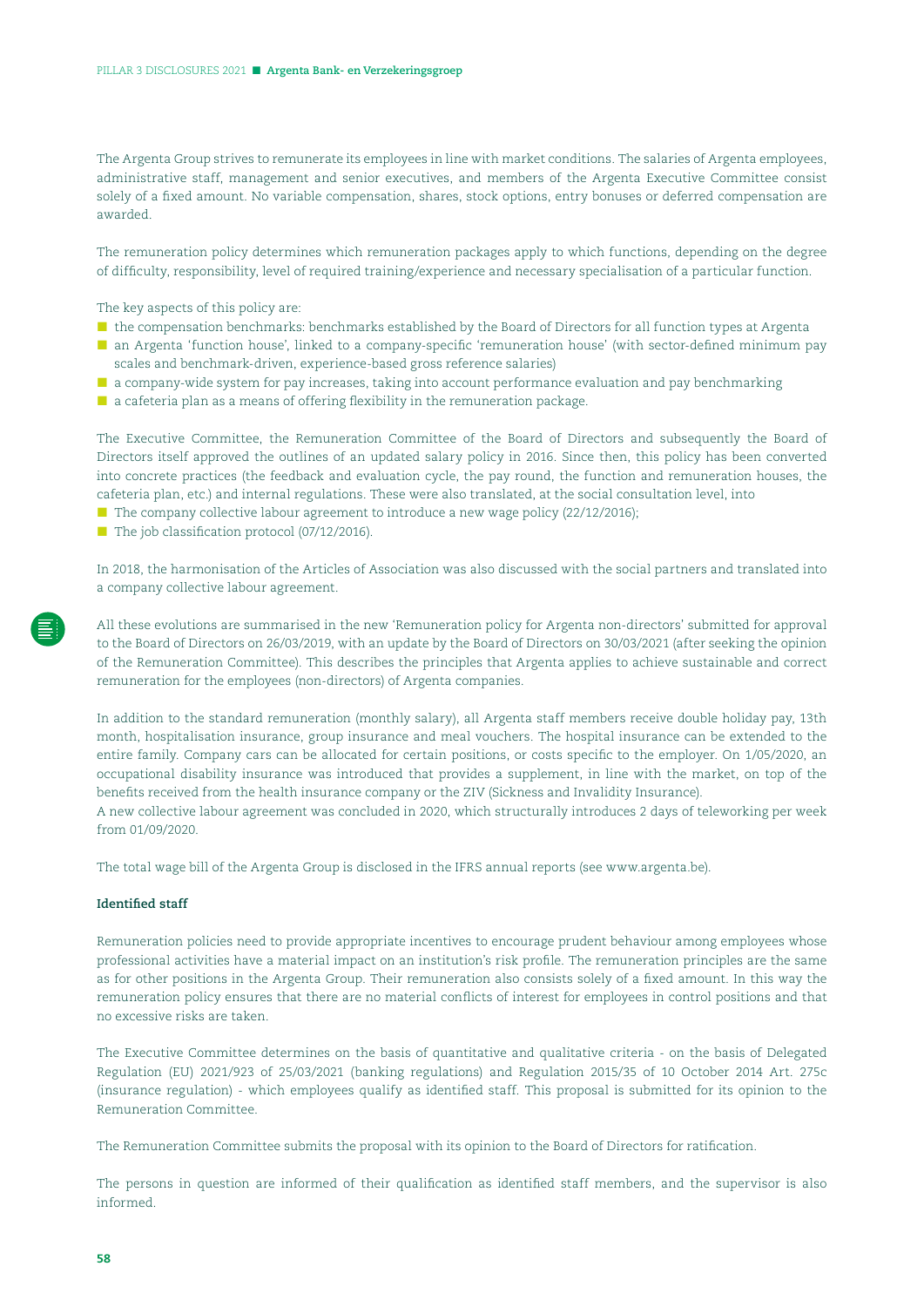The Argenta Group strives to remunerate its employees in line with market conditions. The salaries of Argenta employees, administrative staff, management and senior executives, and members of the Argenta Executive Committee consist solely of a fixed amount. No variable compensation, shares, stock options, entry bonuses or deferred compensation are awarded.

The remuneration policy determines which remuneration packages apply to which functions, depending on the degree of difficulty, responsibility, level of required training/experience and necessary specialisation of a particular function.

The key aspects of this policy are:

- the compensation benchmarks: benchmarks established by the Board of Directors for all function types at Argenta
- an Argenta 'function house', linked to a company-specific 'remuneration house' (with sector-defined minimum pay scales and benchmark-driven, experience-based gross reference salaries)
- a company-wide system for pay increases, taking into account performance evaluation and pay benchmarking
- a cafeteria plan as a means of offering flexibility in the remuneration package.

The Executive Committee, the Remuneration Committee of the Board of Directors and subsequently the Board of Directors itself approved the outlines of an updated salary policy in 2016. Since then, this policy has been converted into concrete practices (the feedback and evaluation cycle, the pay round, the function and remuneration houses, the cafeteria plan, etc.) and internal regulations. These were also translated, at the social consultation level, into

- The company collective labour agreement to introduce a new wage policy (22/12/2016);
- The job classification protocol (07/12/2016).

In 2018, the harmonisation of the Articles of Association was also discussed with the social partners and translated into a company collective labour agreement.

All these evolutions are summarised in the new 'Remuneration policy for Argenta non-directors' submitted for approval to the Board of Directors on 26/03/2019, with an update by the Board of Directors on 30/03/2021 (after seeking the opinion of the Remuneration Committee). This describes the principles that Argenta applies to achieve sustainable and correct remuneration for the employees (non-directors) of Argenta companies.

In addition to the standard remuneration (monthly salary), all Argenta staff members receive double holiday pay, 13th month, hospitalisation insurance, group insurance and meal vouchers. The hospital insurance can be extended to the entire family. Company cars can be allocated for certain positions, or costs specific to the employer. On 1/05/2020, an occupational disability insurance was introduced that provides a supplement, in line with the market, on top of the benefits received from the health insurance company or the ZIV (Sickness and Invalidity Insurance).
A new collective labour agreement was concluded in 2020, which structurally introduces 2 days of teleworking per week from 01/09/2020.

The total wage bill of the Argenta Group is disclosed in the IFRS annual reports (see www.argenta.be).

**Identified staff**

Remuneration policies need to provide appropriate incentives to encourage prudent behaviour among employees whose professional activities have a material impact on an institution's risk profile. The remuneration principles are the same as for other positions in the Argenta Group. Their remuneration also consists solely of a fixed amount. In this way the remuneration policy ensures that there are no material conflicts of interest for employees in control positions and that no excessive risks are taken.

The Executive Committee determines on the basis of quantitative and qualitative criteria - on the basis of Delegated Regulation (EU) 2021/923 of 25/03/2021 (banking regulations) and Regulation 2015/35 of 10 October 2014 Art. 275c (insurance regulation) - which employees qualify as identified staff. This proposal is submitted for its opinion to the Remuneration Committee.

The Remuneration Committee submits the proposal with its opinion to the Board of Directors for ratification.

The persons in question are informed of their qualification as identified staff members, and the supervisor is also informed.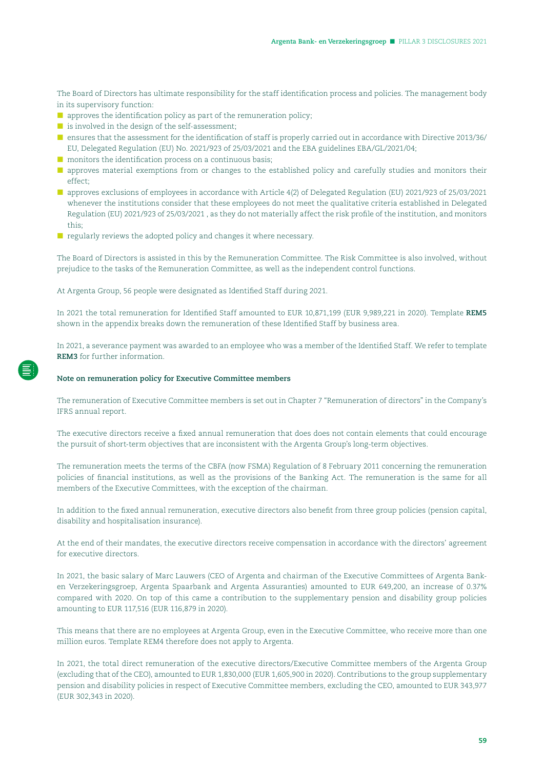The Board of Directors has ultimate responsibility for the staff identification process and policies. The management body in its supervisory function:

- approves the identification policy as part of the remuneration policy;
- is involved in the design of the self-assessment;
- ensures that the assessment for the identification of staff is properly carried out in accordance with Directive 2013/36/EU, Delegated Regulation (EU) No. 2021/923 of 25/03/2021 and the EBA guidelines EBA/GL/2021/04;
- monitors the identification process on a continuous basis;
- approves material exemptions from or changes to the established policy and carefully studies and monitors their effect;
- approves exclusions of employees in accordance with Article 4(2) of Delegated Regulation (EU) 2021/923 of 25/03/2021 whenever the institutions consider that these employees do not meet the qualitative criteria established in Delegated Regulation (EU) 2021/923 of 25/03/2021 , as they do not materially affect the risk profile of the institution, and monitors this;
- regularly reviews the adopted policy and changes it where necessary.

The Board of Directors is assisted in this by the Remuneration Committee. The Risk Committee is also involved, without prejudice to the tasks of the Remuneration Committee, as well as the independent control functions.

At Argenta Group, 56 people were designated as Identified Staff during 2021.

In 2021 the total remuneration for Identified Staff amounted to EUR 10,871,199 (EUR 9,989,221 in 2020). Template **REM5** shown in the appendix breaks down the remuneration of these Identified Staff by business area.

In 2021, a severance payment was awarded to an employee who was a member of the Identified Staff. We refer to template **REM3** for further information.

#### Note on remuneration policy for Executive Committee members

The remuneration of Executive Committee members is set out in Chapter 7 "Remuneration of directors" in the Company's IFRS annual report.

The executive directors receive a fixed annual remuneration that does does not contain elements that could encourage the pursuit of short-term objectives that are inconsistent with the Argenta Group's long-term objectives.

The remuneration meets the terms of the CBFA (now FSMA) Regulation of 8 February 2011 concerning the remuneration policies of financial institutions, as well as the provisions of the Banking Act. The remuneration is the same for all members of the Executive Committees, with the exception of the chairman.

In addition to the fixed annual remuneration, executive directors also benefit from three group policies (pension capital, disability and hospitalisation insurance).

At the end of their mandates, the executive directors receive compensation in accordance with the directors' agreement for executive directors.

In 2021, the basic salary of Marc Lauwers (CEO of Argenta and chairman of the Executive Committees of Argenta Bank- en Verzekeringsgroep, Argenta Spaarbank and Argenta Assuranties) amounted to EUR 649,200, an increase of 0.37% compared with 2020. On top of this came a contribution to the supplementary pension and disability group policies amounting to EUR 117,516 (EUR 116,879 in 2020).

This means that there are no employees at Argenta Group, even in the Executive Committee, who receive more than one million euros. Template REM4 therefore does not apply to Argenta.

In 2021, the total direct remuneration of the executive directors/Executive Committee members of the Argenta Group (excluding that of the CEO), amounted to EUR 1,830,000 (EUR 1,605,900 in 2020). Contributions to the group supplementary pension and disability policies in respect of Executive Committee members, excluding the CEO, amounted to EUR 343,977 (EUR 302,343 in 2020).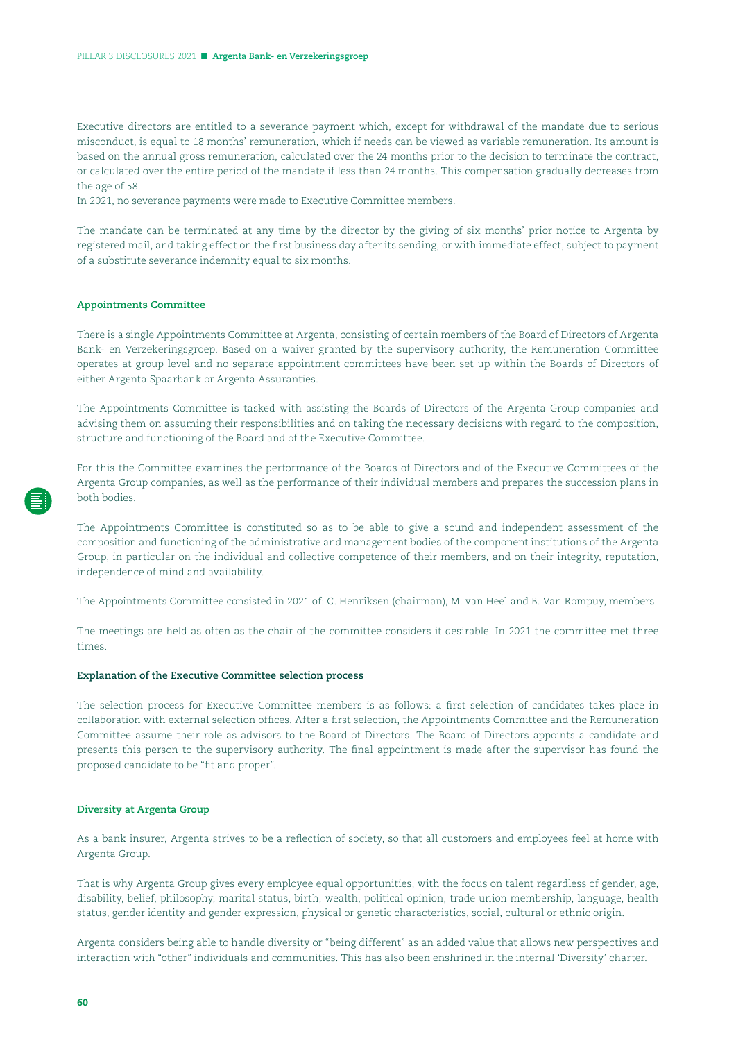Executive directors are entitled to a severance payment which, except for withdrawal of the mandate due to serious misconduct, is equal to 18 months' remuneration, which if needs can be viewed as variable remuneration. Its amount is based on the annual gross remuneration, calculated over the 24 months prior to the decision to terminate the contract, or calculated over the entire period of the mandate if less than 24 months. This compensation gradually decreases from the age of 58.
In 2021, no severance payments were made to Executive Committee members.

The mandate can be terminated at any time by the director by the giving of six months' prior notice to Argenta by registered mail, and taking effect on the first business day after its sending, or with immediate effect, subject to payment of a substitute severance indemnity equal to six months.

### Appointments Committee

There is a single Appointments Committee at Argenta, consisting of certain members of the Board of Directors of Argenta Bank- en Verzekeringsgroep. Based on a waiver granted by the supervisory authority, the Remuneration Committee operates at group level and no separate appointment committees have been set up within the Boards of Directors of either Argenta Spaarbank or Argenta Assuranties.

The Appointments Committee is tasked with assisting the Boards of Directors of the Argenta Group companies and advising them on assuming their responsibilities and on taking the necessary decisions with regard to the composition, structure and functioning of the Board and of the Executive Committee.

For this the Committee examines the performance of the Boards of Directors and of the Executive Committees of the Argenta Group companies, as well as the performance of their individual members and prepares the succession plans in both bodies.

The Appointments Committee is constituted so as to be able to give a sound and independent assessment of the composition and functioning of the administrative and management bodies of the component institutions of the Argenta Group, in particular on the individual and collective competence of their members, and on their integrity, reputation, independence of mind and availability.

The Appointments Committee consisted in 2021 of: C. Henriksen (chairman), M. van Heel and B. Van Rompuy, members.

The meetings are held as often as the chair of the committee considers it desirable. In 2021 the committee met three times.

#### Explanation of the Executive Committee selection process

The selection process for Executive Committee members is as follows: a first selection of candidates takes place in collaboration with external selection offices. After a first selection, the Appointments Committee and the Remuneration Committee assume their role as advisors to the Board of Directors. The Board of Directors appoints a candidate and presents this person to the supervisory authority. The final appointment is made after the supervisor has found the proposed candidate to be "fit and proper".

### Diversity at Argenta Group

As a bank insurer, Argenta strives to be a reflection of society, so that all customers and employees feel at home with Argenta Group.

That is why Argenta Group gives every employee equal opportunities, with the focus on talent regardless of gender, age, disability, belief, philosophy, marital status, birth, wealth, political opinion, trade union membership, language, health status, gender identity and gender expression, physical or genetic characteristics, social, cultural or ethnic origin.

Argenta considers being able to handle diversity or "being different" as an added value that allows new perspectives and interaction with "other" individuals and communities. This has also been enshrined in the internal 'Diversity' charter.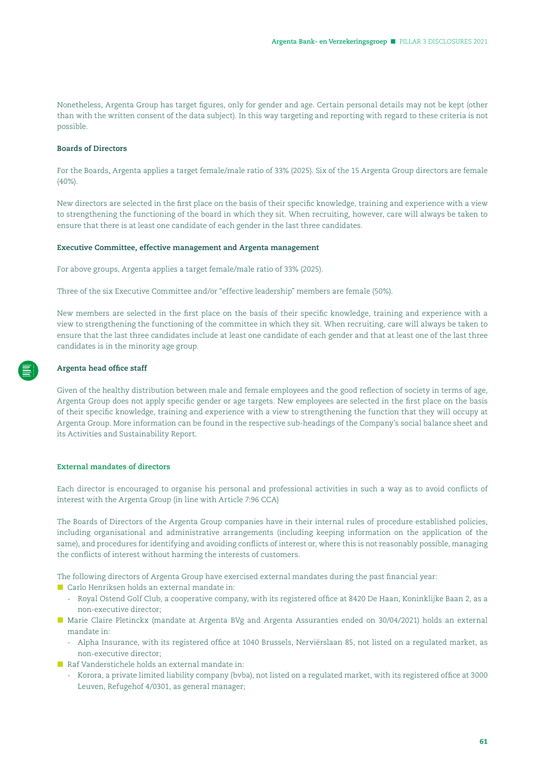Nonetheless, Argenta Group has target figures, only for gender and age. Certain personal details may not be kept (other than with the written consent of the data subject). In this way targeting and reporting with regard to these criteria is not possible.

#### Boards of Directors

For the Boards, Argenta applies a target female/male ratio of 33% (2025). Six of the 15 Argenta Group directors are female (40%).

New directors are selected in the first place on the basis of their specific knowledge, training and experience with a view to strengthening the functioning of the board in which they sit. When recruiting, however, care will always be taken to ensure that there is at least one candidate of each gender in the last three candidates.

#### Executive Committee, effective management and Argenta management

For above groups, Argenta applies a target female/male ratio of 33% (2025).

Three of the six Executive Committee and/or "effective leadership" members are female (50%).

New members are selected in the first place on the basis of their specific knowledge, training and experience with a view to strengthening the functioning of the committee in which they sit. When recruiting, care will always be taken to ensure that the last three candidates include at least one candidate of each gender and that at least one of the last three candidates is in the minority age group.

#### Argenta head office staff

Given of the healthy distribution between male and female employees and the good reflection of society in terms of age, Argenta Group does not apply specific gender or age targets. New employees are selected in the first place on the basis of their specific knowledge, training and experience with a view to strengthening the function that they will occupy at Argenta Group. More information can be found in the respective sub-headings of the Company's social balance sheet and its Activities and Sustainability Report.

### External mandates of directors

Each director is encouraged to organise his personal and professional activities in such a way as to avoid conflicts of interest with the Argenta Group (in line with Article 7:96 CCA)

The Boards of Directors of the Argenta Group companies have in their internal rules of procedure established policies, including organisational and administrative arrangements (including keeping information on the application of the same), and procedures for identifying and avoiding conflicts of interest or, where this is not reasonably possible, managing the conflicts of interest without harming the interests of customers.

The following directors of Argenta Group have exercised external mandates during the past financial year:

- Carlo Henriksen holds an external mandate in:
  - Royal Ostend Golf Club, a cooperative company, with its registered office at 8420 De Haan, Koninklijke Baan 2, as a non-executive director;
- Marie Claire Pletinckx (mandate at Argenta BVg and Argenta Assuranties ended on 30/04/2021) holds an external mandate in:
  - Alpha Insurance, with its registered office at 1040 Brussels, Nerviërslaan 85, not listed on a regulated market, as non-executive director;
- Raf Vanderstichele holds an external mandate in:
  - Korora, a private limited liability company (bvba), not listed on a regulated market, with its registered office at 3000 Leuven, Refugehof 4/0301, as general manager;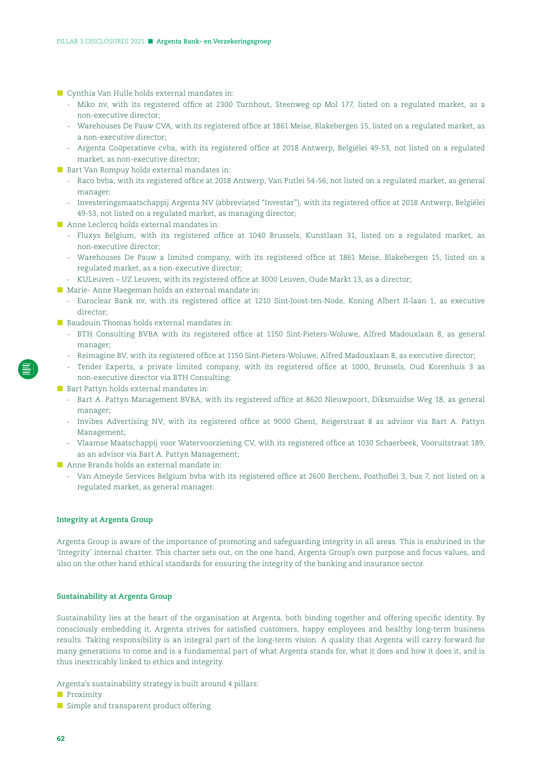- Cynthia Van Hulle holds external mandates in:
  - Miko nv, with its registered office at 2300 Turnhout, Steenweg op Mol 177, listed on a regulated market, as a non-executive director;
  - Warehouses De Pauw CVA, with its registered office at 1861 Meise, Blakebergen 15, listed on a regulated market, as a non-executive director;
  - Argenta Coöperatieve cvba, with its registered office at 2018 Antwerp, Belgiëlei 49-53, not listed on a regulated market, as non-executive director;
- Bart Van Rompuy holds external mandates in:
  - Raco bvba, with its registered office at 2018 Antwerp, Van Putlei 54-56, not listed on a regulated market, as general manager;
  - Investeringsmaatschappij Argenta NV (abbreviated "Investar"), with its registered office at 2018 Antwerp, Belgiëlei 49-53, not listed on a regulated market, as managing director;
- Anne Leclercq holds external mandates in:
  - Fluxys Belgium, with its registered office at 1040 Brussels, Kunstlaan 31, listed on a regulated market, as non-executive director;
  - Warehouses De Pauw a limited company, with its registered office at 1861 Meise, Blakebergen 15, listed on a regulated market, as a non-executive director;
  - KULeuven – UZ Leuven, with its registered office at 3000 Leuven, Oude Markt 13, as a director;
- Marie- Anne Haegeman holds an external mandate in:
  - Euroclear Bank nv, with its registered office at 1210 Sint-Joost-ten-Node, Koning Albert II-laan 1, as executive director;
- Baudouin Thomas holds external mandates in:
  - BTH Consulting BVBA with its registered office at 1150 Sint-Pieters-Woluwe, Alfred Madouxlaan 8, as general manager;
  - Reimagine BV, with its registered office at 1150 Sint-Pieters-Woluwe, Alfred Madouxlaan 8, as executive director;
  - Tender Experts, a private limited company, with its registered office at 1000, Brussels, Oud Korenhuis 3 as non-executive director via BTH Consulting;
- Bart Pattyn holds external mandates in:
  - Bart A. Pattyn Management BVBA, with its registered office at 8620 Nieuwpoort, Diksmuidse Weg 18, as general manager;
  - Invibes Advertising NV, with its registered office at 9000 Ghent, Reigerstraat 8 as advisor via Bart A. Pattyn Management;
  - Vlaamse Maatschappij voor Watervoorziening CV, with its registered office at 1030 Schaerbeek, Vooruitstraat 189, as an advisor via Bart A. Pattyn Management;
- Anne Brands holds an external mandate in:
  - Van Ameyde Services Belgium bvba with its registered office at 2600 Berchem, Posthoflei 3, bus 7, not listed on a regulated market, as general manager.

### Integrity at Argenta Group

Argenta Group is aware of the importance of promoting and safeguarding integrity in all areas. This is enshrined in the 'Integrity' internal charter. This charter sets out, on the one hand, Argenta Group's own purpose and focus values, and also on the other hand ethical standards for ensuring the integrity of the banking and insurance sector.

### Sustainability at Argenta Group

Sustainability lies at the heart of the organisation at Argenta, both binding together and offering specific identity. By consciously embedding it, Argenta strives for satisfied customers, happy employees and healthy long-term business results. Taking responsibility is an integral part of the long-term vision. A quality that Argenta will carry forward for many generations to come and is a fundamental part of what Argenta stands for, what it does and how it does it, and is thus inextricably linked to ethics and integrity.

Argenta's sustainability strategy is built around 4 pillars:

- Proximity
- Simple and transparent product offering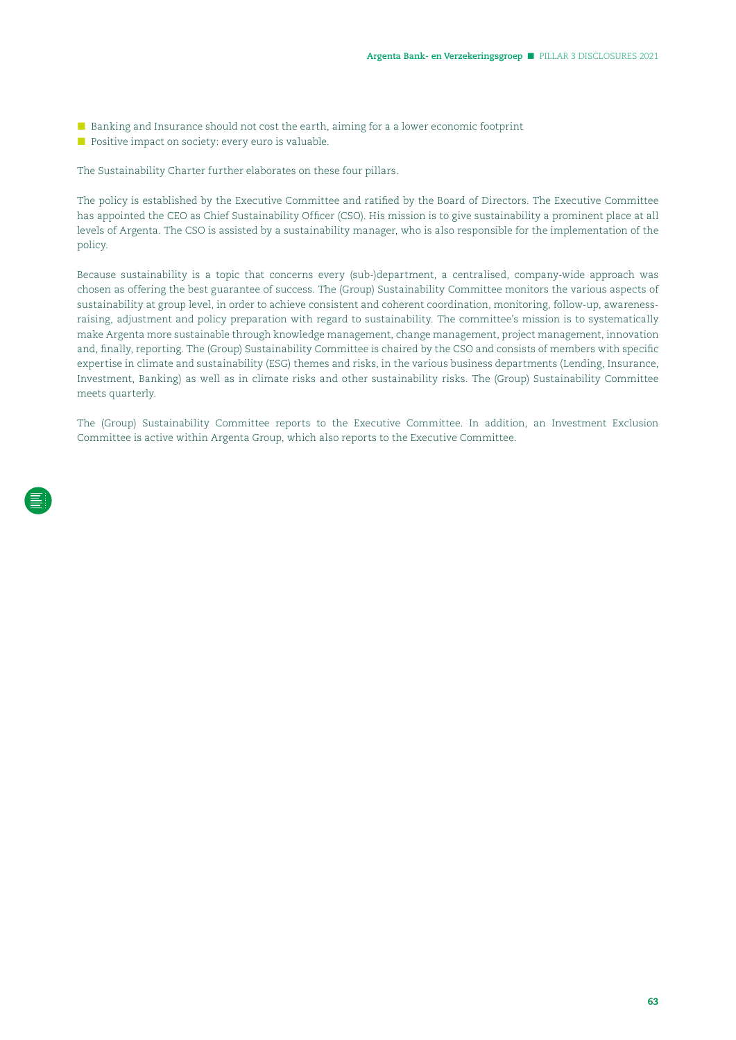- Banking and Insurance should not cost the earth, aiming for a a lower economic footprint
- Positive impact on society: every euro is valuable.

The Sustainability Charter further elaborates on these four pillars.

The policy is established by the Executive Committee and ratified by the Board of Directors. The Executive Committee has appointed the CEO as Chief Sustainability Officer (CSO). His mission is to give sustainability a prominent place at all levels of Argenta. The CSO is assisted by a sustainability manager, who is also responsible for the implementation of the policy.

Because sustainability is a topic that concerns every (sub-)department, a centralised, company-wide approach was chosen as offering the best guarantee of success. The (Group) Sustainability Committee monitors the various aspects of sustainability at group level, in order to achieve consistent and coherent coordination, monitoring, follow-up, awareness-raising, adjustment and policy preparation with regard to sustainability. The committee's mission is to systematically make Argenta more sustainable through knowledge management, change management, project management, innovation and, finally, reporting. The (Group) Sustainability Committee is chaired by the CSO and consists of members with specific expertise in climate and sustainability (ESG) themes and risks, in the various business departments (Lending, Insurance, Investment, Banking) as well as in climate risks and other sustainability risks. The (Group) Sustainability Committee meets quarterly.

The (Group) Sustainability Committee reports to the Executive Committee. In addition, an Investment Exclusion Committee is active within Argenta Group, which also reports to the Executive Committee.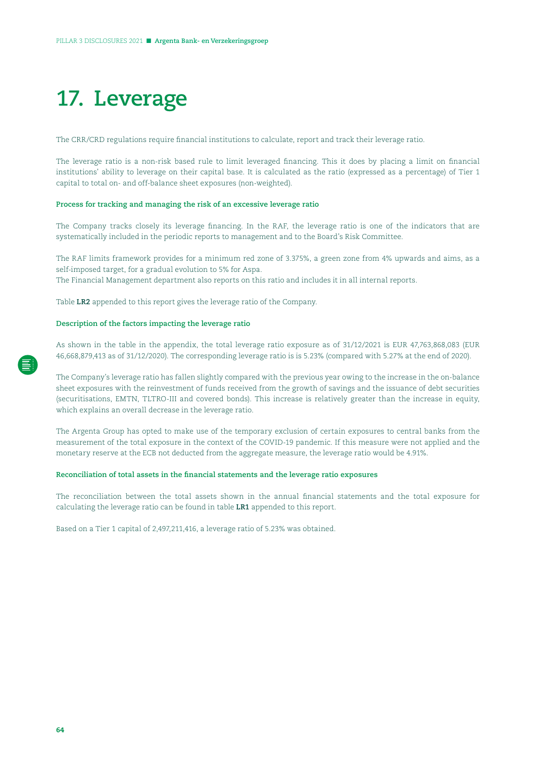# 17. Leverage

The CRR/CRD regulations require financial institutions to calculate, report and track their leverage ratio.

The leverage ratio is a non-risk based rule to limit leveraged financing. This it does by placing a limit on financial institutions' ability to leverage on their capital base. It is calculated as the ratio (expressed as a percentage) of Tier 1 capital to total on- and off-balance sheet exposures (non-weighted).

#### Process for tracking and managing the risk of an excessive leverage ratio

The Company tracks closely its leverage financing. In the RAF, the leverage ratio is one of the indicators that are systematically included in the periodic reports to management and to the Board's Risk Committee.

The RAF limits framework provides for a minimum red zone of 3.375%, a green zone from 4% upwards and aims, as a self-imposed target, for a gradual evolution to 5% for Aspa.
The Financial Management department also reports on this ratio and includes it in all internal reports.

Table **LR2** appended to this report gives the leverage ratio of the Company.

#### Description of the factors impacting the leverage ratio

As shown in the table in the appendix, the total leverage ratio exposure as of 31/12/2021 is EUR 47,763,868,083 (EUR 46,668,879,413 as of 31/12/2020). The corresponding leverage ratio is is 5.23% (compared with 5.27% at the end of 2020).

The Company's leverage ratio has fallen slightly compared with the previous year owing to the increase in the on-balance sheet exposures with the reinvestment of funds received from the growth of savings and the issuance of debt securities (securitisations, EMTN, TLTRO-III and covered bonds). This increase is relatively greater than the increase in equity, which explains an overall decrease in the leverage ratio.

The Argenta Group has opted to make use of the temporary exclusion of certain exposures to central banks from the measurement of the total exposure in the context of the COVID-19 pandemic. If this measure were not applied and the monetary reserve at the ECB not deducted from the aggregate measure, the leverage ratio would be 4.91%.

#### Reconciliation of total assets in the financial statements and the leverage ratio exposures

The reconciliation between the total assets shown in the annual financial statements and the total exposure for calculating the leverage ratio can be found in table **LR1** appended to this report.

Based on a Tier 1 capital of 2,497,211,416, a leverage ratio of 5.23% was obtained.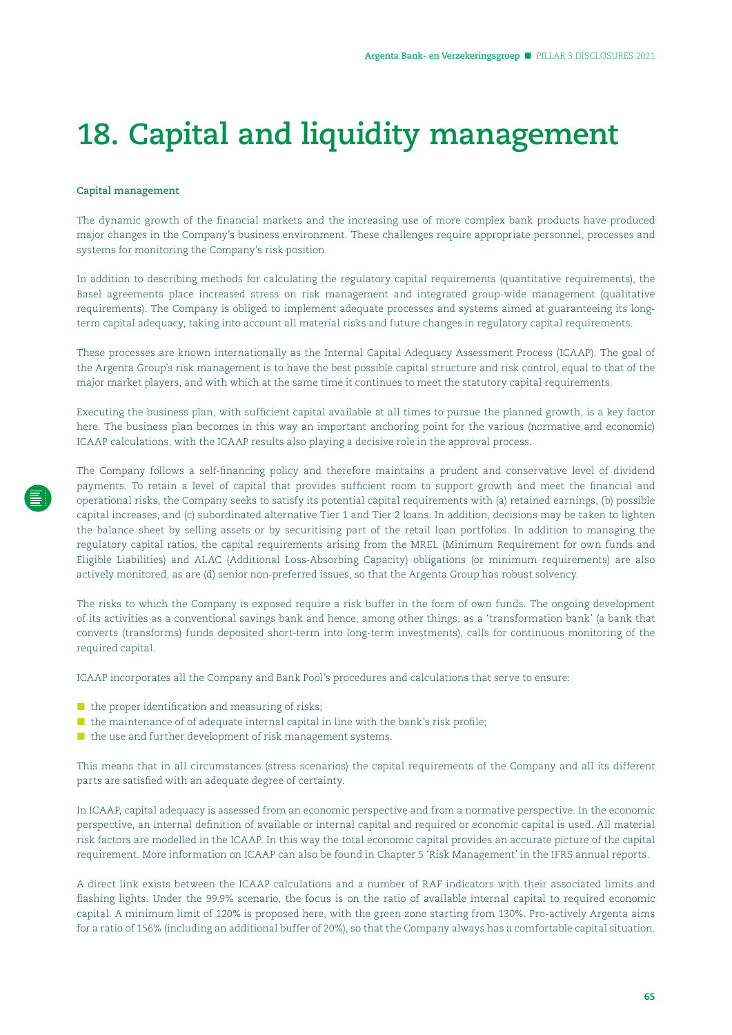# 18. Capital and liquidity management

**Capital management**

The dynamic growth of the financial markets and the increasing use of more complex bank products have produced major changes in the Company's business environment. These challenges require appropriate personnel, processes and systems for monitoring the Company's risk position.

In addition to describing methods for calculating the regulatory capital requirements (quantitative requirements), the Basel agreements place increased stress on risk management and integrated group-wide management (qualitative requirements). The Company is obliged to implement adequate processes and systems aimed at guaranteeing its long-term capital adequacy, taking into account all material risks and future changes in regulatory capital requirements.

These processes are known internationally as the Internal Capital Adequacy Assessment Process (ICAAP). The goal of the Argenta Group's risk management is to have the best possible capital structure and risk control, equal to that of the major market players, and with which at the same time it continues to meet the statutory capital requirements.

Executing the business plan, with sufficient capital available at all times to pursue the planned growth, is a key factor here. The business plan becomes in this way an important anchoring point for the various (normative and economic) ICAAP calculations, with the ICAAP results also playing a decisive role in the approval process.

The Company follows a self-financing policy and therefore maintains a prudent and conservative level of dividend payments. To retain a level of capital that provides sufficient room to support growth and meet the financial and operational risks, the Company seeks to satisfy its potential capital requirements with (a) retained earnings, (b) possible capital increases, and (c) subordinated alternative Tier 1 and Tier 2 loans. In addition, decisions may be taken to lighten the balance sheet by selling assets or by securitising part of the retail loan portfolios. In addition to managing the regulatory capital ratios, the capital requirements arising from the MREL (Minimum Requirement for own funds and Eligible Liabilities) and ALAC (Additional Loss-Absorbing Capacity) obligations (or minimum requirements) are also actively monitored, as are (d) senior non-preferred issues, so that the Argenta Group has robust solvency.

The risks to which the Company is exposed require a risk buffer in the form of own funds. The ongoing development of its activities as a conventional savings bank and hence, among other things, as a 'transformation bank' (a bank that converts (transforms) funds deposited short-term into long-term investments), calls for continuous monitoring of the required capital.

ICAAP incorporates all the Company and Bank Pool's procedures and calculations that serve to ensure:

- the proper identification and measuring of risks;
- the maintenance of of adequate internal capital in line with the bank's risk profile;
- the use and further development of risk management systems.

This means that in all circumstances (stress scenarios) the capital requirements of the Company and all its different parts are satisfied with an adequate degree of certainty.

In ICAAP, capital adequacy is assessed from an economic perspective and from a normative perspective. In the economic perspective, an internal definition of available or internal capital and required or economic capital is used. All material risk factors are modelled in the ICAAP. In this way the total economic capital provides an accurate picture of the capital requirement. More information on ICAAP can also be found in Chapter 5 'Risk Management' in the IFRS annual reports.

A direct link exists between the ICAAP calculations and a number of RAF indicators with their associated limits and flashing lights. Under the 99.9% scenario, the focus is on the ratio of available internal capital to required economic capital. A minimum limit of 120% is proposed here, with the green zone starting from 130%. Pro-actively Argenta aims for a ratio of 156% (including an additional buffer of 20%), so that the Company always has a comfortable capital situation.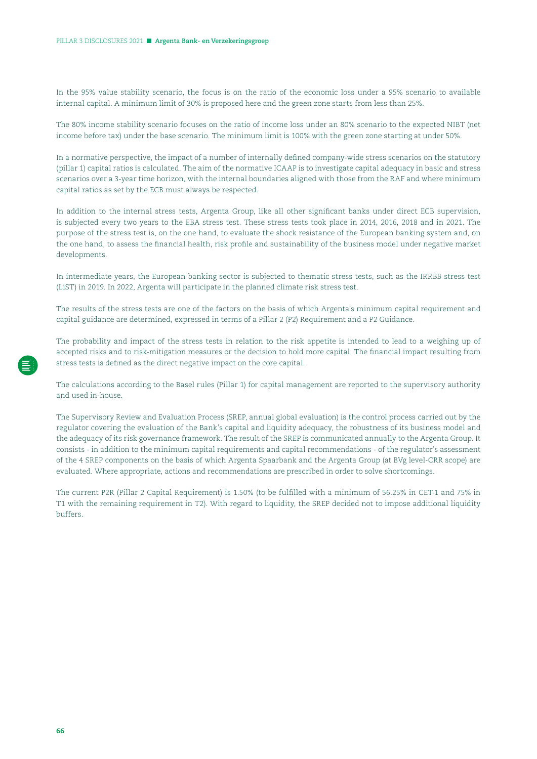In the 95% value stability scenario, the focus is on the ratio of the economic loss under a 95% scenario to available internal capital. A minimum limit of 30% is proposed here and the green zone starts from less than 25%.

The 80% income stability scenario focuses on the ratio of income loss under an 80% scenario to the expected NIBT (net income before tax) under the base scenario. The minimum limit is 100% with the green zone starting at under 50%.

In a normative perspective, the impact of a number of internally defined company-wide stress scenarios on the statutory (pillar 1) capital ratios is calculated. The aim of the normative ICAAP is to investigate capital adequacy in basic and stress scenarios over a 3-year time horizon, with the internal boundaries aligned with those from the RAF and where minimum capital ratios as set by the ECB must always be respected.

In addition to the internal stress tests, Argenta Group, like all other significant banks under direct ECB supervision, is subjected every two years to the EBA stress test. These stress tests took place in 2014, 2016, 2018 and in 2021. The purpose of the stress test is, on the one hand, to evaluate the shock resistance of the European banking system and, on the one hand, to assess the financial health, risk profile and sustainability of the business model under negative market developments.

In intermediate years, the European banking sector is subjected to thematic stress tests, such as the IRRBB stress test (LiST) in 2019. In 2022, Argenta will participate in the planned climate risk stress test.

The results of the stress tests are one of the factors on the basis of which Argenta's minimum capital requirement and capital guidance are determined, expressed in terms of a Pillar 2 (P2) Requirement and a P2 Guidance.

The probability and impact of the stress tests in relation to the risk appetite is intended to lead to a weighing up of accepted risks and to risk-mitigation measures or the decision to hold more capital. The financial impact resulting from stress tests is defined as the direct negative impact on the core capital.

The calculations according to the Basel rules (Pillar 1) for capital management are reported to the supervisory authority and used in-house.

The Supervisory Review and Evaluation Process (SREP, annual global evaluation) is the control process carried out by the regulator covering the evaluation of the Bank's capital and liquidity adequacy, the robustness of its business model and the adequacy of its risk governance framework. The result of the SREP is communicated annually to the Argenta Group. It consists - in addition to the minimum capital requirements and capital recommendations - of the regulator's assessment of the 4 SREP components on the basis of which Argenta Spaarbank and the Argenta Group (at BVg level-CRR scope) are evaluated. Where appropriate, actions and recommendations are prescribed in order to solve shortcomings.

The current P2R (Pillar 2 Capital Requirement) is 1.50% (to be fulfilled with a minimum of 56.25% in CET-1 and 75% in T1 with the remaining requirement in T2). With regard to liquidity, the SREP decided not to impose additional liquidity buffers.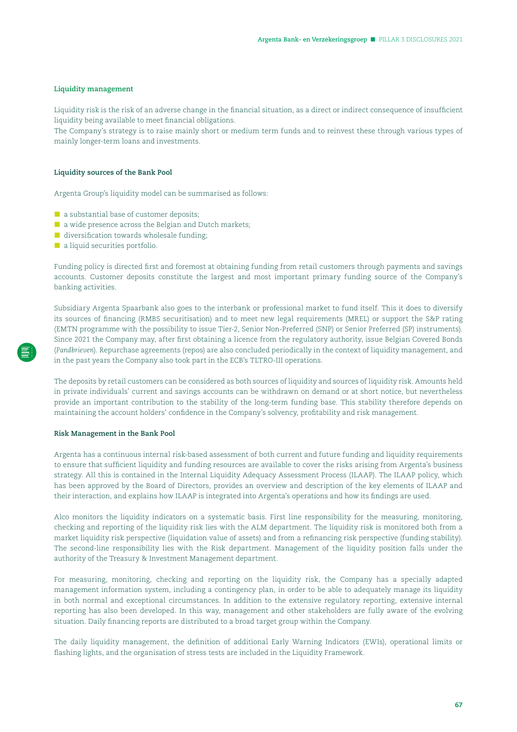### Liquidity management

Liquidity risk is the risk of an adverse change in the financial situation, as a direct or indirect consequence of insufficient liquidity being available to meet financial obligations.
The Company's strategy is to raise mainly short or medium term funds and to reinvest these through various types of mainly longer-term loans and investments.

#### Liquidity sources of the Bank Pool

Argenta Group's liquidity model can be summarised as follows:

- a substantial base of customer deposits;
- a wide presence across the Belgian and Dutch markets;
- diversification towards wholesale funding;
- a liquid securities portfolio.

Funding policy is directed first and foremost at obtaining funding from retail customers through payments and savings accounts. Customer deposits constitute the largest and most important primary funding source of the Company's banking activities.

Subsidiary Argenta Spaarbank also goes to the interbank or professional market to fund itself. This it does to diversify its sources of financing (RMBS securitisation) and to meet new legal requirements (MREL) or support the S&P rating (EMTN programme with the possibility to issue Tier-2, Senior Non-Preferred (SNP) or Senior Preferred (SP) instruments). Since 2021 the Company may, after first obtaining a licence from the regulatory authority, issue Belgian Covered Bonds (*Pandbrieven*). Repurchase agreements (repos) are also concluded periodically in the context of liquidity management, and in the past years the Company also took part in the ECB's TLTRO-III operations.

The deposits by retail customers can be considered as both sources of liquidity and sources of liquidity risk. Amounts held in private individuals' current and savings accounts can be withdrawn on demand or at short notice, but nevertheless provide an important contribution to the stability of the long-term funding base. This stability therefore depends on maintaining the account holders' confidence in the Company's solvency, profitability and risk management.

#### Risk Management in the Bank Pool

Argenta has a continuous internal risk-based assessment of both current and future funding and liquidity requirements to ensure that sufficient liquidity and funding resources are available to cover the risks arising from Argenta's business strategy. All this is contained in the Internal Liquidity Adequacy Assessment Process (ILAAP). The ILAAP policy, which has been approved by the Board of Directors, provides an overview and description of the key elements of ILAAP and their interaction, and explains how ILAAP is integrated into Argenta's operations and how its findings are used.

Alco monitors the liquidity indicators on a systematic basis. First line responsibility for the measuring, monitoring, checking and reporting of the liquidity risk lies with the ALM department. The liquidity risk is monitored both from a market liquidity risk perspective (liquidation value of assets) and from a refinancing risk perspective (funding stability). The second-line responsibility lies with the Risk department. Management of the liquidity position falls under the authority of the Treasury & Investment Management department.

For measuring, monitoring, checking and reporting on the liquidity risk, the Company has a specially adapted management information system, including a contingency plan, in order to be able to adequately manage its liquidity in both normal and exceptional circumstances. In addition to the extensive regulatory reporting, extensive internal reporting has also been developed. In this way, management and other stakeholders are fully aware of the evolving situation. Daily financing reports are distributed to a broad target group within the Company.

The daily liquidity management, the definition of additional Early Warning Indicators (EWIs), operational limits or flashing lights, and the organisation of stress tests are included in the Liquidity Framework.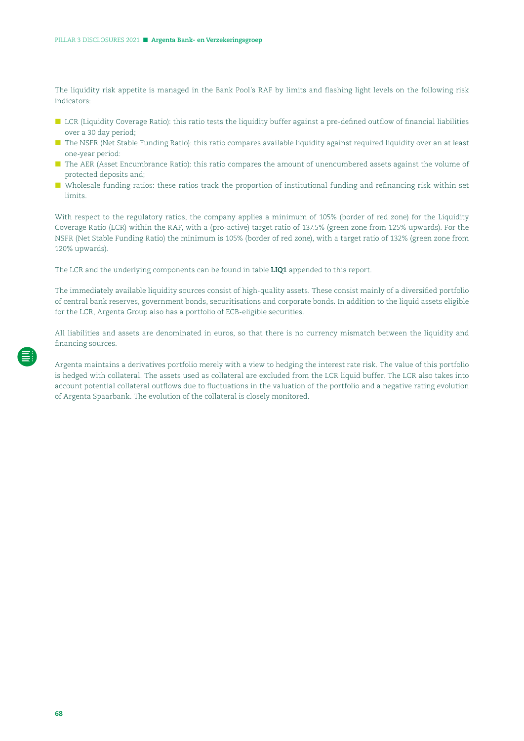The liquidity risk appetite is managed in the Bank Pool's RAF by limits and flashing light levels on the following risk indicators:

- LCR (Liquidity Coverage Ratio): this ratio tests the liquidity buffer against a pre-defined outflow of financial liabilities over a 30 day period;
- The NSFR (Net Stable Funding Ratio): this ratio compares available liquidity against required liquidity over an at least one-year period:
- The AER (Asset Encumbrance Ratio): this ratio compares the amount of unencumbered assets against the volume of protected deposits and;
- Wholesale funding ratios: these ratios track the proportion of institutional funding and refinancing risk within set limits.

With respect to the regulatory ratios, the company applies a minimum of 105% (border of red zone) for the Liquidity Coverage Ratio (LCR) within the RAF, with a (pro-active) target ratio of 137.5% (green zone from 125% upwards). For the NSFR (Net Stable Funding Ratio) the minimum is 105% (border of red zone), with a target ratio of 132% (green zone from 120% upwards).

The LCR and the underlying components can be found in table **LIQ1** appended to this report.

The immediately available liquidity sources consist of high-quality assets. These consist mainly of a diversified portfolio of central bank reserves, government bonds, securitisations and corporate bonds. In addition to the liquid assets eligible for the LCR, Argenta Group also has a portfolio of ECB-eligible securities.

All liabilities and assets are denominated in euros, so that there is no currency mismatch between the liquidity and financing sources.

Argenta maintains a derivatives portfolio merely with a view to hedging the interest rate risk. The value of this portfolio is hedged with collateral. The assets used as collateral are excluded from the LCR liquid buffer. The LCR also takes into account potential collateral outflows due to fluctuations in the valuation of the portfolio and a negative rating evolution of Argenta Spaarbank. The evolution of the collateral is closely monitored.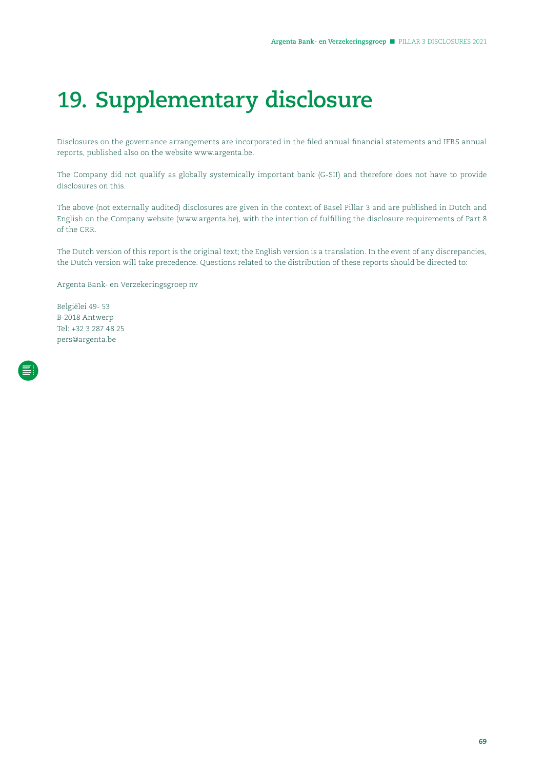# 19. Supplementary disclosure

Disclosures on the governance arrangements are incorporated in the filed annual financial statements and IFRS annual reports, published also on the website www.argenta.be.

The Company did not qualify as globally systemically important bank (G-SII) and therefore does not have to provide disclosures on this.

The above (not externally audited) disclosures are given in the context of Basel Pillar 3 and are published in Dutch and English on the Company website (www.argenta.be), with the intention of fulfilling the disclosure requirements of Part 8 of the CRR.

The Dutch version of this report is the original text; the English version is a translation. In the event of any discrepancies, the Dutch version will take precedence. Questions related to the distribution of these reports should be directed to:

Argenta Bank- en Verzekeringsgroep nv

Belgiëlei 49- 53
B-2018 Antwerp
Tel: +32 3 287 48 25
pers@argenta.be